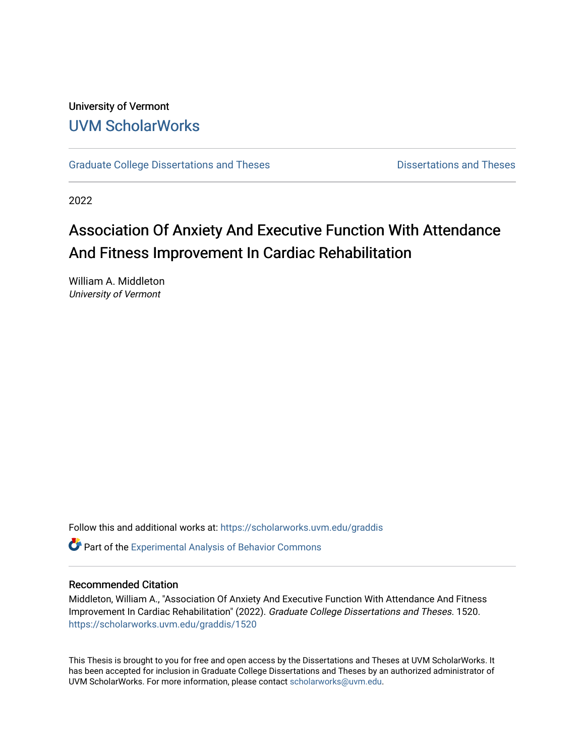University of Vermont

UVM ScholarWorks

Graduate College Dissertations and Theses | Dissertations and Theses

2022

# Association Of Anxiety And Executive Function With Attendance And Fitness Improvement In Cardiac Rehabilitation

William A. Middleton
*University of Vermont*

Follow this and additional works at: https://scholarworks.uvm.edu/graddis

Part of the Experimental Analysis of Behavior Commons

## Recommended Citation

Middleton, William A., "Association Of Anxiety And Executive Function With Attendance And Fitness Improvement In Cardiac Rehabilitation" (2022). *Graduate College Dissertations and Theses*. 1520.
https://scholarworks.uvm.edu/graddis/1520

This Thesis is brought to you for free and open access by the Dissertations and Theses at UVM ScholarWorks. It has been accepted for inclusion in Graduate College Dissertations and Theses by an authorized administrator of UVM ScholarWorks. For more information, please contact scholarworks@uvm.edu.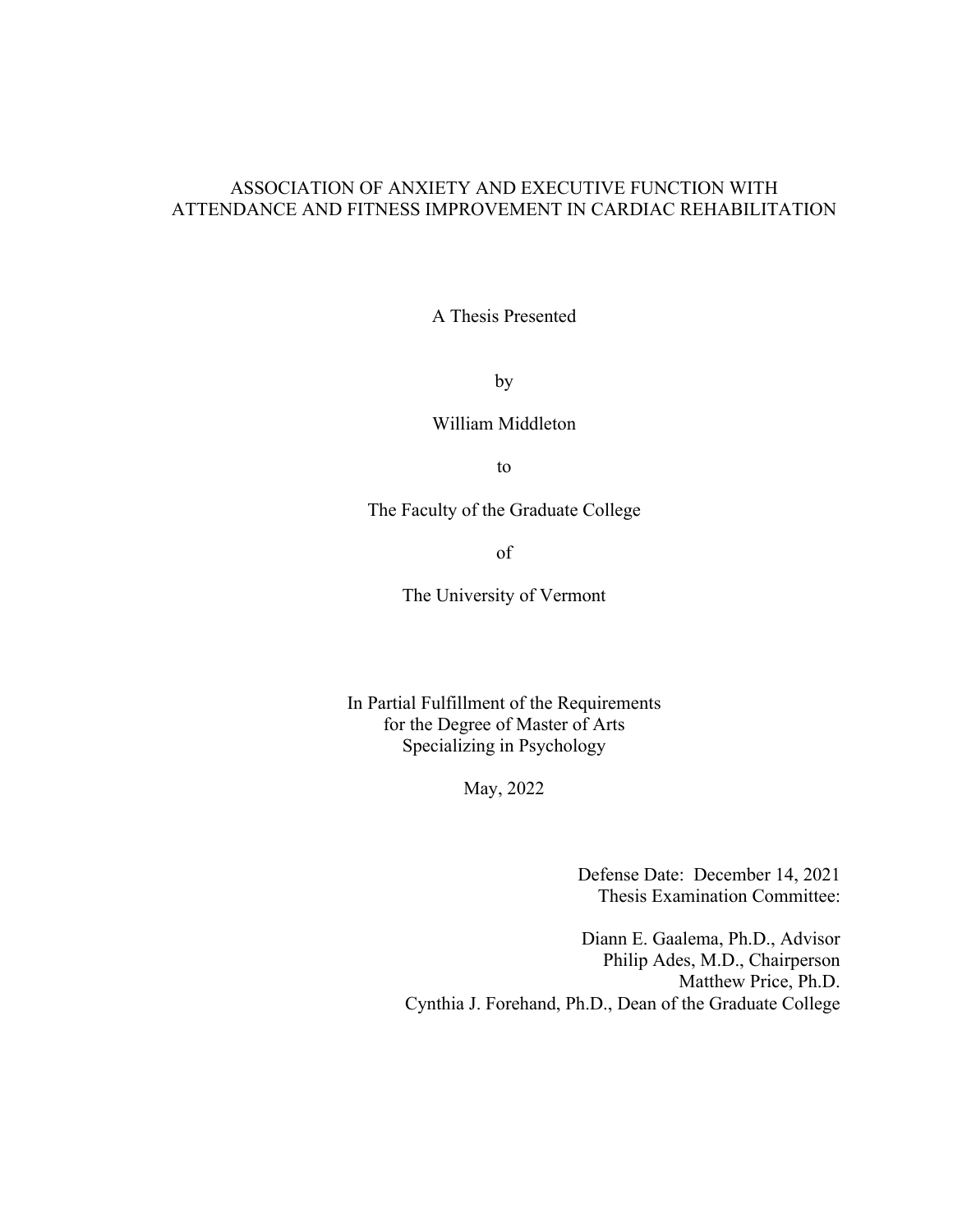# ASSOCIATION OF ANXIETY AND EXECUTIVE FUNCTION WITH ATTENDANCE AND FITNESS IMPROVEMENT IN CARDIAC REHABILITATION

A Thesis Presented

by

William Middleton

to

The Faculty of the Graduate College

of

The University of Vermont

In Partial Fulfillment of the Requirements
for the Degree of Master of Arts
Specializing in Psychology

May, 2022

Defense Date: December 14, 2021
Thesis Examination Committee:

Diann E. Gaalema, Ph.D., Advisor
Philip Ades, M.D., Chairperson
Matthew Price, Ph.D.
Cynthia J. Forehand, Ph.D., Dean of the Graduate College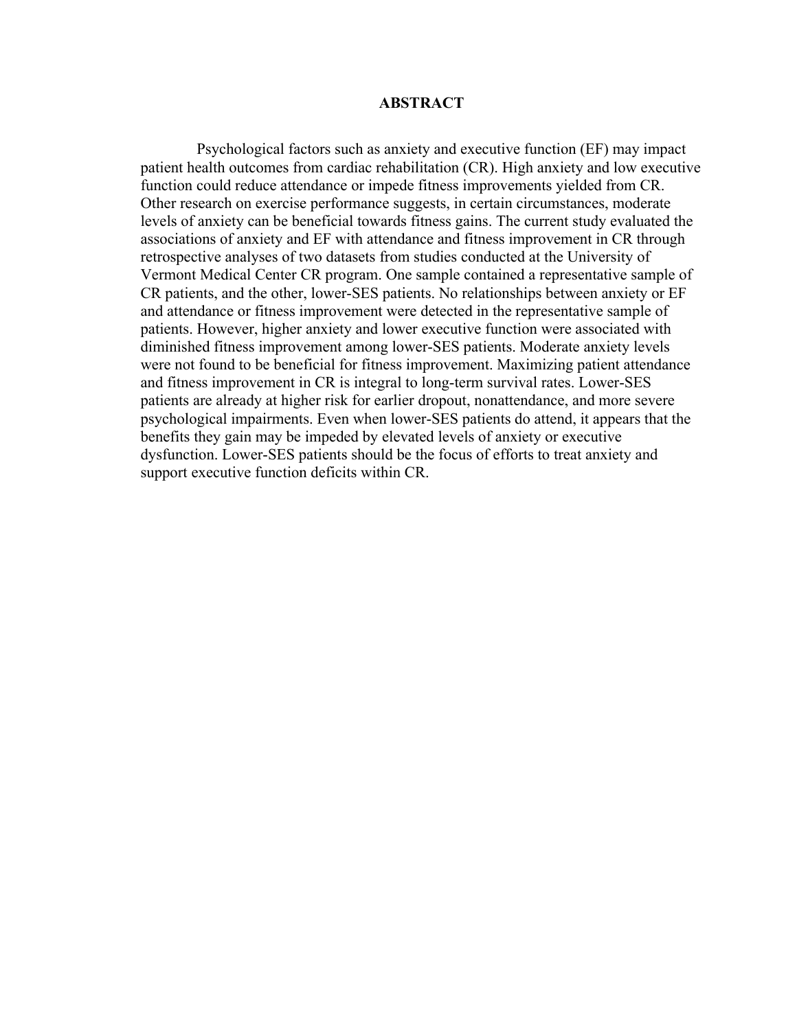# ABSTRACT

Psychological factors such as anxiety and executive function (EF) may impact patient health outcomes from cardiac rehabilitation (CR). High anxiety and low executive function could reduce attendance or impede fitness improvements yielded from CR. Other research on exercise performance suggests, in certain circumstances, moderate levels of anxiety can be beneficial towards fitness gains. The current study evaluated the associations of anxiety and EF with attendance and fitness improvement in CR through retrospective analyses of two datasets from studies conducted at the University of Vermont Medical Center CR program. One sample contained a representative sample of CR patients, and the other, lower-SES patients. No relationships between anxiety or EF and attendance or fitness improvement were detected in the representative sample of patients. However, higher anxiety and lower executive function were associated with diminished fitness improvement among lower-SES patients. Moderate anxiety levels were not found to be beneficial for fitness improvement. Maximizing patient attendance and fitness improvement in CR is integral to long-term survival rates. Lower-SES patients are already at higher risk for earlier dropout, nonattendance, and more severe psychological impairments. Even when lower-SES patients do attend, it appears that the benefits they gain may be impeded by elevated levels of anxiety or executive dysfunction. Lower-SES patients should be the focus of efforts to treat anxiety and support executive function deficits within CR.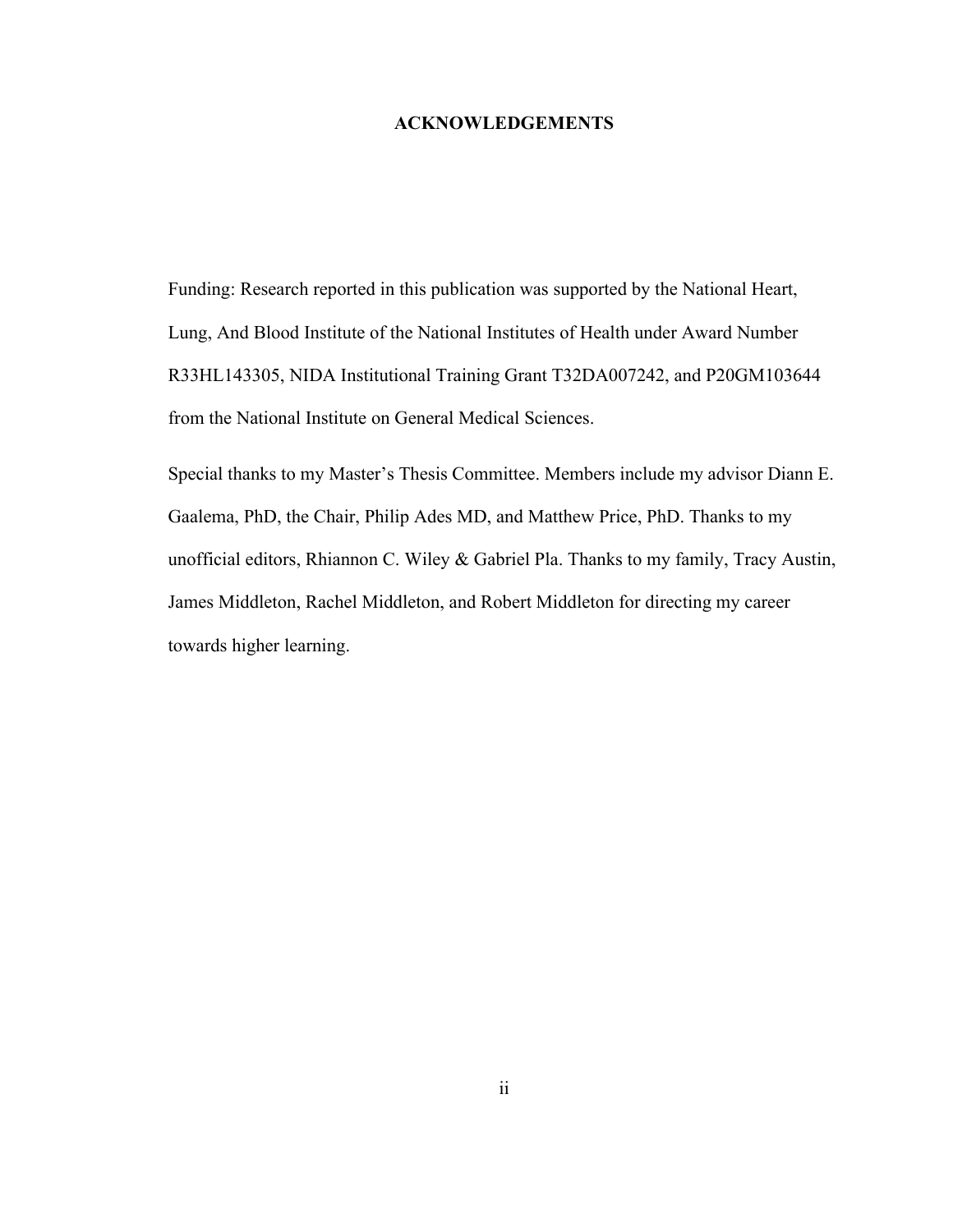# ACKNOWLEDGEMENTS

Funding: Research reported in this publication was supported by the National Heart, Lung, And Blood Institute of the National Institutes of Health under Award Number R33HL143305, NIDA Institutional Training Grant T32DA007242, and P20GM103644 from the National Institute on General Medical Sciences.

Special thanks to my Master's Thesis Committee. Members include my advisor Diann E. Gaalema, PhD, the Chair, Philip Ades MD, and Matthew Price, PhD. Thanks to my unofficial editors, Rhiannon C. Wiley & Gabriel Pla. Thanks to my family, Tracy Austin, James Middleton, Rachel Middleton, and Robert Middleton for directing my career towards higher learning.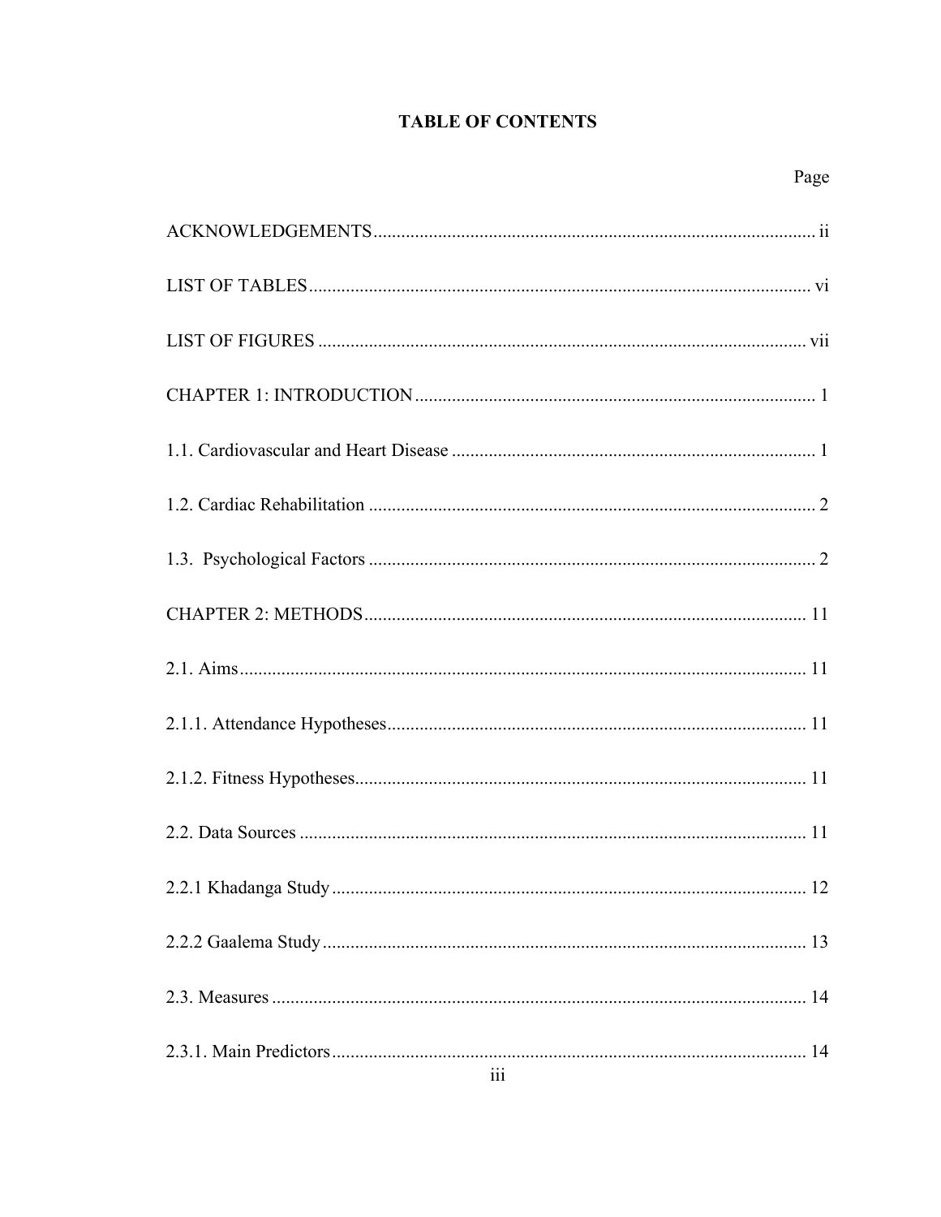# TABLE OF CONTENTS

| | Page |
|---|---|
| ACKNOWLEDGEMENTS | ii |
| LIST OF TABLES | vi |
| LIST OF FIGURES | vii |
| CHAPTER 1: INTRODUCTION | 1 |
| 1.1. Cardiovascular and Heart Disease | 1 |
| 1.2. Cardiac Rehabilitation | 2 |
| 1.3. Psychological Factors | 2 |
| CHAPTER 2: METHODS | 11 |
| 2.1. Aims | 11 |
| 2.1.1. Attendance Hypotheses | 11 |
| 2.1.2. Fitness Hypotheses | 11 |
| 2.2. Data Sources | 11 |
| 2.2.1 Khadanga Study | 12 |
| 2.2.2 Gaalema Study | 13 |
| 2.3. Measures | 14 |
| 2.3.1. Main Predictors | 14 |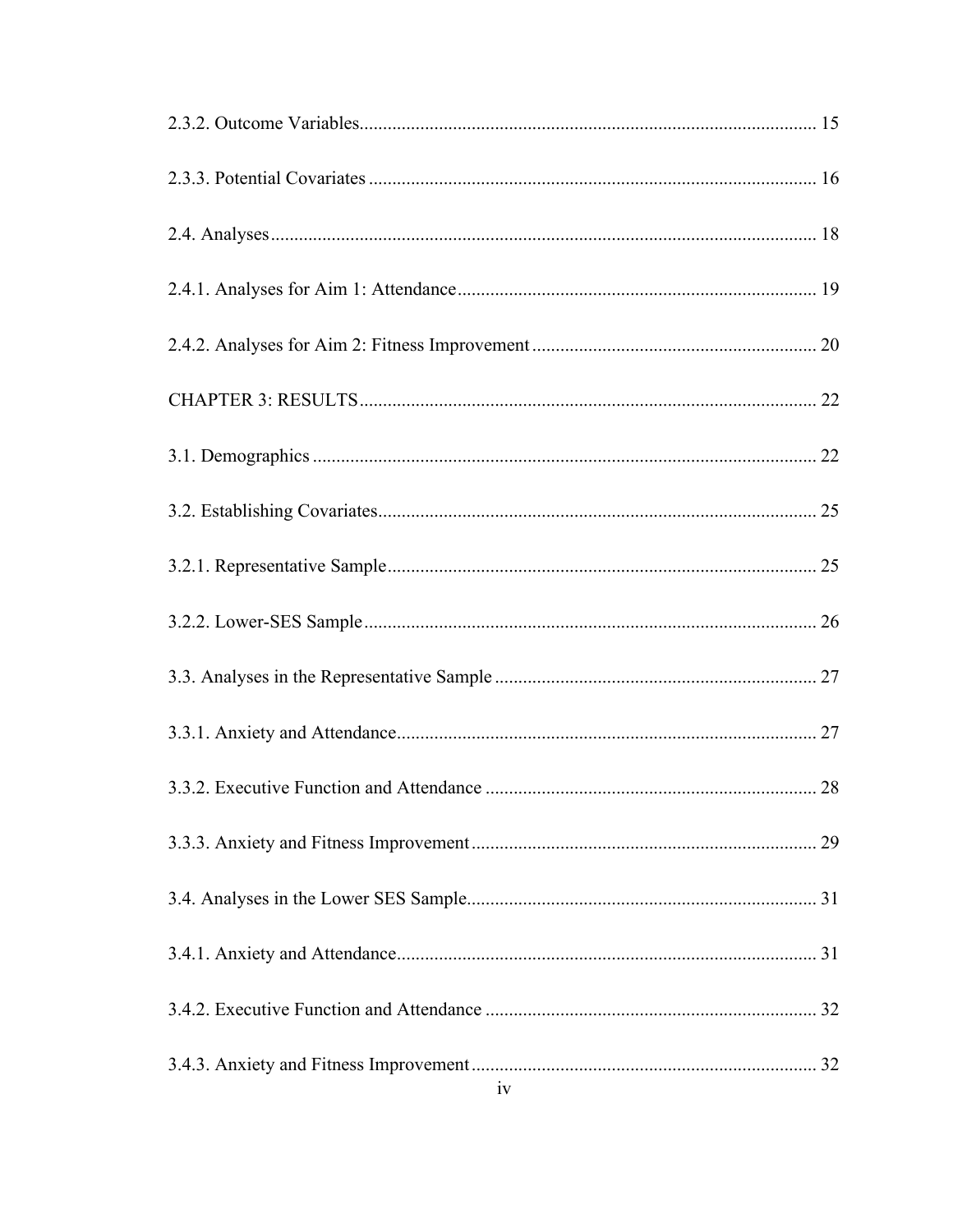2.3.2. Outcome Variables ................................................................................................ 15

2.3.3. Potential Covariates ............................................................................................... 16

2.4. Analyses .................................................................................................................... 18

2.4.1. Analyses for Aim 1: Attendance ............................................................................ 19

2.4.2. Analyses for Aim 2: Fitness Improvement ............................................................ 20

CHAPTER 3: RESULTS ................................................................................................. 22

3.1. Demographics ........................................................................................................... 22

3.2. Establishing Covariates ............................................................................................. 25

3.2.1. Representative Sample ........................................................................................... 25

3.2.2. Lower-SES Sample ................................................................................................ 26

3.3. Analyses in the Representative Sample .................................................................... 27

3.3.1. Anxiety and Attendance ......................................................................................... 27

3.3.2. Executive Function and Attendance ...................................................................... 28

3.3.3. Anxiety and Fitness Improvement ......................................................................... 29

3.4. Analyses in the Lower SES Sample .......................................................................... 31

3.4.1. Anxiety and Attendance ......................................................................................... 31

3.4.2. Executive Function and Attendance ...................................................................... 32

3.4.3. Anxiety and Fitness Improvement ......................................................................... 32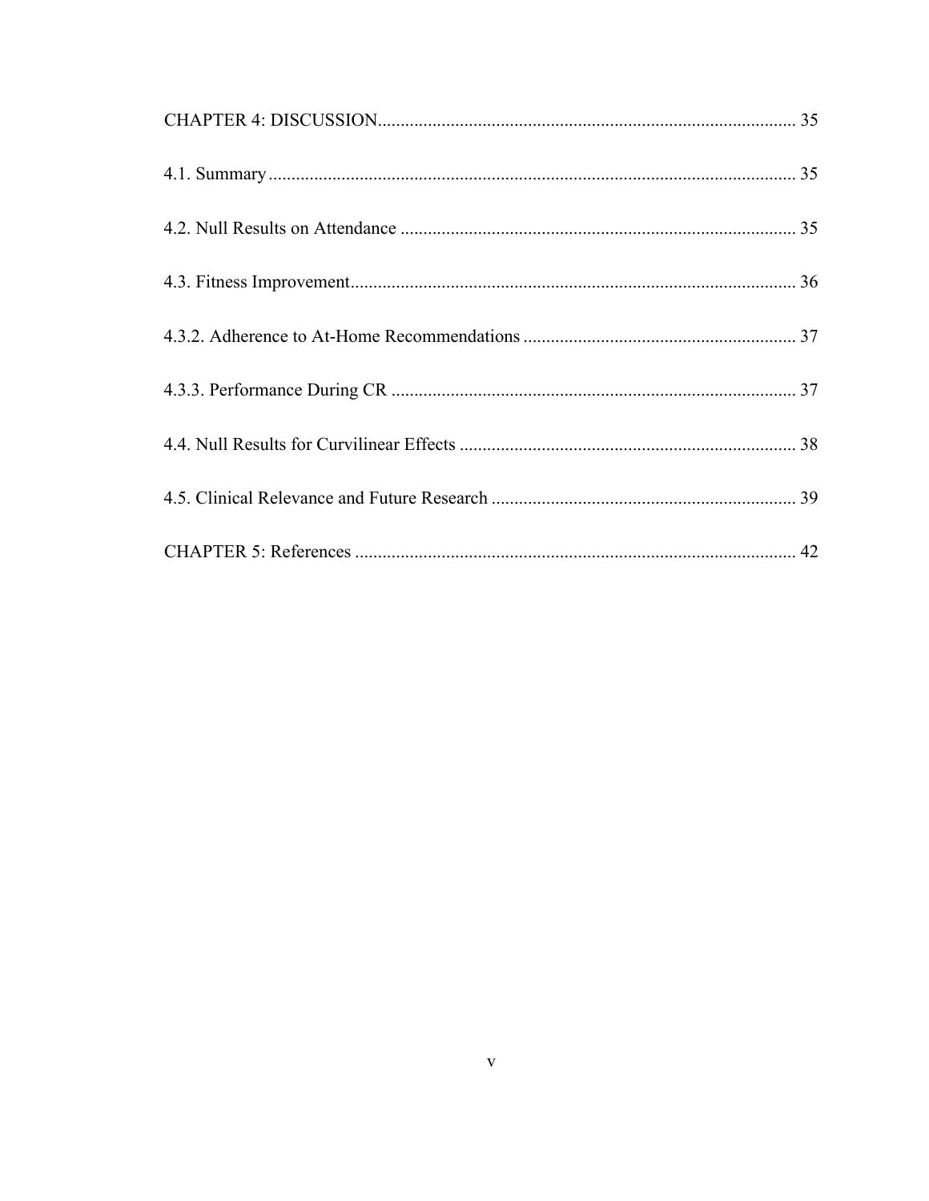CHAPTER 4: DISCUSSION........................................................................................... 35

4.1. Summary................................................................................................................... 35

4.2. Null Results on Attendance ...................................................................................... 35

4.3. Fitness Improvement................................................................................................. 36

4.3.2. Adherence to At-Home Recommendations ............................................................ 37

4.3.3. Performance During CR ........................................................................................ 37

4.4. Null Results for Curvilinear Effects ......................................................................... 38

4.5. Clinical Relevance and Future Research .................................................................. 39

CHAPTER 5: References ................................................................................................ 42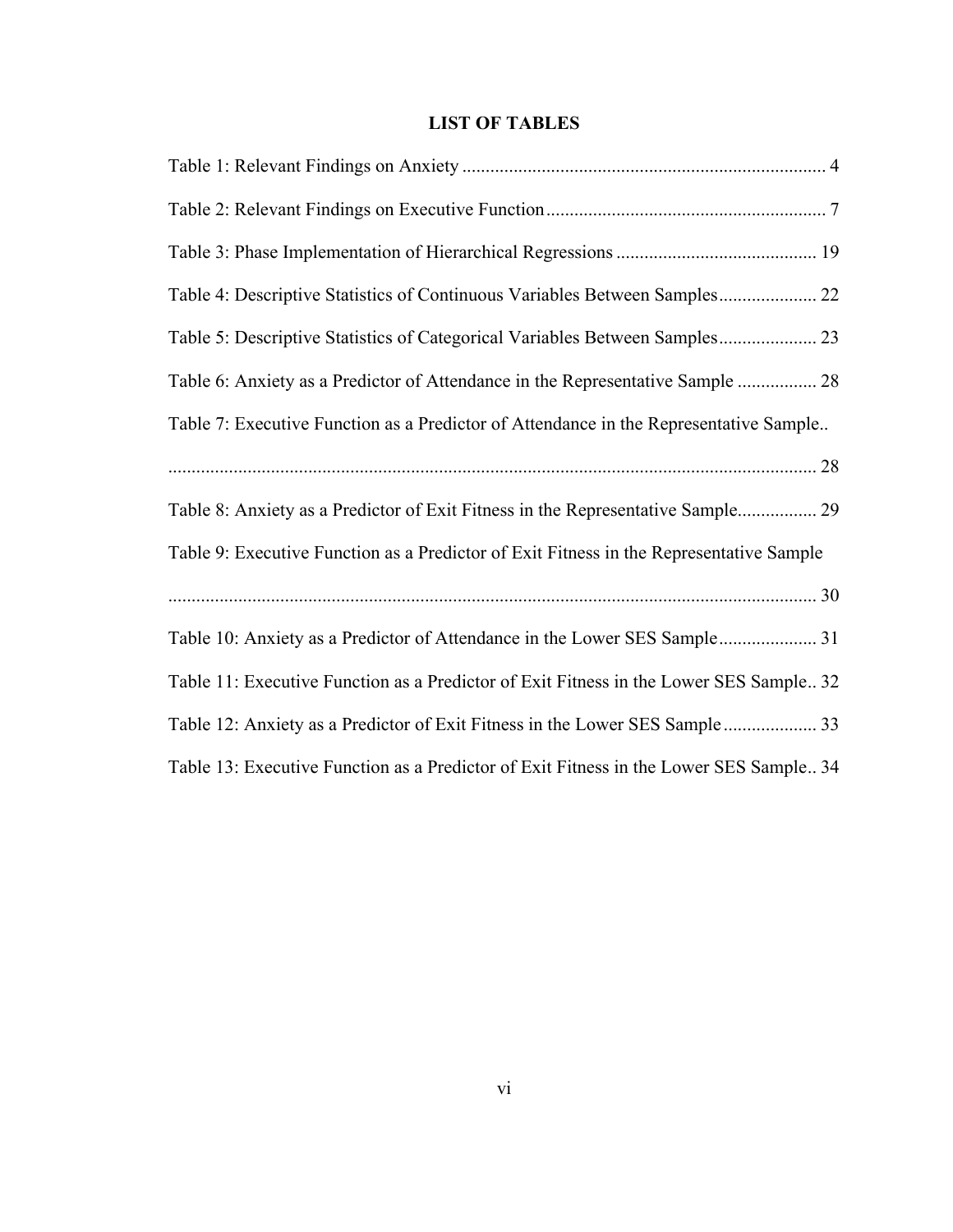# LIST OF TABLES

Table 1: Relevant Findings on Anxiety .......... 4

Table 2: Relevant Findings on Executive Function .......... 7

Table 3: Phase Implementation of Hierarchical Regressions .......... 19

Table 4: Descriptive Statistics of Continuous Variables Between Samples .......... 22

Table 5: Descriptive Statistics of Categorical Variables Between Samples .......... 23

Table 6: Anxiety as a Predictor of Attendance in the Representative Sample .......... 28

Table 7: Executive Function as a Predictor of Attendance in the Representative Sample.. .......... 28

Table 8: Anxiety as a Predictor of Exit Fitness in the Representative Sample .......... 29

Table 9: Executive Function as a Predictor of Exit Fitness in the Representative Sample .......... 30

Table 10: Anxiety as a Predictor of Attendance in the Lower SES Sample .......... 31

Table 11: Executive Function as a Predictor of Exit Fitness in the Lower SES Sample.. 32

Table 12: Anxiety as a Predictor of Exit Fitness in the Lower SES Sample .......... 33

Table 13: Executive Function as a Predictor of Exit Fitness in the Lower SES Sample.. 34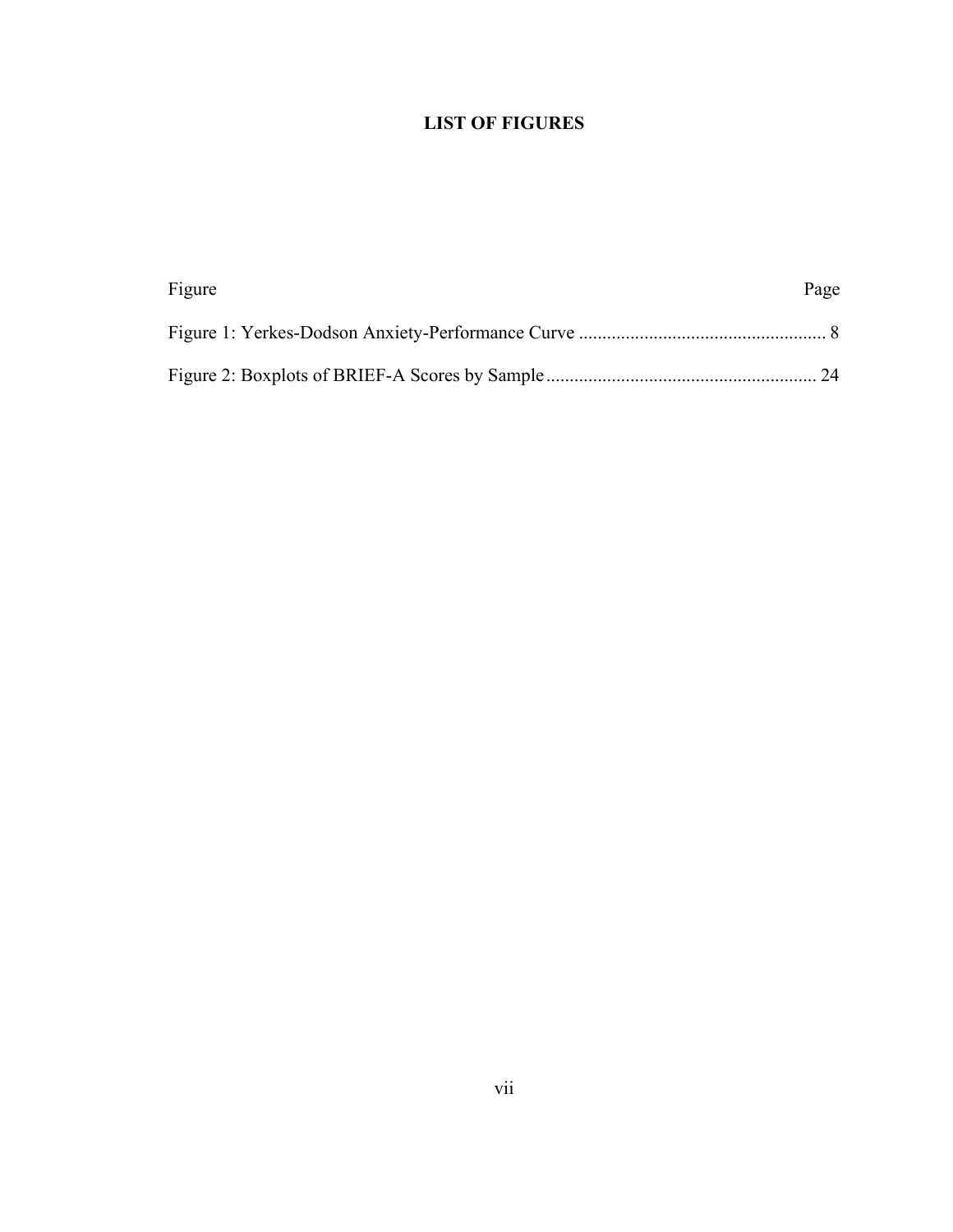# LIST OF FIGURES

| Figure | Page |
| --- | --- |
| Figure 1: Yerkes-Dodson Anxiety-Performance Curve | 8 |
| Figure 2: Boxplots of BRIEF-A Scores by Sample | 24 |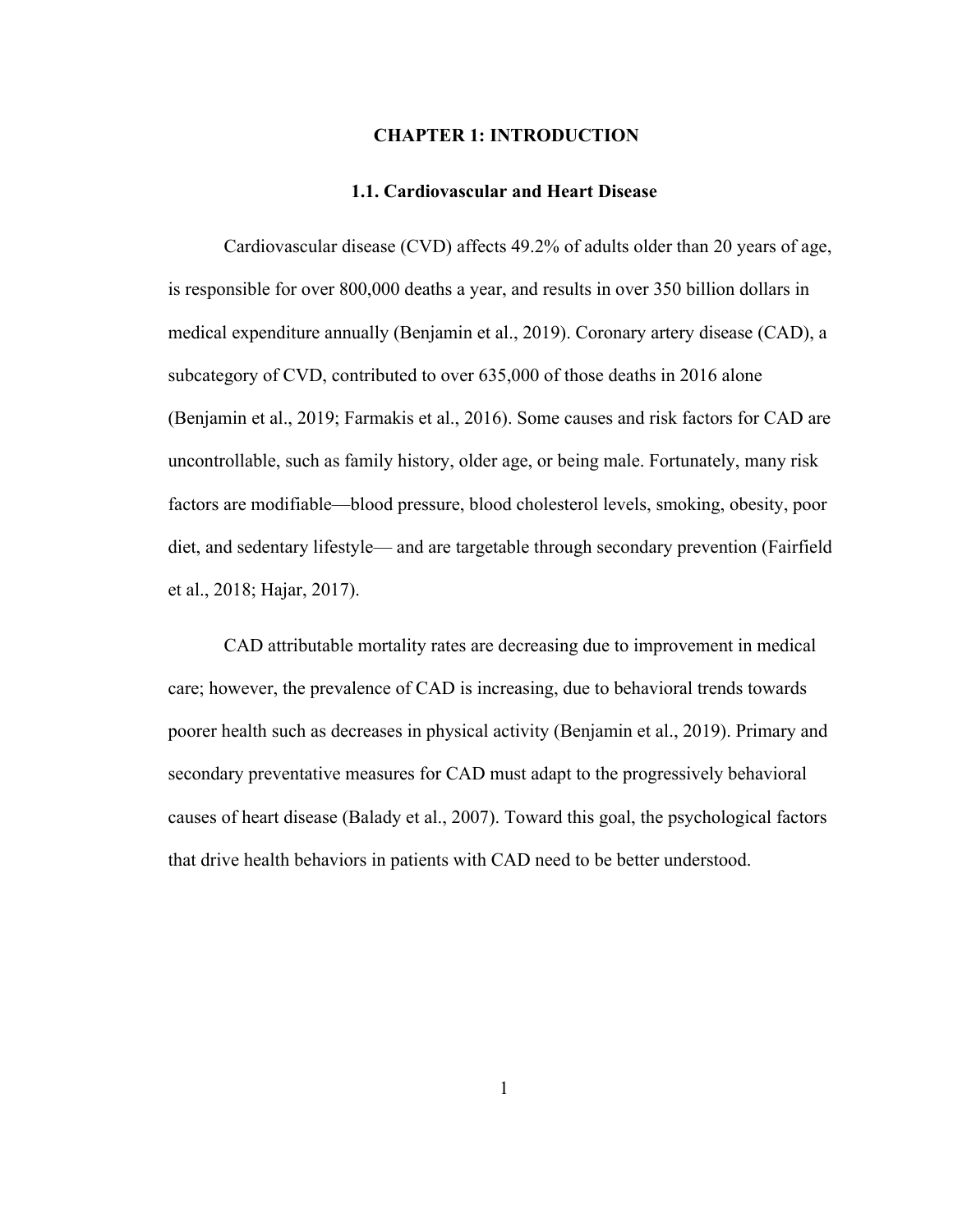# CHAPTER 1: INTRODUCTION

## 1.1. Cardiovascular and Heart Disease

Cardiovascular disease (CVD) affects 49.2% of adults older than 20 years of age, is responsible for over 800,000 deaths a year, and results in over 350 billion dollars in medical expenditure annually (Benjamin et al., 2019). Coronary artery disease (CAD), a subcategory of CVD, contributed to over 635,000 of those deaths in 2016 alone (Benjamin et al., 2019; Farmakis et al., 2016). Some causes and risk factors for CAD are uncontrollable, such as family history, older age, or being male. Fortunately, many risk factors are modifiable—blood pressure, blood cholesterol levels, smoking, obesity, poor diet, and sedentary lifestyle— and are targetable through secondary prevention (Fairfield et al., 2018; Hajar, 2017).

CAD attributable mortality rates are decreasing due to improvement in medical care; however, the prevalence of CAD is increasing, due to behavioral trends towards poorer health such as decreases in physical activity (Benjamin et al., 2019). Primary and secondary preventative measures for CAD must adapt to the progressively behavioral causes of heart disease (Balady et al., 2007). Toward this goal, the psychological factors that drive health behaviors in patients with CAD need to be better understood.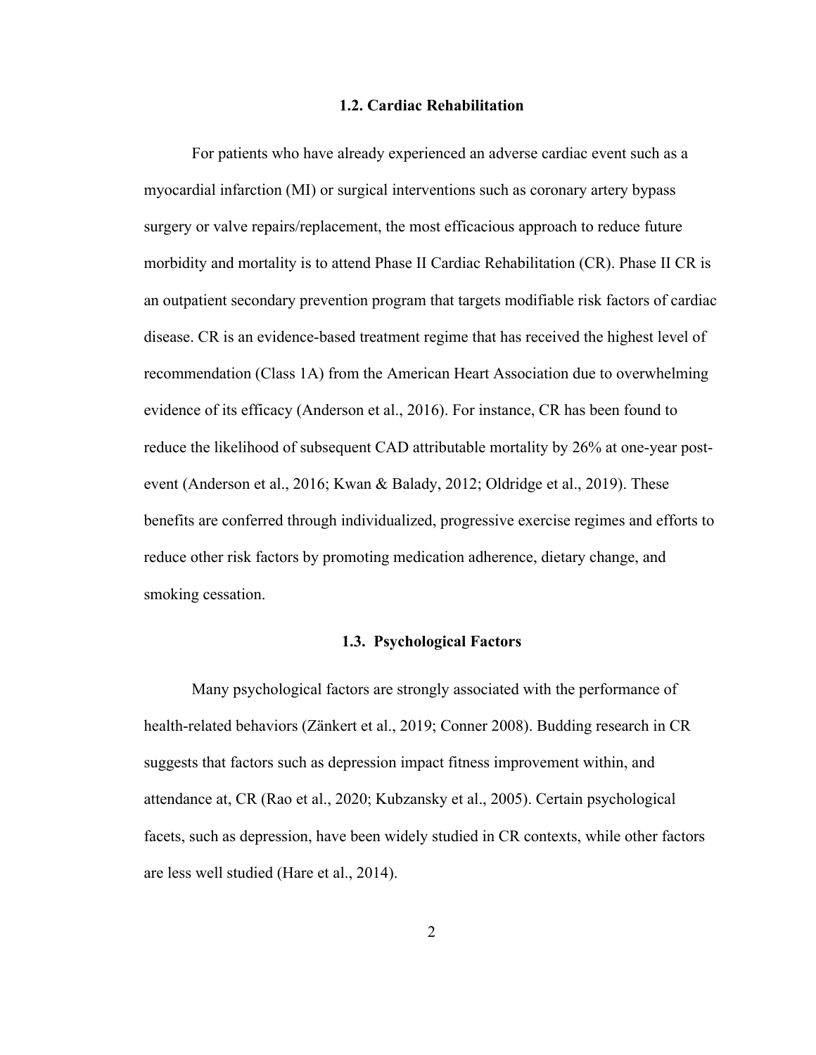## 1.2. Cardiac Rehabilitation

For patients who have already experienced an adverse cardiac event such as a myocardial infarction (MI) or surgical interventions such as coronary artery bypass surgery or valve repairs/replacement, the most efficacious approach to reduce future morbidity and mortality is to attend Phase II Cardiac Rehabilitation (CR). Phase II CR is an outpatient secondary prevention program that targets modifiable risk factors of cardiac disease. CR is an evidence-based treatment regime that has received the highest level of recommendation (Class 1A) from the American Heart Association due to overwhelming evidence of its efficacy (Anderson et al., 2016). For instance, CR has been found to reduce the likelihood of subsequent CAD attributable mortality by 26% at one-year post-event (Anderson et al., 2016; Kwan & Balady, 2012; Oldridge et al., 2019). These benefits are conferred through individualized, progressive exercise regimes and efforts to reduce other risk factors by promoting medication adherence, dietary change, and smoking cessation.

## 1.3. Psychological Factors

Many psychological factors are strongly associated with the performance of health-related behaviors (Zänkert et al., 2019; Conner 2008). Budding research in CR suggests that factors such as depression impact fitness improvement within, and attendance at, CR (Rao et al., 2020; Kubzansky et al., 2005). Certain psychological facets, such as depression, have been widely studied in CR contexts, while other factors are less well studied (Hare et al., 2014).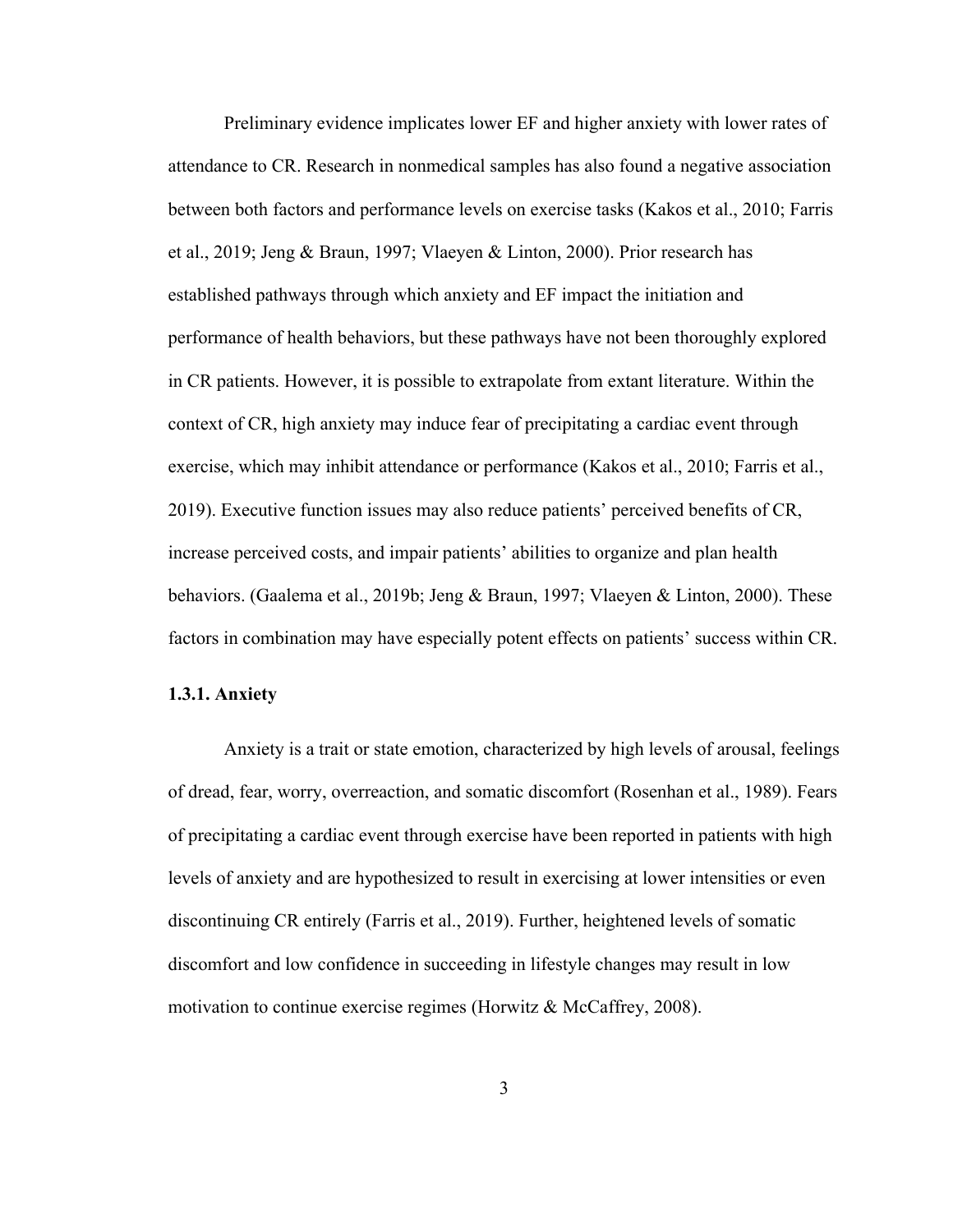Preliminary evidence implicates lower EF and higher anxiety with lower rates of attendance to CR. Research in nonmedical samples has also found a negative association between both factors and performance levels on exercise tasks (Kakos et al., 2010; Farris et al., 2019; Jeng & Braun, 1997; Vlaeyen & Linton, 2000). Prior research has established pathways through which anxiety and EF impact the initiation and performance of health behaviors, but these pathways have not been thoroughly explored in CR patients. However, it is possible to extrapolate from extant literature. Within the context of CR, high anxiety may induce fear of precipitating a cardiac event through exercise, which may inhibit attendance or performance (Kakos et al., 2010; Farris et al., 2019). Executive function issues may also reduce patients' perceived benefits of CR, increase perceived costs, and impair patients' abilities to organize and plan health behaviors. (Gaalema et al., 2019b; Jeng & Braun, 1997; Vlaeyen & Linton, 2000). These factors in combination may have especially potent effects on patients' success within CR.

### 1.3.1. Anxiety

Anxiety is a trait or state emotion, characterized by high levels of arousal, feelings of dread, fear, worry, overreaction, and somatic discomfort (Rosenhan et al., 1989). Fears of precipitating a cardiac event through exercise have been reported in patients with high levels of anxiety and are hypothesized to result in exercising at lower intensities or even discontinuing CR entirely (Farris et al., 2019). Further, heightened levels of somatic discomfort and low confidence in succeeding in lifestyle changes may result in low motivation to continue exercise regimes (Horwitz & McCaffrey, 2008).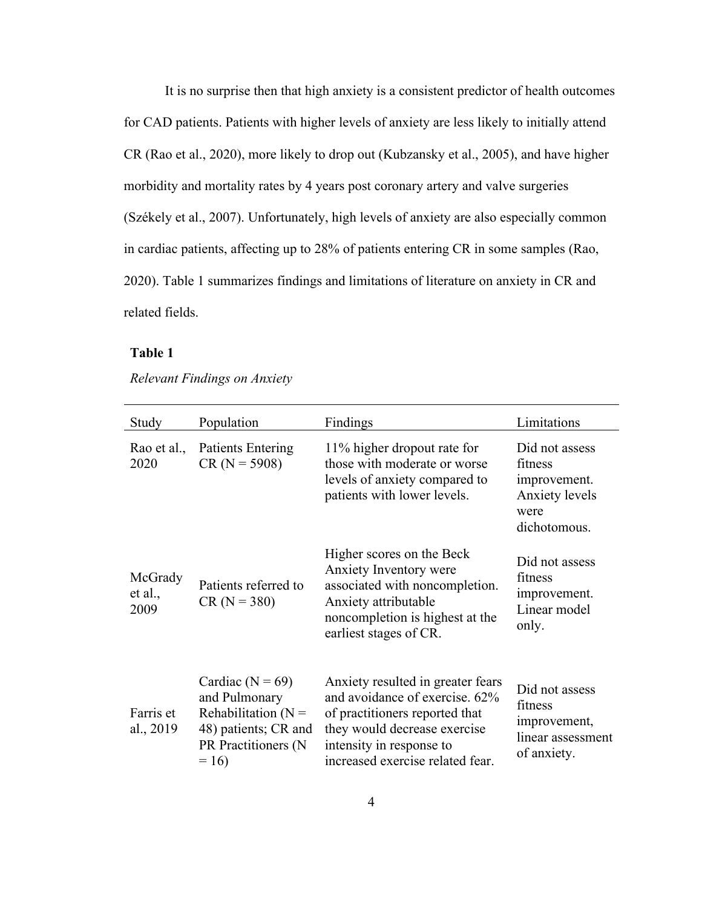It is no surprise then that high anxiety is a consistent predictor of health outcomes for CAD patients. Patients with higher levels of anxiety are less likely to initially attend CR (Rao et al., 2020), more likely to drop out (Kubzansky et al., 2005), and have higher morbidity and mortality rates by 4 years post coronary artery and valve surgeries (Székely et al., 2007). Unfortunately, high levels of anxiety are also especially common in cardiac patients, affecting up to 28% of patients entering CR in some samples (Rao, 2020). Table 1 summarizes findings and limitations of literature on anxiety in CR and related fields.

**Table 1**

*Relevant Findings on Anxiety*

| Study | Population | Findings | Limitations |
|---|---|---|---|
| Rao et al., 2020 | Patients Entering CR (N = 5908) | 11% higher dropout rate for those with moderate or worse levels of anxiety compared to patients with lower levels. | Did not assess fitness improvement. Anxiety levels were dichotomous. |
| McGrady et al., 2009 | Patients referred to CR (N = 380) | Higher scores on the Beck Anxiety Inventory were associated with noncompletion. Anxiety attributable noncompletion is highest at the earliest stages of CR. | Did not assess fitness improvement. Linear model only. |
| Farris et al., 2019 | Cardiac (N = 69) and Pulmonary Rehabilitation (N = 48) patients; CR and PR Practitioners (N = 16) | Anxiety resulted in greater fears and avoidance of exercise. 62% of practitioners reported that they would decrease exercise intensity in response to increased exercise related fear. | Did not assess fitness improvement, linear assessment of anxiety. |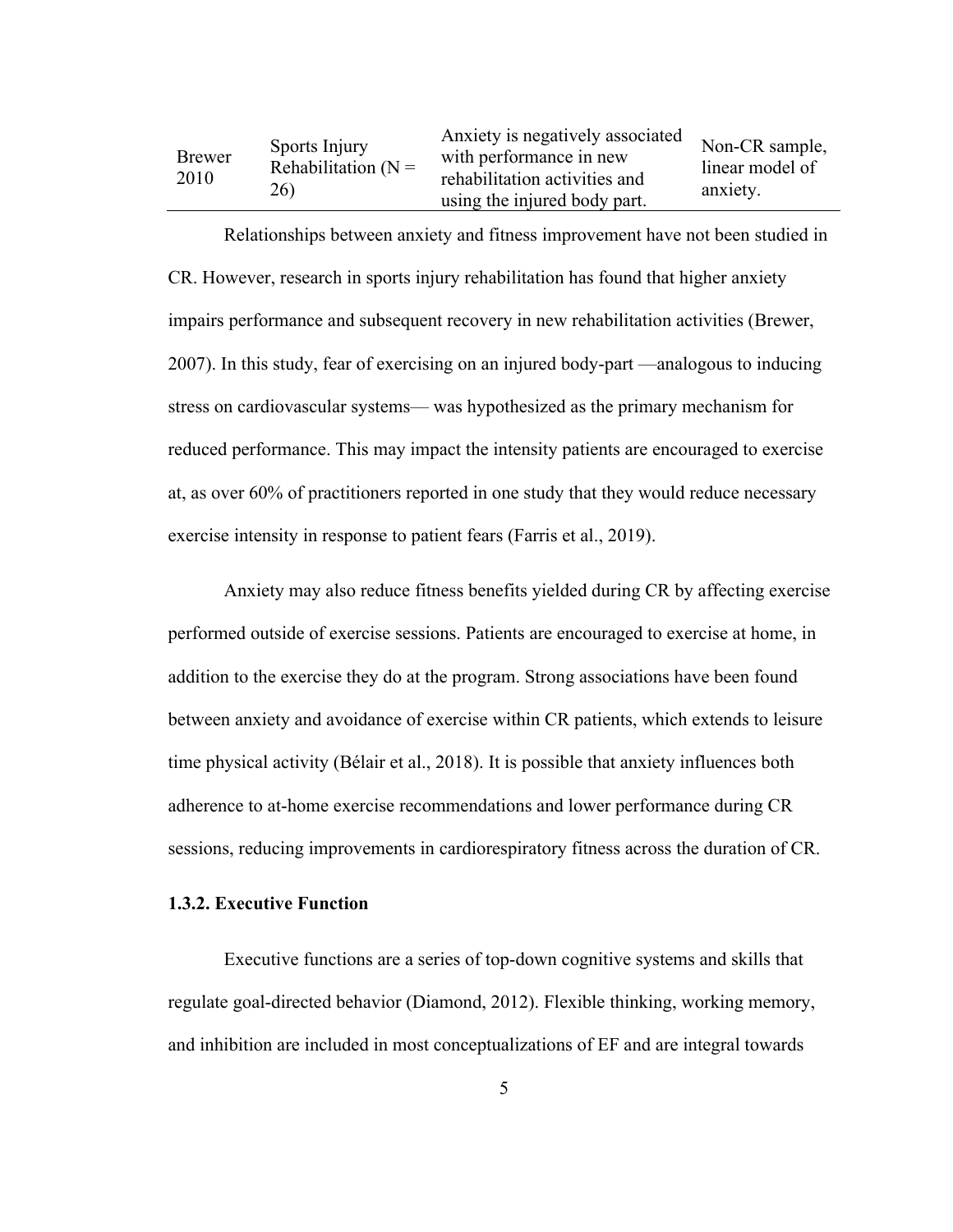| | | | |
|---|---|---|---|
| Brewer 2010 | Sports Injury Rehabilitation (N = 26) | Anxiety is negatively associated with performance in new rehabilitation activities and using the injured body part. | Non-CR sample, linear model of anxiety. |

Relationships between anxiety and fitness improvement have not been studied in CR. However, research in sports injury rehabilitation has found that higher anxiety impairs performance and subsequent recovery in new rehabilitation activities (Brewer, 2007). In this study, fear of exercising on an injured body-part —analogous to inducing stress on cardiovascular systems— was hypothesized as the primary mechanism for reduced performance. This may impact the intensity patients are encouraged to exercise at, as over 60% of practitioners reported in one study that they would reduce necessary exercise intensity in response to patient fears (Farris et al., 2019).

Anxiety may also reduce fitness benefits yielded during CR by affecting exercise performed outside of exercise sessions. Patients are encouraged to exercise at home, in addition to the exercise they do at the program. Strong associations have been found between anxiety and avoidance of exercise within CR patients, which extends to leisure time physical activity (Bélair et al., 2018). It is possible that anxiety influences both adherence to at-home exercise recommendations and lower performance during CR sessions, reducing improvements in cardiorespiratory fitness across the duration of CR.

### 1.3.2. Executive Function

Executive functions are a series of top-down cognitive systems and skills that regulate goal-directed behavior (Diamond, 2012). Flexible thinking, working memory, and inhibition are included in most conceptualizations of EF and are integral towards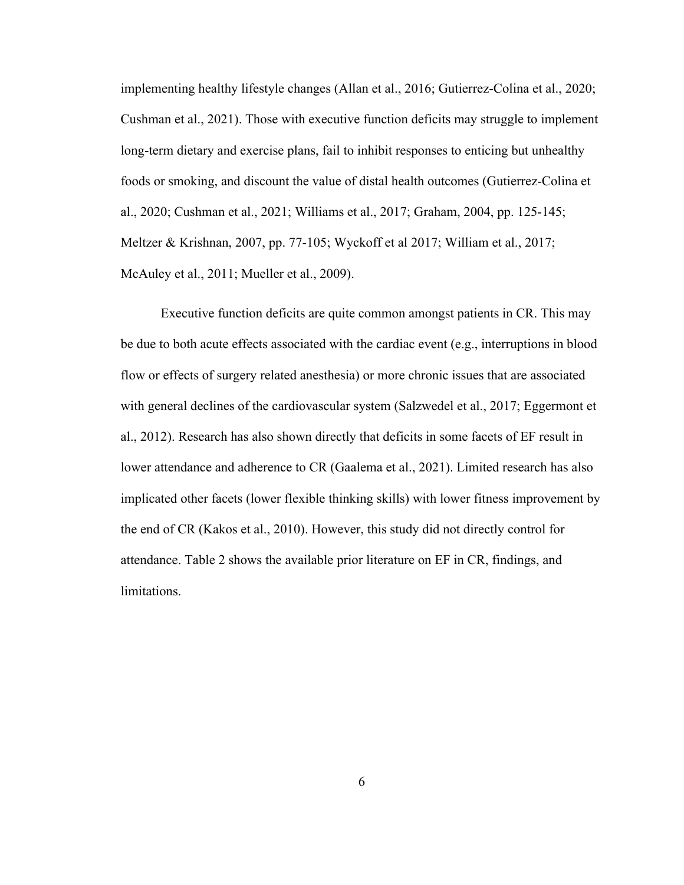implementing healthy lifestyle changes (Allan et al., 2016; Gutierrez-Colina et al., 2020; Cushman et al., 2021). Those with executive function deficits may struggle to implement long-term dietary and exercise plans, fail to inhibit responses to enticing but unhealthy foods or smoking, and discount the value of distal health outcomes (Gutierrez-Colina et al., 2020; Cushman et al., 2021; Williams et al., 2017; Graham, 2004, pp. 125-145; Meltzer & Krishnan, 2007, pp. 77-105; Wyckoff et al 2017; William et al., 2017; McAuley et al., 2011; Mueller et al., 2009).

Executive function deficits are quite common amongst patients in CR. This may be due to both acute effects associated with the cardiac event (e.g., interruptions in blood flow or effects of surgery related anesthesia) or more chronic issues that are associated with general declines of the cardiovascular system (Salzwedel et al., 2017; Eggermont et al., 2012). Research has also shown directly that deficits in some facets of EF result in lower attendance and adherence to CR (Gaalema et al., 2021). Limited research has also implicated other facets (lower flexible thinking skills) with lower fitness improvement by the end of CR (Kakos et al., 2010). However, this study did not directly control for attendance. Table 2 shows the available prior literature on EF in CR, findings, and limitations.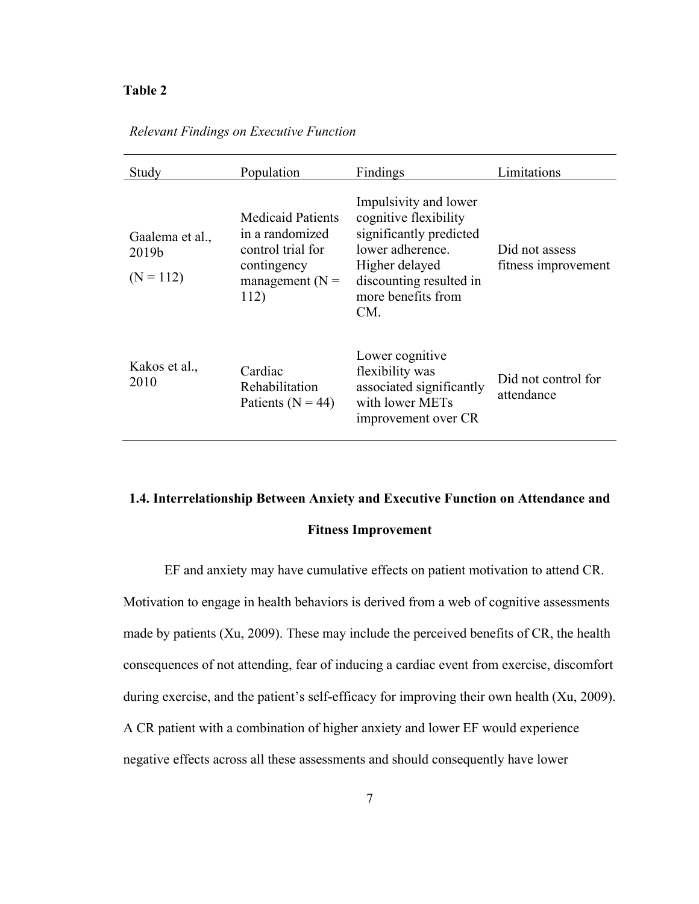**Table 2**

*Relevant Findings on Executive Function*

| Study | Population | Findings | Limitations |
|---|---|---|---|
| Gaalema et al., 2019b (N = 112) | Medicaid Patients in a randomized control trial for contingency management (N = 112) | Impulsivity and lower cognitive flexibility significantly predicted lower adherence. Higher delayed discounting resulted in more benefits from CM. | Did not assess fitness improvement |
| Kakos et al., 2010 | Cardiac Rehabilitation Patients (N = 44) | Lower cognitive flexibility was associated significantly with lower METs improvement over CR | Did not control for attendance |

## 1.4. Interrelationship Between Anxiety and Executive Function on Attendance and Fitness Improvement

EF and anxiety may have cumulative effects on patient motivation to attend CR. Motivation to engage in health behaviors is derived from a web of cognitive assessments made by patients (Xu, 2009). These may include the perceived benefits of CR, the health consequences of not attending, fear of inducing a cardiac event from exercise, discomfort during exercise, and the patient's self-efficacy for improving their own health (Xu, 2009). A CR patient with a combination of higher anxiety and lower EF would experience negative effects across all these assessments and should consequently have lower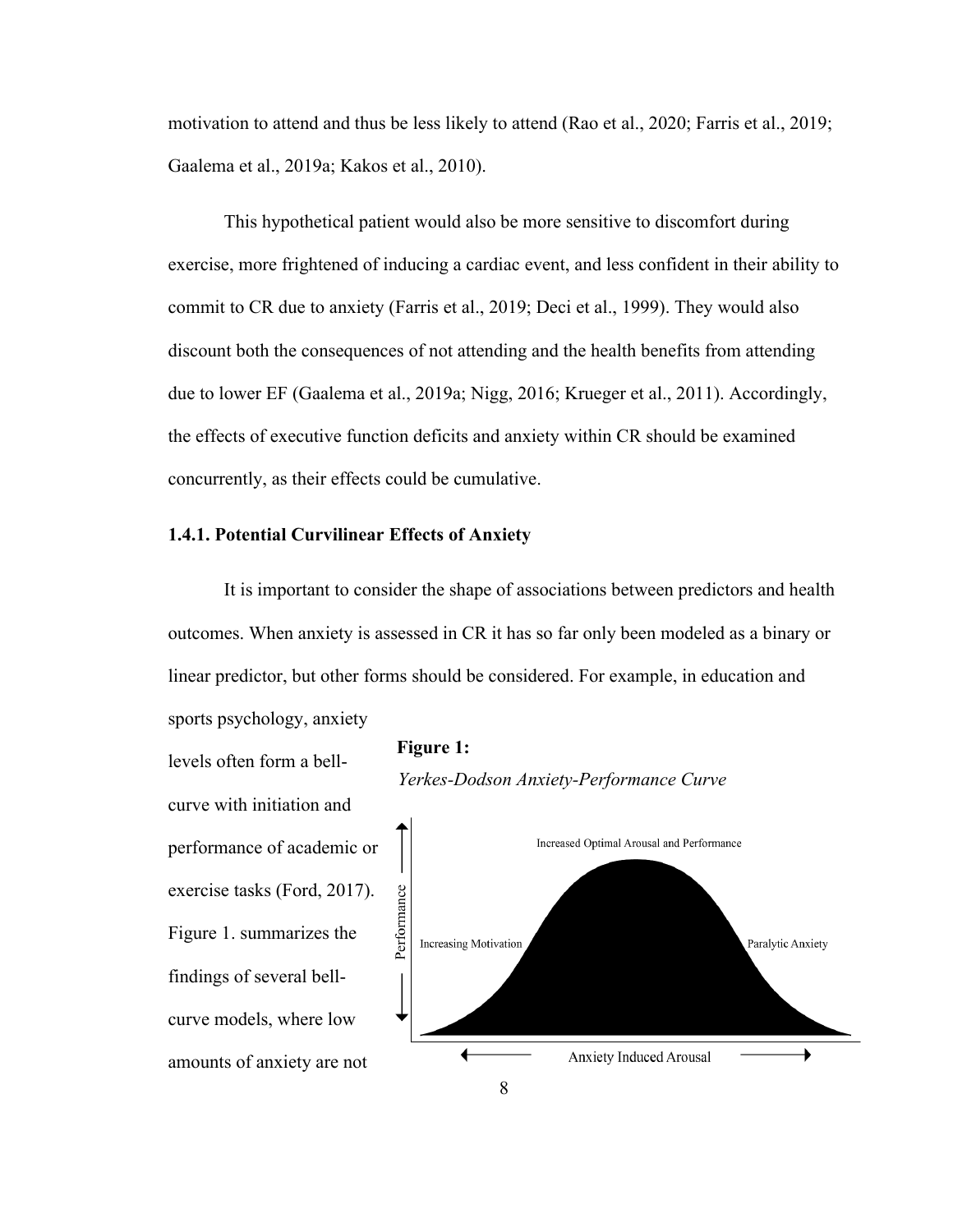motivation to attend and thus be less likely to attend (Rao et al., 2020; Farris et al., 2019; Gaalema et al., 2019a; Kakos et al., 2010).

This hypothetical patient would also be more sensitive to discomfort during exercise, more frightened of inducing a cardiac event, and less confident in their ability to commit to CR due to anxiety (Farris et al., 2019; Deci et al., 1999). They would also discount both the consequences of not attending and the health benefits from attending due to lower EF (Gaalema et al., 2019a; Nigg, 2016; Krueger et al., 2011). Accordingly, the effects of executive function deficits and anxiety within CR should be examined concurrently, as their effects could be cumulative.

### 1.4.1. Potential Curvilinear Effects of Anxiety

It is important to consider the shape of associations between predictors and health outcomes. When anxiety is assessed in CR it has so far only been modeled as a binary or linear predictor, but other forms should be considered. For example, in education and sports psychology, anxiety levels often form a bell-curve with initiation and performance of academic or exercise tasks (Ford, 2017). Figure 1. summarizes the findings of several bell-curve models, where low amounts of anxiety are not

**Figure 1:**

*Yerkes-Dodson Anxiety-Performance Curve*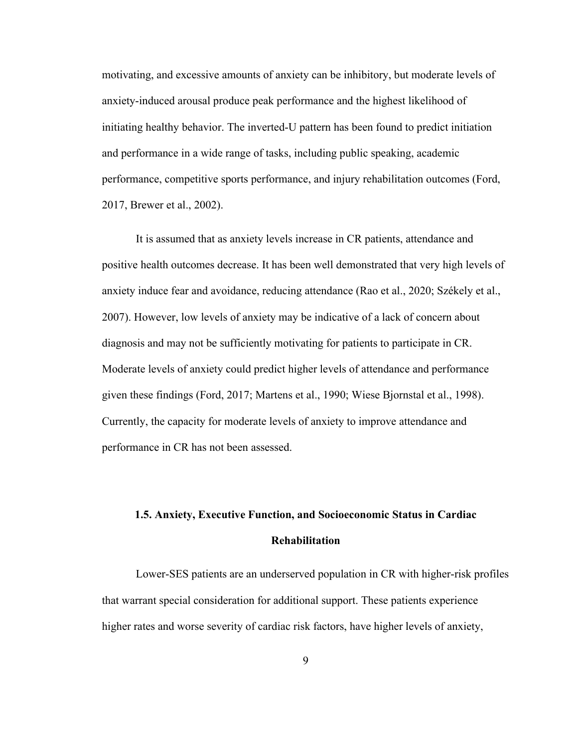motivating, and excessive amounts of anxiety can be inhibitory, but moderate levels of anxiety-induced arousal produce peak performance and the highest likelihood of initiating healthy behavior. The inverted-U pattern has been found to predict initiation and performance in a wide range of tasks, including public speaking, academic performance, competitive sports performance, and injury rehabilitation outcomes (Ford, 2017, Brewer et al., 2002).

It is assumed that as anxiety levels increase in CR patients, attendance and positive health outcomes decrease. It has been well demonstrated that very high levels of anxiety induce fear and avoidance, reducing attendance (Rao et al., 2020; Székely et al., 2007). However, low levels of anxiety may be indicative of a lack of concern about diagnosis and may not be sufficiently motivating for patients to participate in CR. Moderate levels of anxiety could predict higher levels of attendance and performance given these findings (Ford, 2017; Martens et al., 1990; Wiese Bjornstal et al., 1998). Currently, the capacity for moderate levels of anxiety to improve attendance and performance in CR has not been assessed.

### 1.5. Anxiety, Executive Function, and Socioeconomic Status in Cardiac Rehabilitation

Lower-SES patients are an underserved population in CR with higher-risk profiles that warrant special consideration for additional support. These patients experience higher rates and worse severity of cardiac risk factors, have higher levels of anxiety,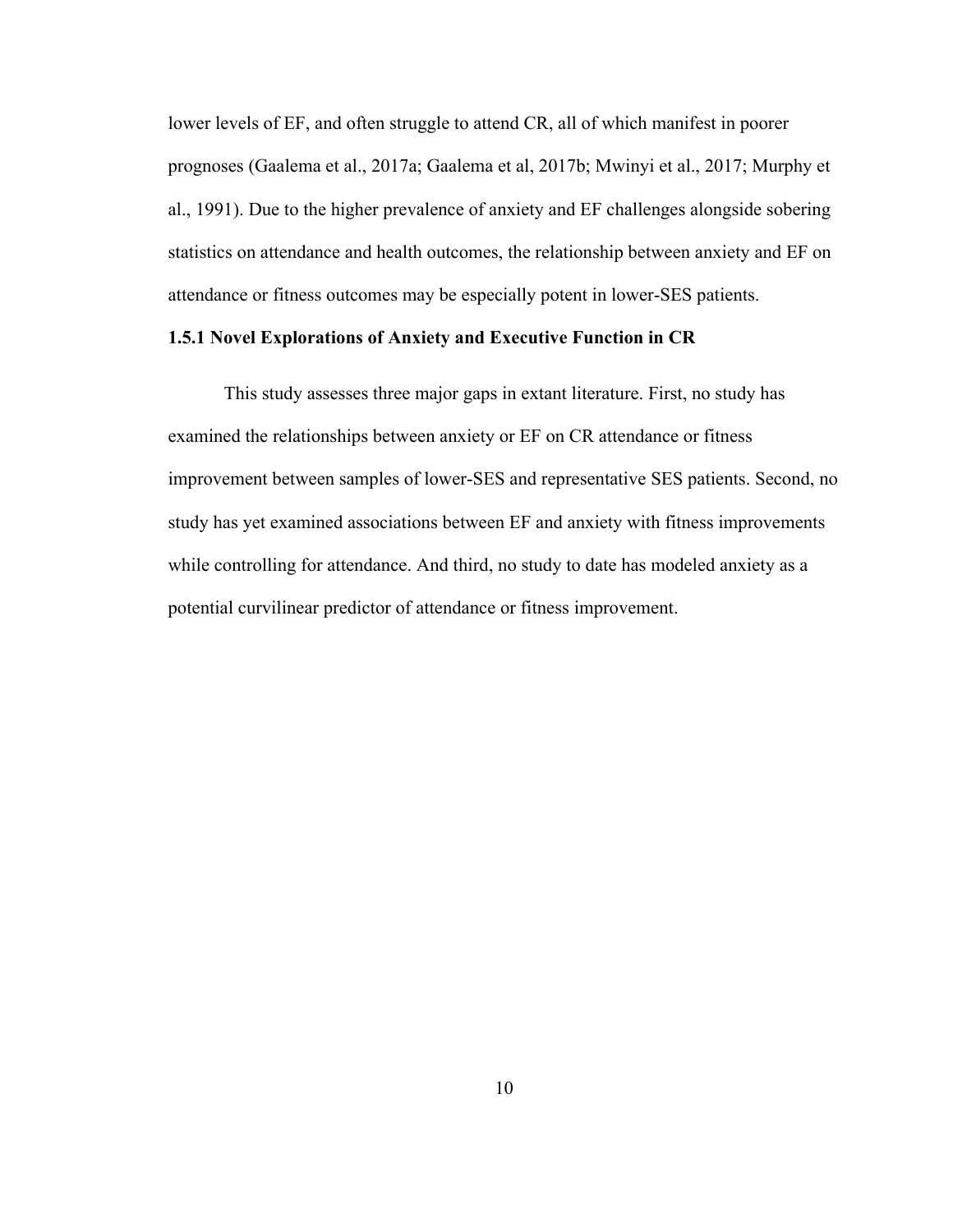lower levels of EF, and often struggle to attend CR, all of which manifest in poorer prognoses (Gaalema et al., 2017a; Gaalema et al, 2017b; Mwinyi et al., 2017; Murphy et al., 1991). Due to the higher prevalence of anxiety and EF challenges alongside sobering statistics on attendance and health outcomes, the relationship between anxiety and EF on attendance or fitness outcomes may be especially potent in lower-SES patients.

### 1.5.1 Novel Explorations of Anxiety and Executive Function in CR

This study assesses three major gaps in extant literature. First, no study has examined the relationships between anxiety or EF on CR attendance or fitness improvement between samples of lower-SES and representative SES patients. Second, no study has yet examined associations between EF and anxiety with fitness improvements while controlling for attendance. And third, no study to date has modeled anxiety as a potential curvilinear predictor of attendance or fitness improvement.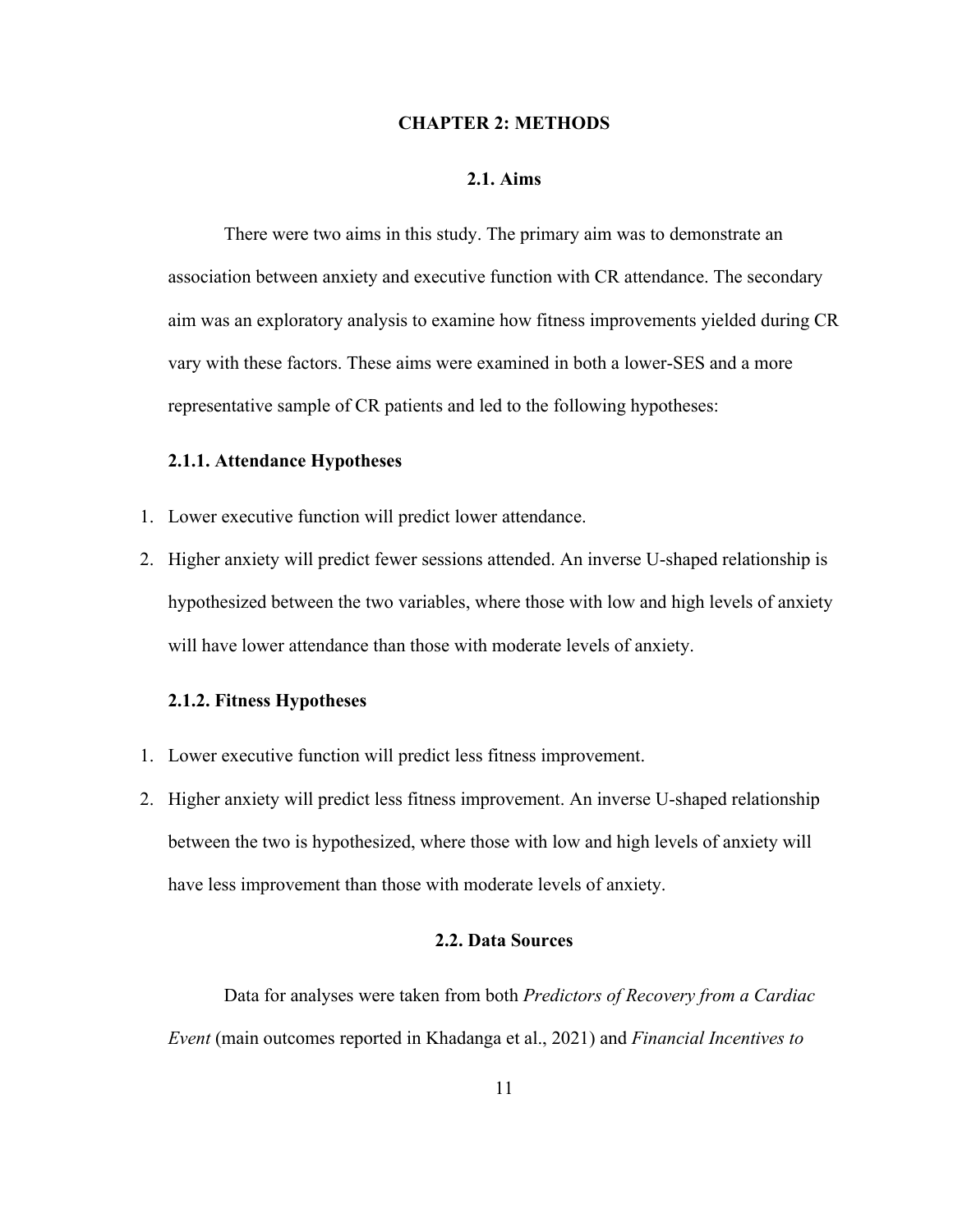# CHAPTER 2: METHODS

## 2.1. Aims

There were two aims in this study. The primary aim was to demonstrate an association between anxiety and executive function with CR attendance. The secondary aim was an exploratory analysis to examine how fitness improvements yielded during CR vary with these factors. These aims were examined in both a lower-SES and a more representative sample of CR patients and led to the following hypotheses:

### 2.1.1. Attendance Hypotheses

1. Lower executive function will predict lower attendance.
2. Higher anxiety will predict fewer sessions attended. An inverse U-shaped relationship is hypothesized between the two variables, where those with low and high levels of anxiety will have lower attendance than those with moderate levels of anxiety.

### 2.1.2. Fitness Hypotheses

1. Lower executive function will predict less fitness improvement.
2. Higher anxiety will predict less fitness improvement. An inverse U-shaped relationship between the two is hypothesized, where those with low and high levels of anxiety will have less improvement than those with moderate levels of anxiety.

## 2.2. Data Sources

Data for analyses were taken from both *Predictors of Recovery from a Cardiac Event* (main outcomes reported in Khadanga et al., 2021) and *Financial Incentives to*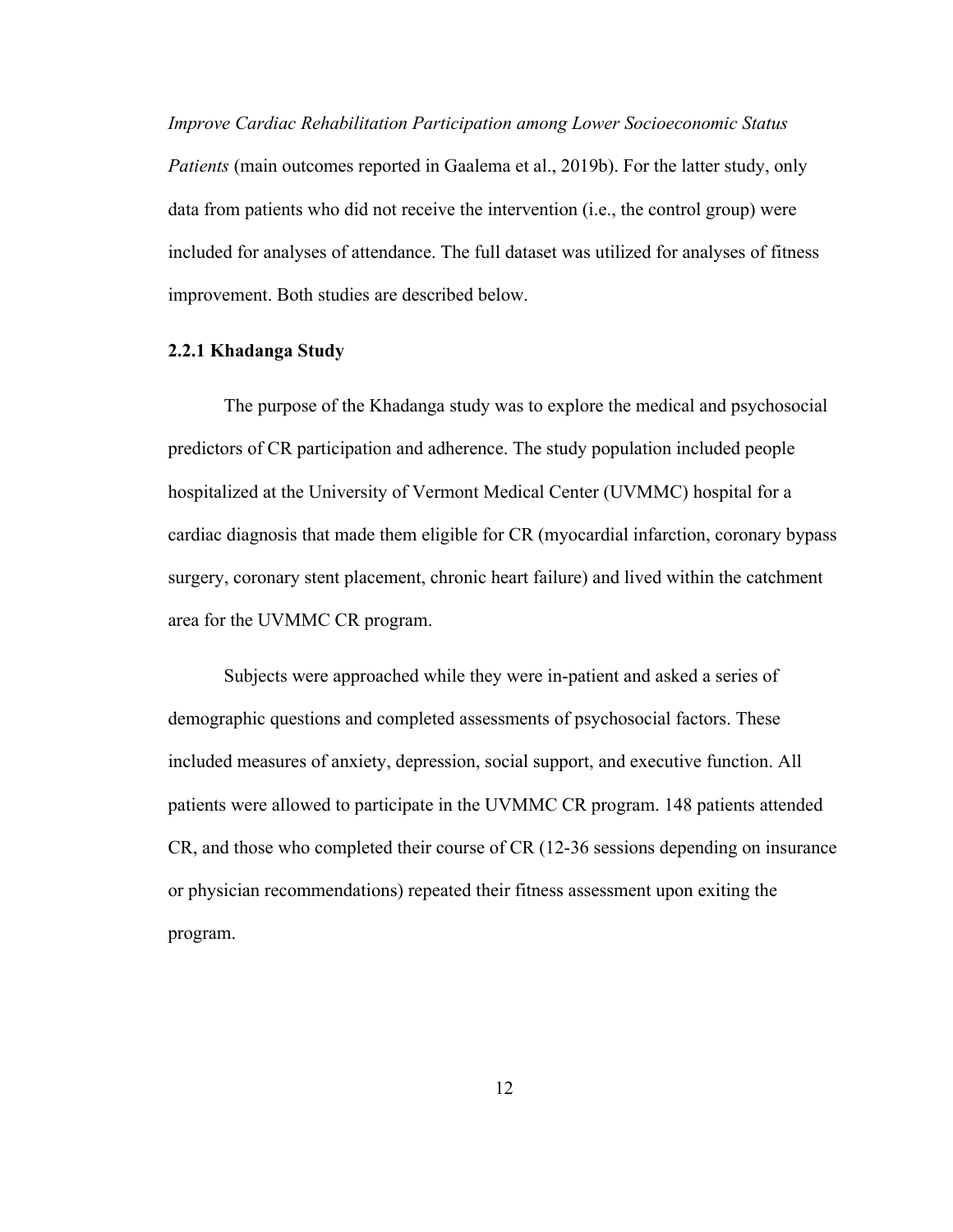*Improve Cardiac Rehabilitation Participation among Lower Socioeconomic Status Patients* (main outcomes reported in Gaalema et al., 2019b). For the latter study, only data from patients who did not receive the intervention (i.e., the control group) were included for analyses of attendance. The full dataset was utilized for analyses of fitness improvement. Both studies are described below.

### 2.2.1 Khadanga Study

The purpose of the Khadanga study was to explore the medical and psychosocial predictors of CR participation and adherence. The study population included people hospitalized at the University of Vermont Medical Center (UVMMC) hospital for a cardiac diagnosis that made them eligible for CR (myocardial infarction, coronary bypass surgery, coronary stent placement, chronic heart failure) and lived within the catchment area for the UVMMC CR program.

Subjects were approached while they were in-patient and asked a series of demographic questions and completed assessments of psychosocial factors. These included measures of anxiety, depression, social support, and executive function. All patients were allowed to participate in the UVMMC CR program. 148 patients attended CR, and those who completed their course of CR (12-36 sessions depending on insurance or physician recommendations) repeated their fitness assessment upon exiting the program.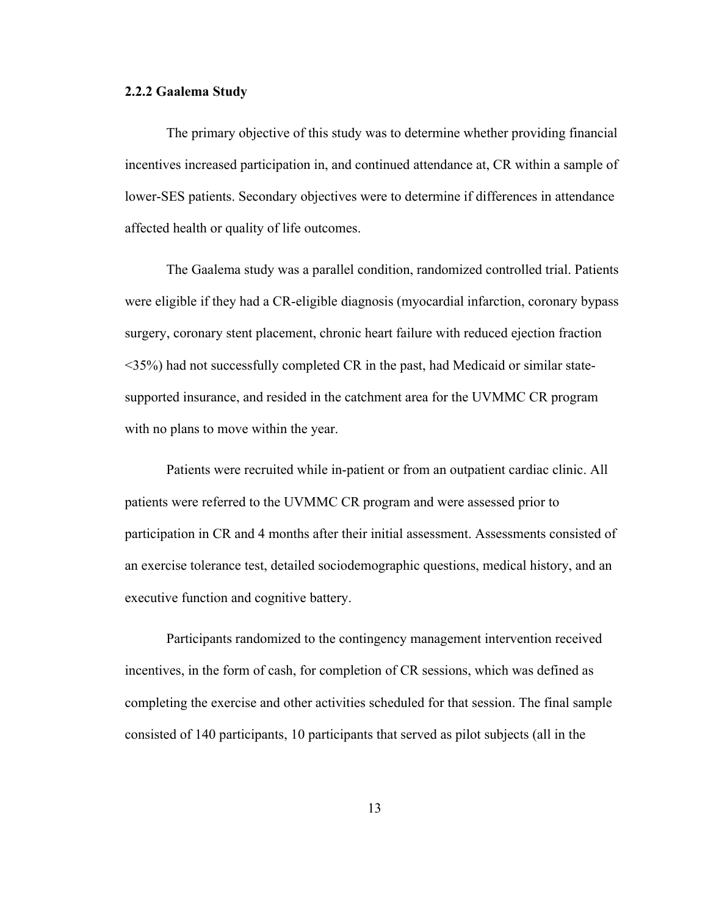### 2.2.2 Gaalema Study

The primary objective of this study was to determine whether providing financial incentives increased participation in, and continued attendance at, CR within a sample of lower-SES patients. Secondary objectives were to determine if differences in attendance affected health or quality of life outcomes.

The Gaalema study was a parallel condition, randomized controlled trial. Patients were eligible if they had a CR-eligible diagnosis (myocardial infarction, coronary bypass surgery, coronary stent placement, chronic heart failure with reduced ejection fraction <35%) had not successfully completed CR in the past, had Medicaid or similar state-supported insurance, and resided in the catchment area for the UVMMC CR program with no plans to move within the year.

Patients were recruited while in-patient or from an outpatient cardiac clinic. All patients were referred to the UVMMC CR program and were assessed prior to participation in CR and 4 months after their initial assessment. Assessments consisted of an exercise tolerance test, detailed sociodemographic questions, medical history, and an executive function and cognitive battery.

Participants randomized to the contingency management intervention received incentives, in the form of cash, for completion of CR sessions, which was defined as completing the exercise and other activities scheduled for that session. The final sample consisted of 140 participants, 10 participants that served as pilot subjects (all in the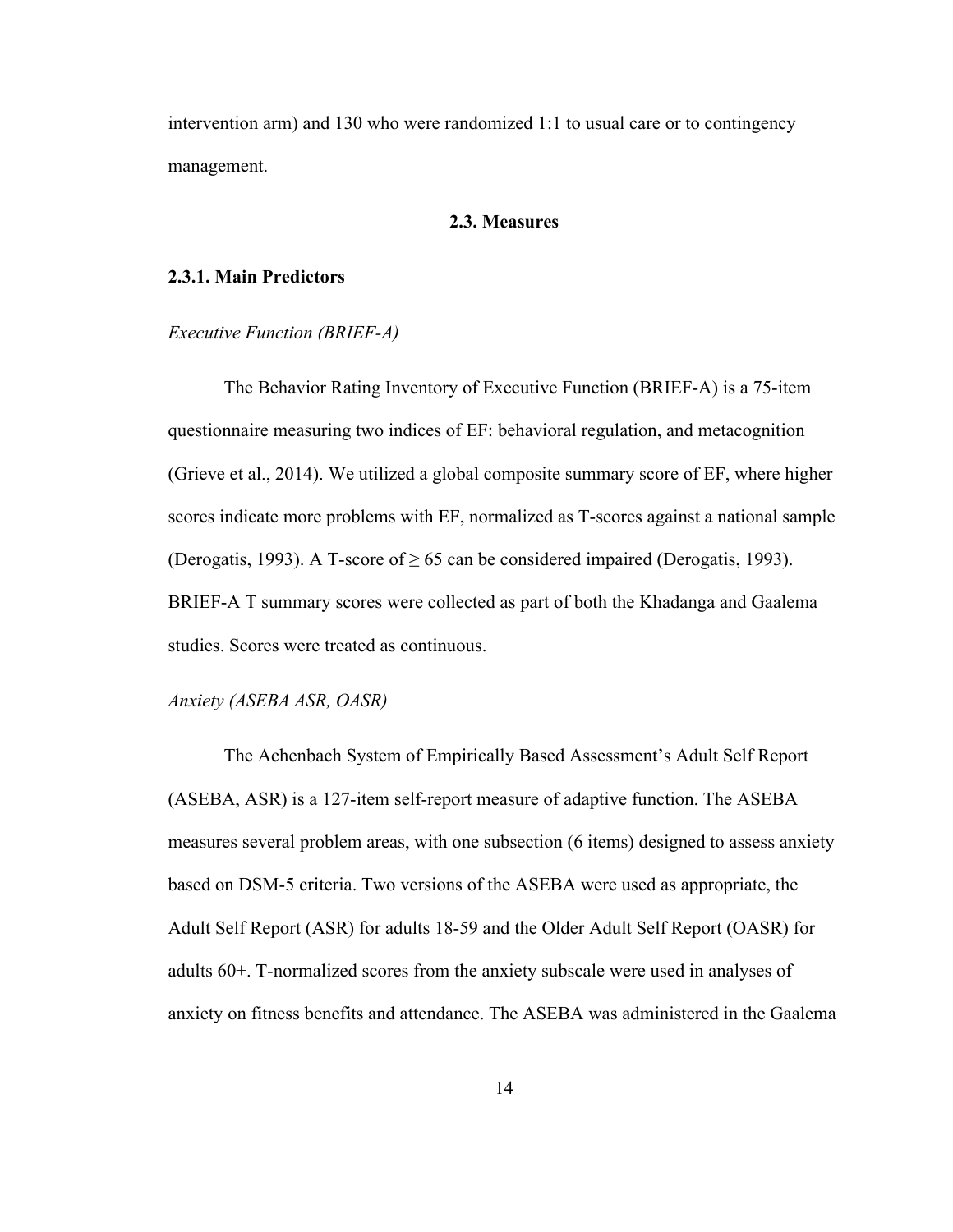intervention arm) and 130 who were randomized 1:1 to usual care or to contingency management.

## 2.3. Measures

### 2.3.1. Main Predictors

*Executive Function (BRIEF-A)*

The Behavior Rating Inventory of Executive Function (BRIEF-A) is a 75-item questionnaire measuring two indices of EF: behavioral regulation, and metacognition (Grieve et al., 2014). We utilized a global composite summary score of EF, where higher scores indicate more problems with EF, normalized as T-scores against a national sample (Derogatis, 1993). A T-score of $\geq 65$ can be considered impaired (Derogatis, 1993). BRIEF-A T summary scores were collected as part of both the Khadanga and Gaalema studies. Scores were treated as continuous.

*Anxiety (ASEBA ASR, OASR)*

The Achenbach System of Empirically Based Assessment's Adult Self Report (ASEBA, ASR) is a 127-item self-report measure of adaptive function. The ASEBA measures several problem areas, with one subsection (6 items) designed to assess anxiety based on DSM-5 criteria. Two versions of the ASEBA were used as appropriate, the Adult Self Report (ASR) for adults 18-59 and the Older Adult Self Report (OASR) for adults 60+. T-normalized scores from the anxiety subscale were used in analyses of anxiety on fitness benefits and attendance. The ASEBA was administered in the Gaalema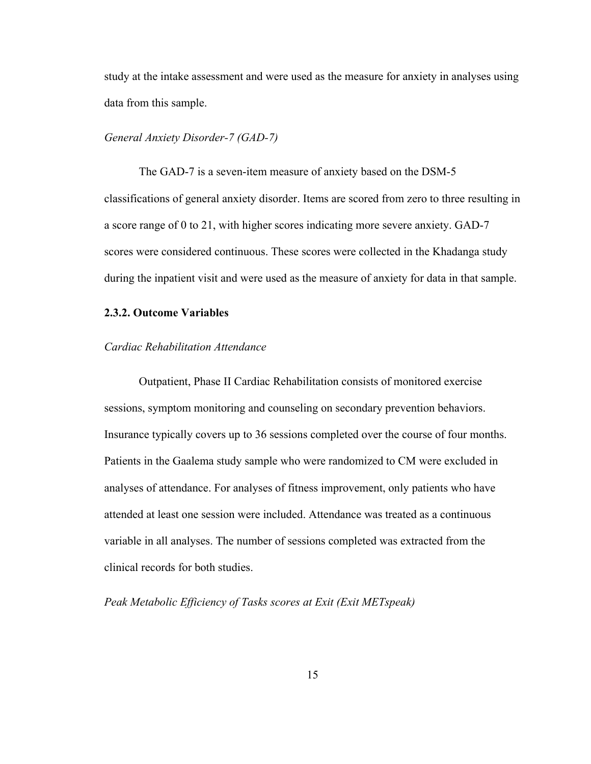study at the intake assessment and were used as the measure for anxiety in analyses using data from this sample.

*General Anxiety Disorder-7 (GAD-7)*

The GAD-7 is a seven-item measure of anxiety based on the DSM-5 classifications of general anxiety disorder. Items are scored from zero to three resulting in a score range of 0 to 21, with higher scores indicating more severe anxiety. GAD-7 scores were considered continuous. These scores were collected in the Khadanga study during the inpatient visit and were used as the measure of anxiety for data in that sample.

**2.3.2. Outcome Variables**

*Cardiac Rehabilitation Attendance*

Outpatient, Phase II Cardiac Rehabilitation consists of monitored exercise sessions, symptom monitoring and counseling on secondary prevention behaviors. Insurance typically covers up to 36 sessions completed over the course of four months. Patients in the Gaalema study sample who were randomized to CM were excluded in analyses of attendance. For analyses of fitness improvement, only patients who have attended at least one session were included. Attendance was treated as a continuous variable in all analyses. The number of sessions completed was extracted from the clinical records for both studies.

*Peak Metabolic Efficiency of Tasks scores at Exit (Exit METspeak)*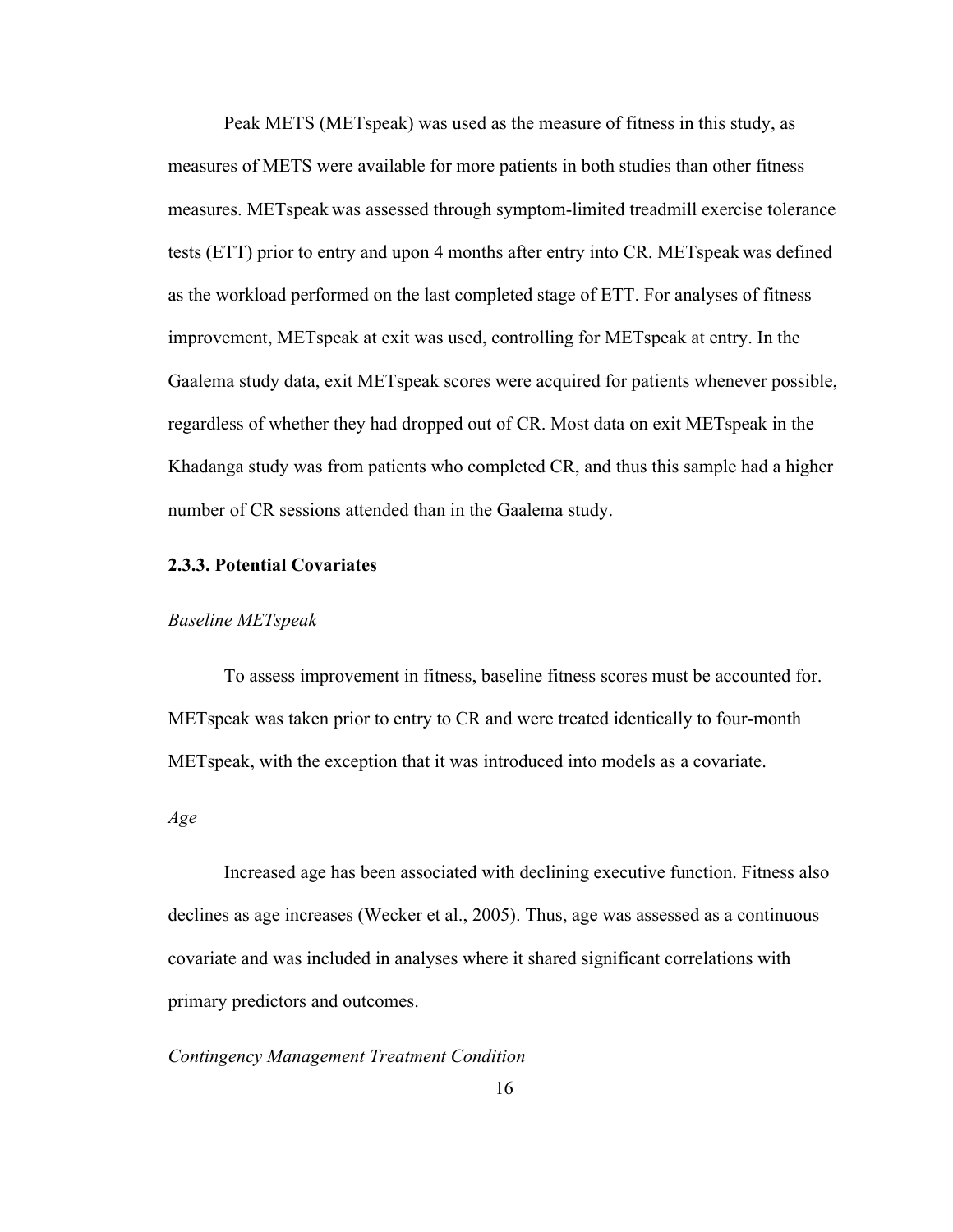Peak METS (METspeak) was used as the measure of fitness in this study, as measures of METS were available for more patients in both studies than other fitness measures. METspeak was assessed through symptom-limited treadmill exercise tolerance tests (ETT) prior to entry and upon 4 months after entry into CR. METspeak was defined as the workload performed on the last completed stage of ETT. For analyses of fitness improvement, METspeak at exit was used, controlling for METspeak at entry. In the Gaalema study data, exit METspeak scores were acquired for patients whenever possible, regardless of whether they had dropped out of CR. Most data on exit METspeak in the Khadanga study was from patients who completed CR, and thus this sample had a higher number of CR sessions attended than in the Gaalema study.

### 2.3.3. Potential Covariates

*Baseline METspeak*

To assess improvement in fitness, baseline fitness scores must be accounted for. METspeak was taken prior to entry to CR and were treated identically to four-month METspeak, with the exception that it was introduced into models as a covariate.

*Age*

Increased age has been associated with declining executive function. Fitness also declines as age increases (Wecker et al., 2005). Thus, age was assessed as a continuous covariate and was included in analyses where it shared significant correlations with primary predictors and outcomes.

*Contingency Management Treatment Condition*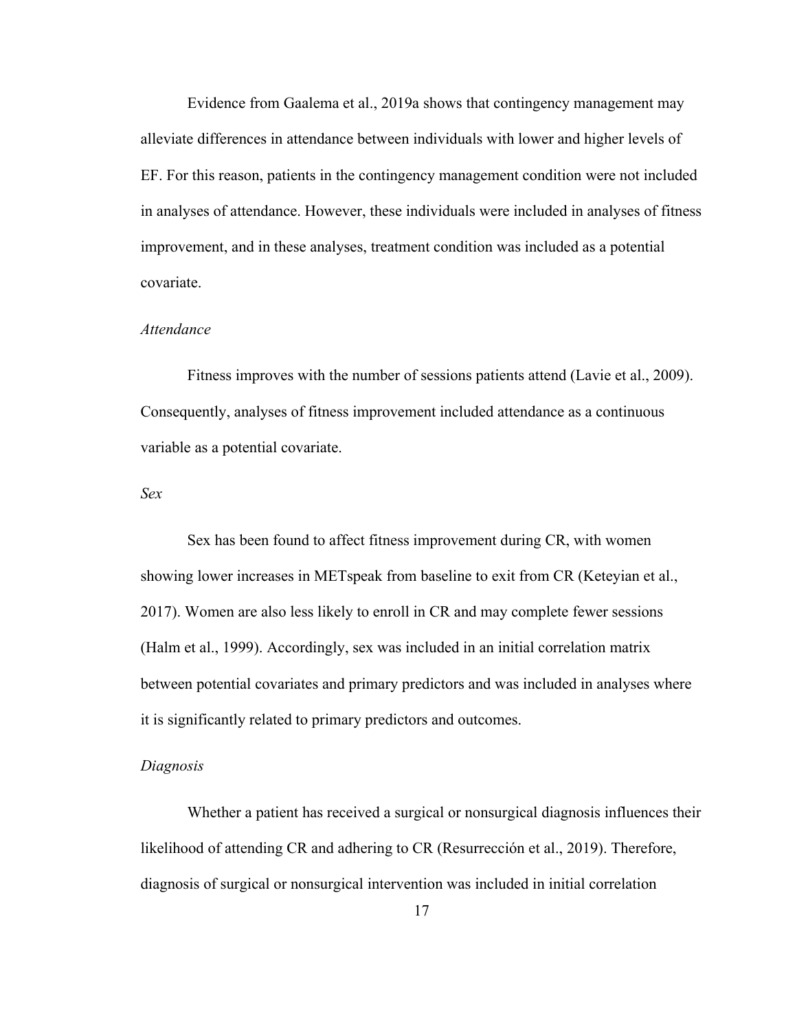Evidence from Gaalema et al., 2019a shows that contingency management may alleviate differences in attendance between individuals with lower and higher levels of EF. For this reason, patients in the contingency management condition were not included in analyses of attendance. However, these individuals were included in analyses of fitness improvement, and in these analyses, treatment condition was included as a potential covariate.

#### *Attendance*

Fitness improves with the number of sessions patients attend (Lavie et al., 2009). Consequently, analyses of fitness improvement included attendance as a continuous variable as a potential covariate.

#### *Sex*

Sex has been found to affect fitness improvement during CR, with women showing lower increases in METspeak from baseline to exit from CR (Keteyian et al., 2017). Women are also less likely to enroll in CR and may complete fewer sessions (Halm et al., 1999). Accordingly, sex was included in an initial correlation matrix between potential covariates and primary predictors and was included in analyses where it is significantly related to primary predictors and outcomes.

#### *Diagnosis*

Whether a patient has received a surgical or nonsurgical diagnosis influences their likelihood of attending CR and adhering to CR (Resurrección et al., 2019). Therefore, diagnosis of surgical or nonsurgical intervention was included in initial correlation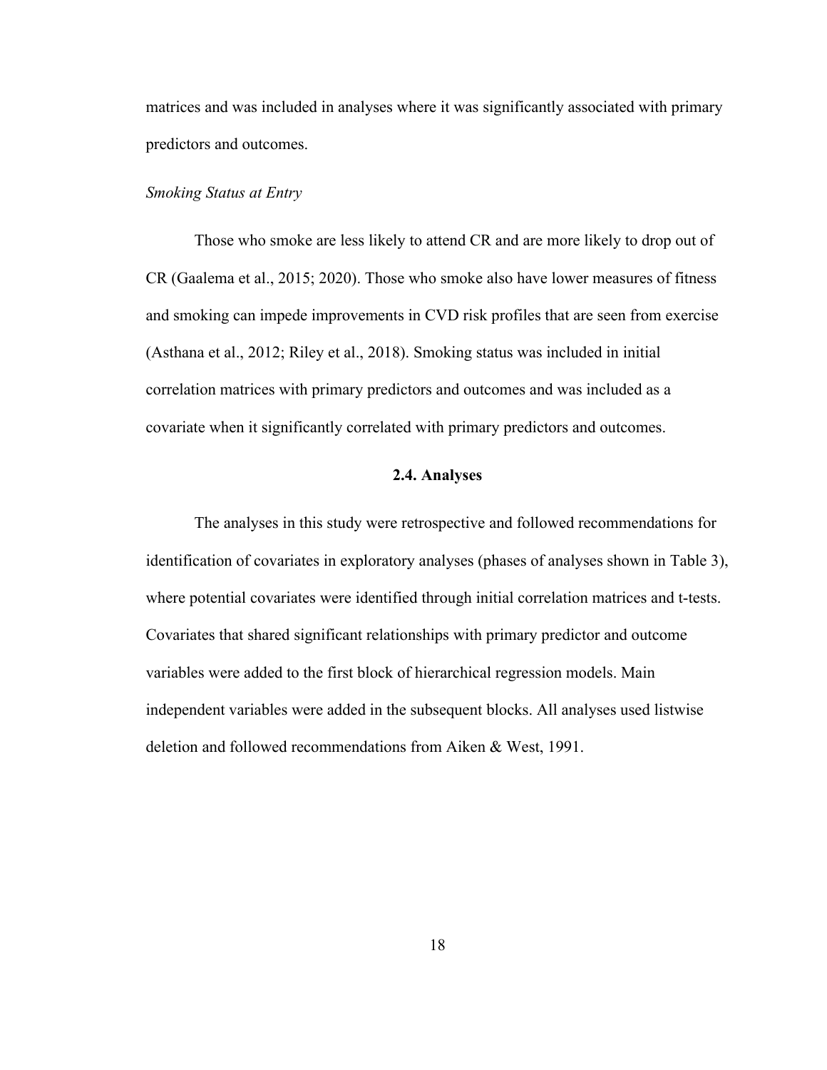matrices and was included in analyses where it was significantly associated with primary predictors and outcomes.

*Smoking Status at Entry*

Those who smoke are less likely to attend CR and are more likely to drop out of CR (Gaalema et al., 2015; 2020). Those who smoke also have lower measures of fitness and smoking can impede improvements in CVD risk profiles that are seen from exercise (Asthana et al., 2012; Riley et al., 2018). Smoking status was included in initial correlation matrices with primary predictors and outcomes and was included as a covariate when it significantly correlated with primary predictors and outcomes.

### 2.4. Analyses

The analyses in this study were retrospective and followed recommendations for identification of covariates in exploratory analyses (phases of analyses shown in Table 3), where potential covariates were identified through initial correlation matrices and t-tests. Covariates that shared significant relationships with primary predictor and outcome variables were added to the first block of hierarchical regression models. Main independent variables were added in the subsequent blocks. All analyses used listwise deletion and followed recommendations from Aiken & West, 1991.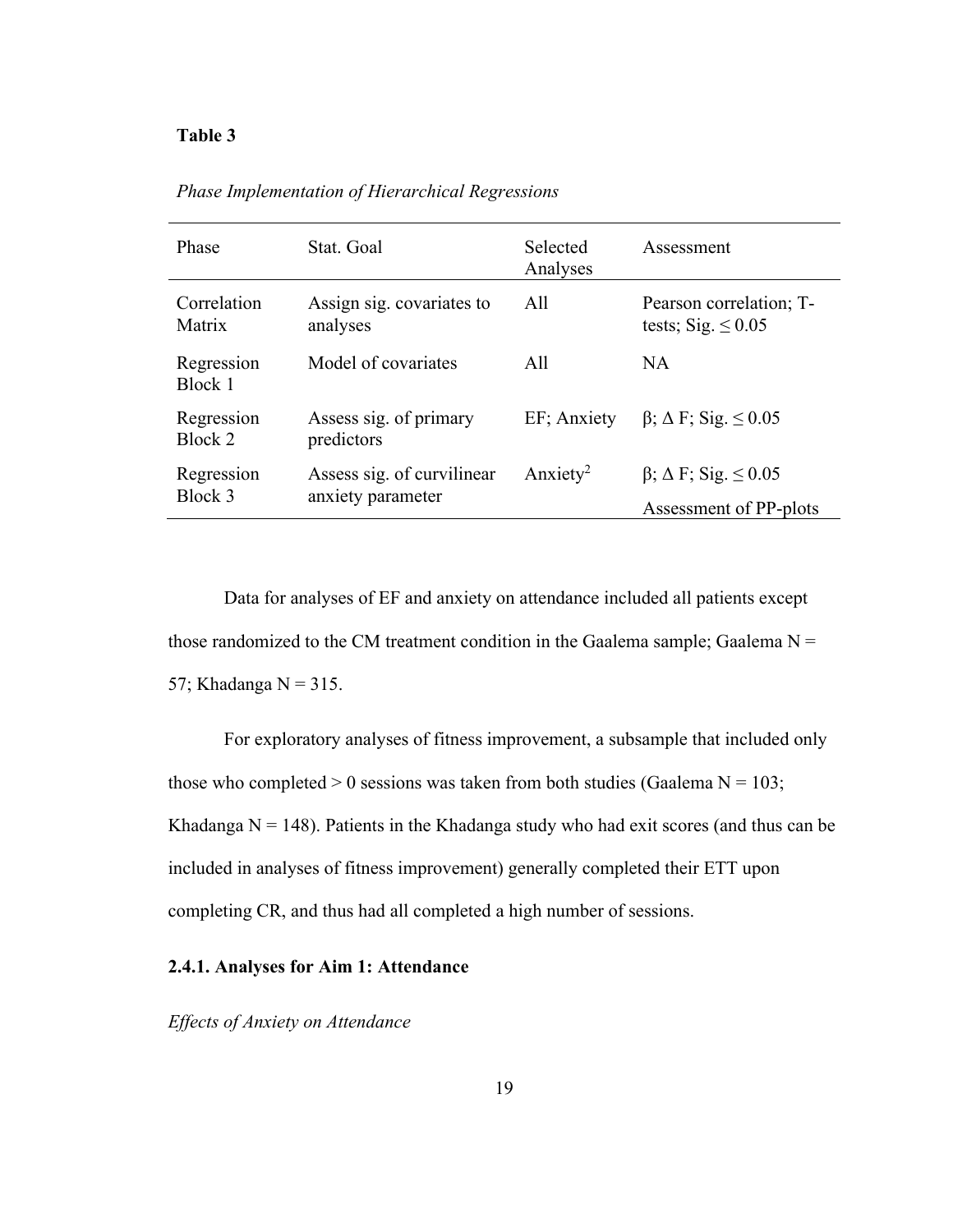**Table 3**

*Phase Implementation of Hierarchical Regressions*

| Phase | Stat. Goal | Selected Analyses | Assessment |
|---|---|---|---|
| Correlation Matrix | Assign sig. covariates to analyses | All | Pearson correlation; T-tests; Sig. ≤ 0.05 |
| Regression Block 1 | Model of covariates | All | NA |
| Regression Block 2 | Assess sig. of primary predictors | EF; Anxiety | β; Δ F; Sig. ≤ 0.05 |
| Regression Block 3 | Assess sig. of curvilinear anxiety parameter | $\text{Anxiety}^2$ | β; Δ F; Sig. ≤ 0.05<br>Assessment of PP-plots |

Data for analyses of EF and anxiety on attendance included all patients except those randomized to the CM treatment condition in the Gaalema sample; Gaalema N = 57; Khadanga N = 315.

For exploratory analyses of fitness improvement, a subsample that included only those who completed > 0 sessions was taken from both studies (Gaalema N = 103; Khadanga N = 148). Patients in the Khadanga study who had exit scores (and thus can be included in analyses of fitness improvement) generally completed their ETT upon completing CR, and thus had all completed a high number of sessions.

### 2.4.1. Analyses for Aim 1: Attendance

*Effects of Anxiety on Attendance*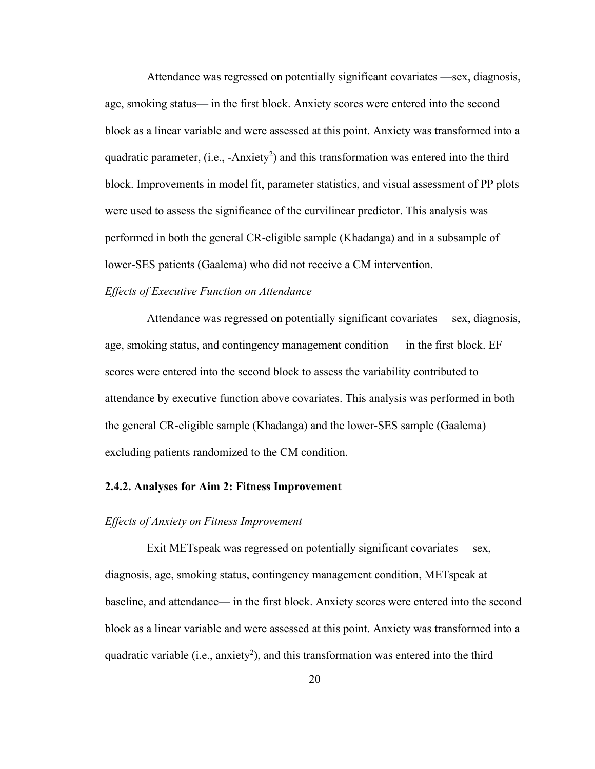Attendance was regressed on potentially significant covariates —sex, diagnosis, age, smoking status— in the first block. Anxiety scores were entered into the second block as a linear variable and were assessed at this point. Anxiety was transformed into a quadratic parameter, (i.e., -Anxiety$^2$) and this transformation was entered into the third block. Improvements in model fit, parameter statistics, and visual assessment of PP plots were used to assess the significance of the curvilinear predictor. This analysis was performed in both the general CR-eligible sample (Khadanga) and in a subsample of lower-SES patients (Gaalema) who did not receive a CM intervention.

*Effects of Executive Function on Attendance*

Attendance was regressed on potentially significant covariates —sex, diagnosis, age, smoking status, and contingency management condition — in the first block. EF scores were entered into the second block to assess the variability contributed to attendance by executive function above covariates. This analysis was performed in both the general CR-eligible sample (Khadanga) and the lower-SES sample (Gaalema) excluding patients randomized to the CM condition.

### 2.4.2. Analyses for Aim 2: Fitness Improvement

*Effects of Anxiety on Fitness Improvement*

Exit METspeak was regressed on potentially significant covariates —sex, diagnosis, age, smoking status, contingency management condition, METspeak at baseline, and attendance— in the first block. Anxiety scores were entered into the second block as a linear variable and were assessed at this point. Anxiety was transformed into a quadratic variable (i.e., anxiety$^2$), and this transformation was entered into the third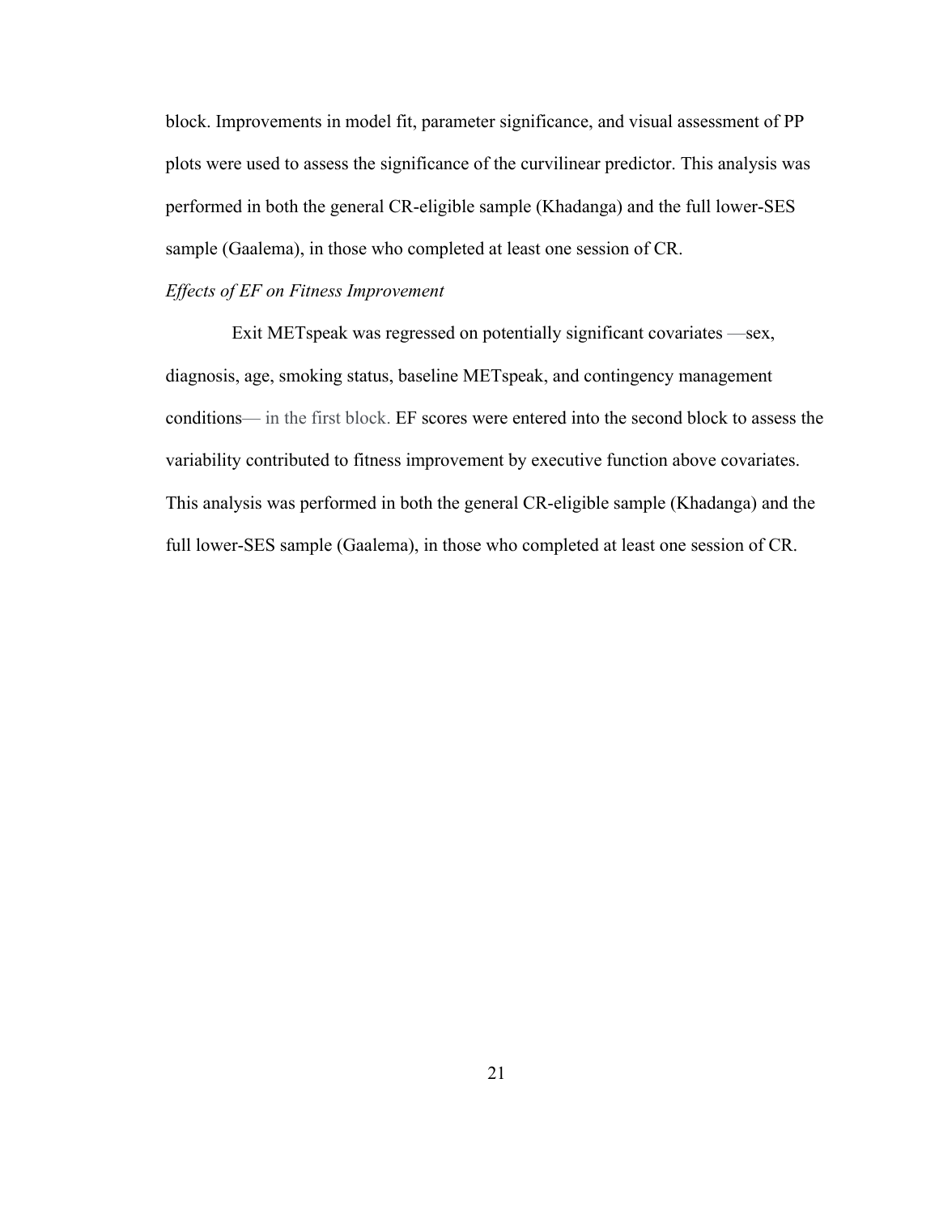block. Improvements in model fit, parameter significance, and visual assessment of PP plots were used to assess the significance of the curvilinear predictor. This analysis was performed in both the general CR-eligible sample (Khadanga) and the full lower-SES sample (Gaalema), in those who completed at least one session of CR.

*Effects of EF on Fitness Improvement*

Exit METspeak was regressed on potentially significant covariates —sex, diagnosis, age, smoking status, baseline METspeak, and contingency management conditions— in the first block. EF scores were entered into the second block to assess the variability contributed to fitness improvement by executive function above covariates. This analysis was performed in both the general CR-eligible sample (Khadanga) and the full lower-SES sample (Gaalema), in those who completed at least one session of CR.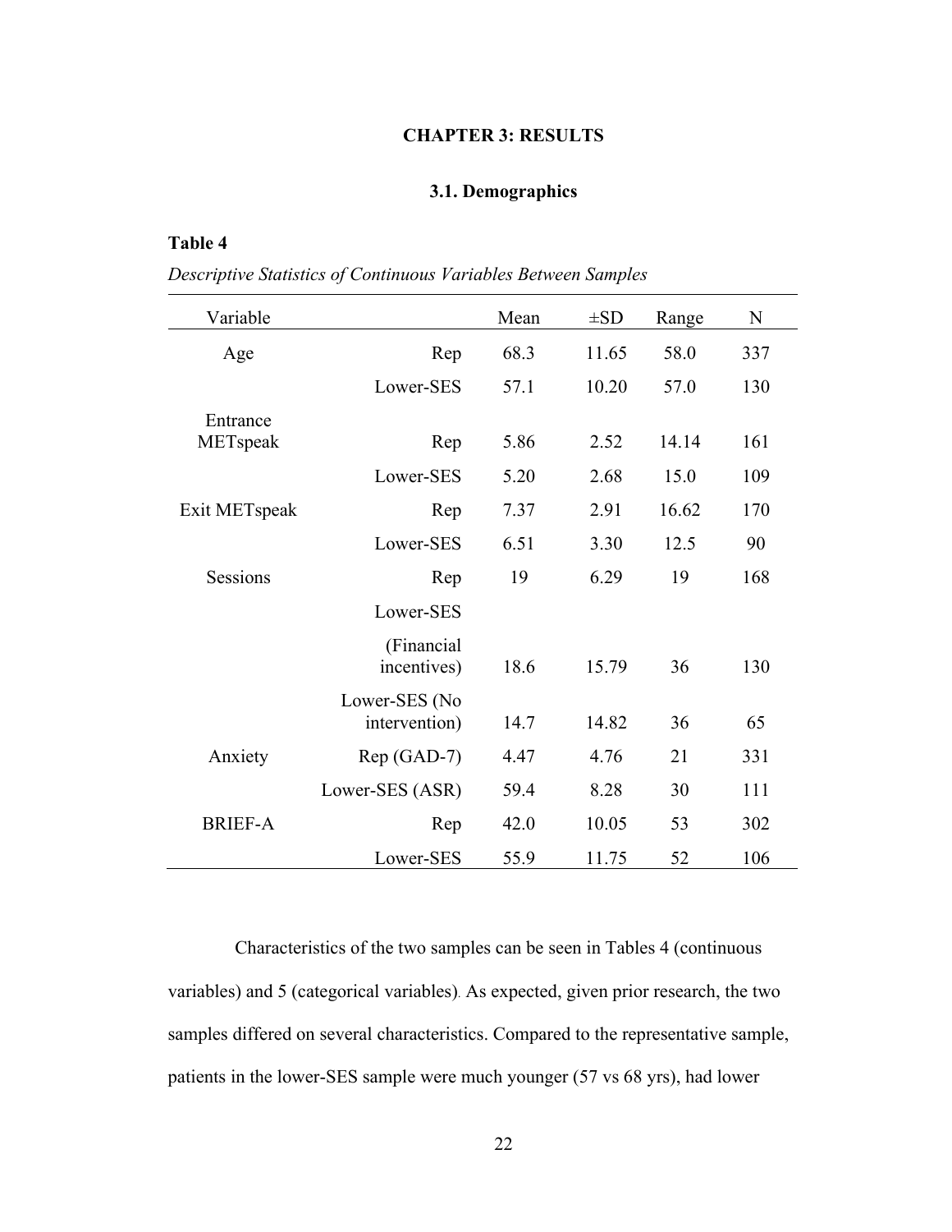# CHAPTER 3: RESULTS

## 3.1. Demographics

**Table 4**

*Descriptive Statistics of Continuous Variables Between Samples*

| Variable | | Mean | ±SD | Range | N |
|---|---|---|---|---|---|
| Age | Rep | 68.3 | 11.65 | 58.0 | 337 |
| | Lower-SES | 57.1 | 10.20 | 57.0 | 130 |
| Entrance METspeak | Rep | 5.86 | 2.52 | 14.14 | 161 |
| | Lower-SES | 5.20 | 2.68 | 15.0 | 109 |
| Exit METspeak | Rep | 7.37 | 2.91 | 16.62 | 170 |
| | Lower-SES | 6.51 | 3.30 | 12.5 | 90 |
| Sessions | Rep | 19 | 6.29 | 19 | 168 |
| | Lower-SES (Financial incentives) | 18.6 | 15.79 | 36 | 130 |
| | Lower-SES (No intervention) | 14.7 | 14.82 | 36 | 65 |
| Anxiety | Rep (GAD-7) | 4.47 | 4.76 | 21 | 331 |
| | Lower-SES (ASR) | 59.4 | 8.28 | 30 | 111 |
| BRIEF-A | Rep | 42.0 | 10.05 | 53 | 302 |
| | Lower-SES | 55.9 | 11.75 | 52 | 106 |

Characteristics of the two samples can be seen in Tables 4 (continuous variables) and 5 (categorical variables). As expected, given prior research, the two samples differed on several characteristics. Compared to the representative sample, patients in the lower-SES sample were much younger (57 vs 68 yrs), had lower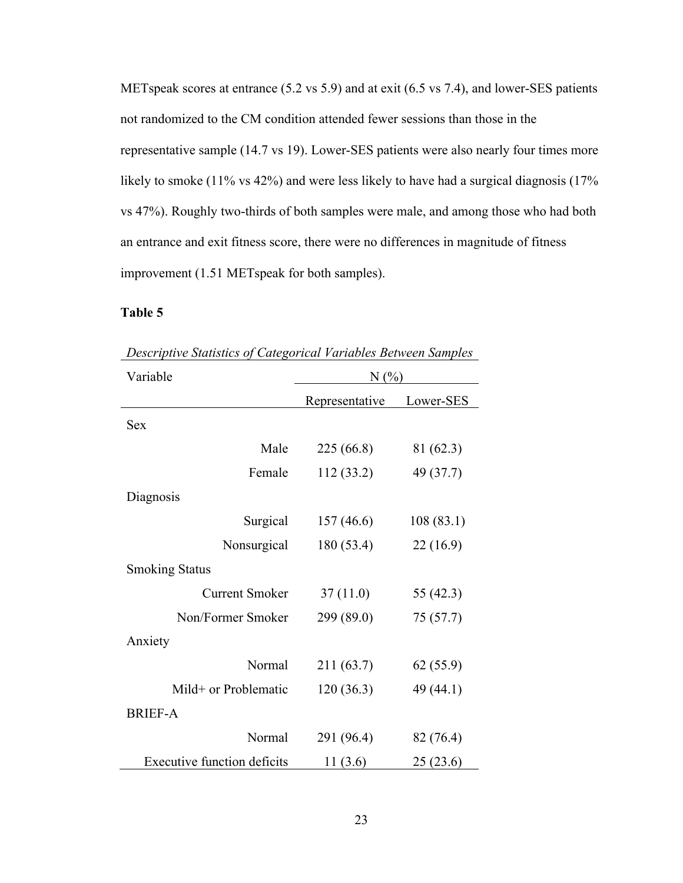METspeak scores at entrance (5.2 vs 5.9) and at exit (6.5 vs 7.4), and lower-SES patients not randomized to the CM condition attended fewer sessions than those in the representative sample (14.7 vs 19). Lower-SES patients were also nearly four times more likely to smoke (11% vs 42%) and were less likely to have had a surgical diagnosis (17% vs 47%). Roughly two-thirds of both samples were male, and among those who had both an entrance and exit fitness score, there were no differences in magnitude of fitness improvement (1.51 METspeak for both samples).

**Table 5**

*Descriptive Statistics of Categorical Variables Between Samples*

| Variable | N (%) | |
|---|---|---|
| | Representative | Lower-SES |
| Sex | | |
| Male | 225 (66.8) | 81 (62.3) |
| Female | 112 (33.2) | 49 (37.7) |
| Diagnosis | | |
| Surgical | 157 (46.6) | 108 (83.1) |
| Nonsurgical | 180 (53.4) | 22 (16.9) |
| Smoking Status | | |
| Current Smoker | 37 (11.0) | 55 (42.3) |
| Non/Former Smoker | 299 (89.0) | 75 (57.7) |
| Anxiety | | |
| Normal | 211 (63.7) | 62 (55.9) |
| Mild+ or Problematic | 120 (36.3) | 49 (44.1) |
| BRIEF-A | | |
| Normal | 291 (96.4) | 82 (76.4) |
| Executive function deficits | 11 (3.6) | 25 (23.6) |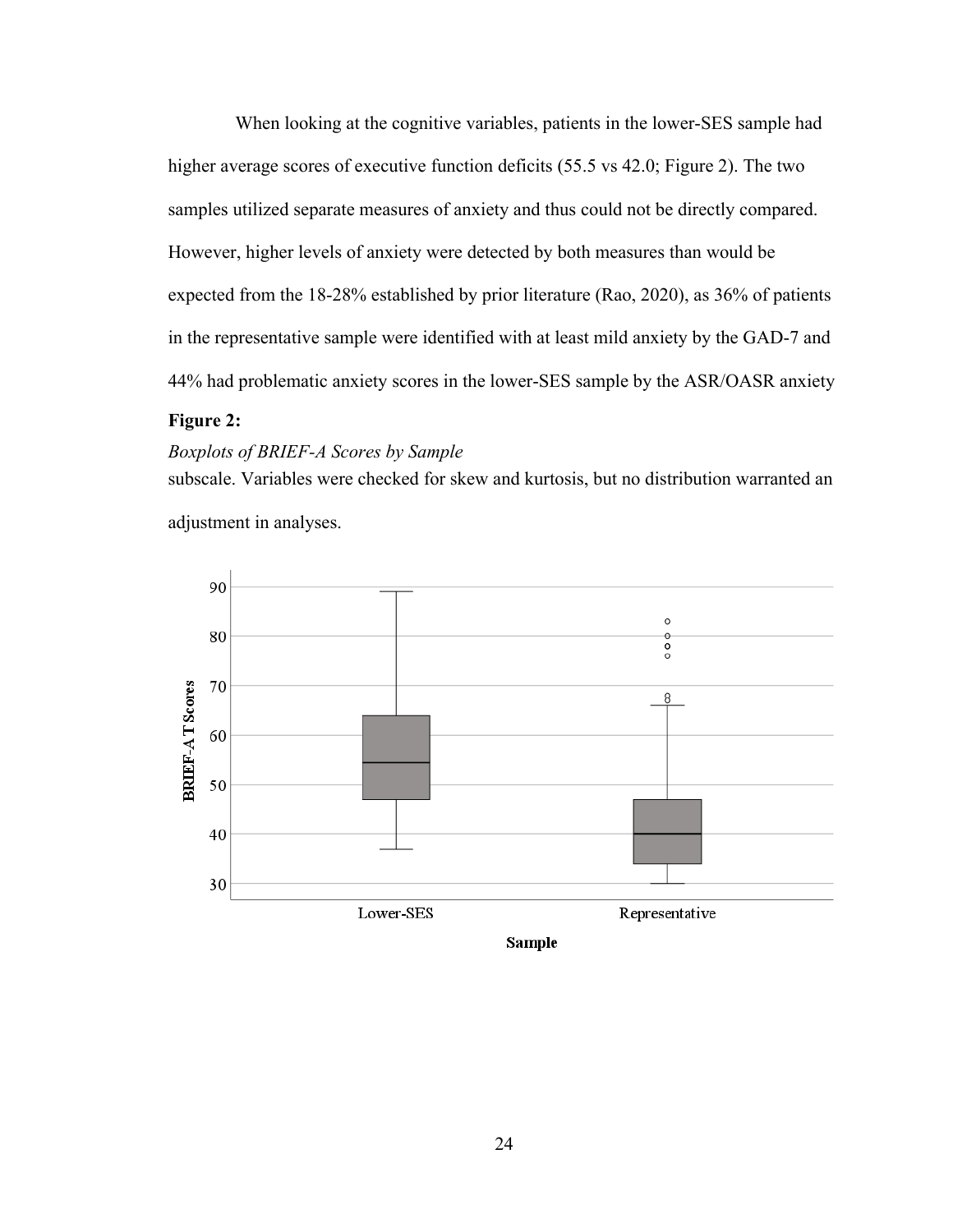When looking at the cognitive variables, patients in the lower-SES sample had higher average scores of executive function deficits (55.5 vs 42.0; Figure 2). The two samples utilized separate measures of anxiety and thus could not be directly compared. However, higher levels of anxiety were detected by both measures than would be expected from the 18-28% established by prior literature (Rao, 2020), as 36% of patients in the representative sample were identified with at least mild anxiety by the GAD-7 and 44% had problematic anxiety scores in the lower-SES sample by the ASR/OASR anxiety subscale. Variables were checked for skew and kurtosis, but no distribution warranted an adjustment in analyses.

**Figure 2:**

*Boxplots of BRIEF-A Scores by Sample*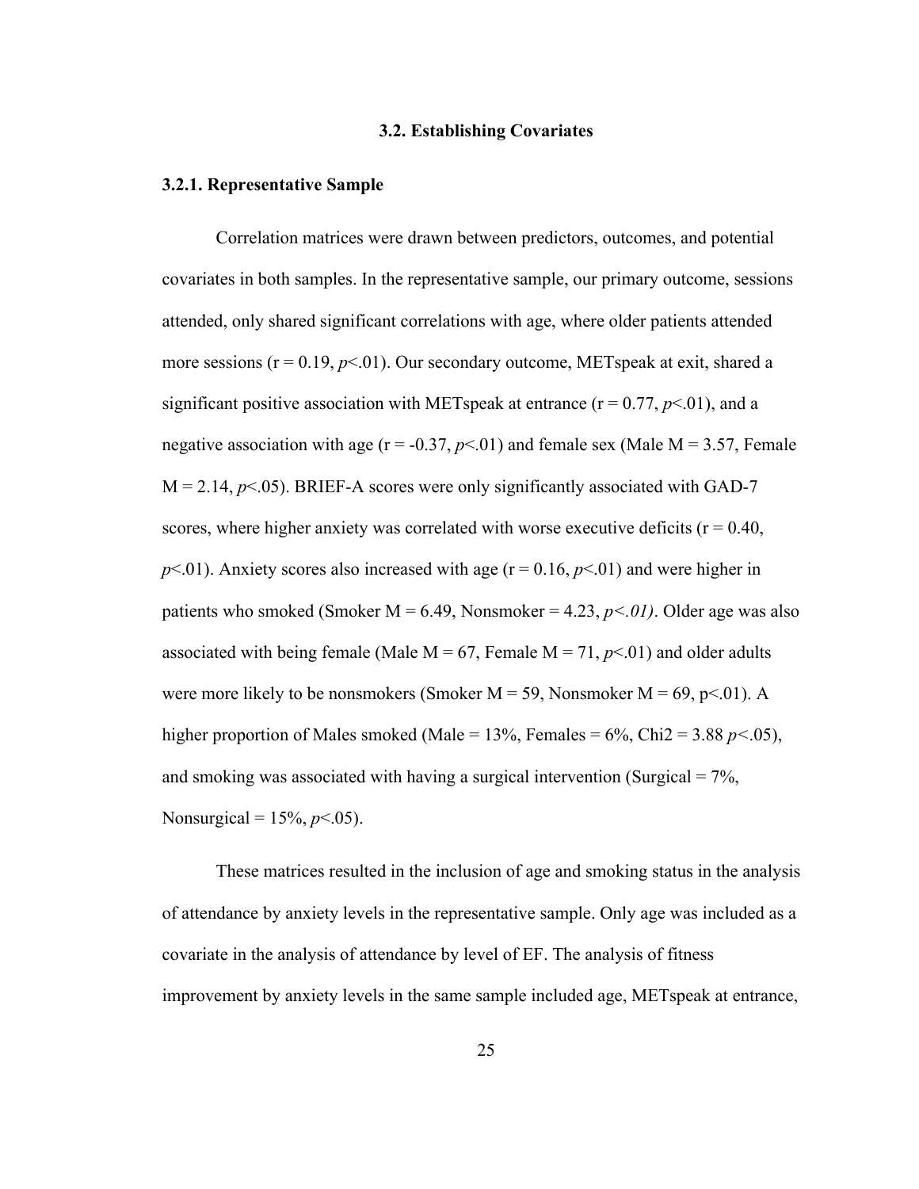## 3.2. Establishing Covariates

### 3.2.1. Representative Sample

Correlation matrices were drawn between predictors, outcomes, and potential covariates in both samples. In the representative sample, our primary outcome, sessions attended, only shared significant correlations with age, where older patients attended more sessions ($r = 0.19$, $p<.01$). Our secondary outcome, METspeak at exit, shared a significant positive association with METspeak at entrance ($r = 0.77$, $p<.01$), and a negative association with age ($r = -0.37$, $p<.01$) and female sex (Male M = 3.57, Female M = 2.14, $p<.05$). BRIEF-A scores were only significantly associated with GAD-7 scores, where higher anxiety was correlated with worse executive deficits ($r = 0.40$, $p<.01$). Anxiety scores also increased with age ($r = 0.16$, $p<.01$) and were higher in patients who smoked (Smoker M = 6.49, Nonsmoker = 4.23, $p<.01$). Older age was also associated with being female (Male M = 67, Female M = 71, $p<.01$) and older adults were more likely to be nonsmokers (Smoker M = 59, Nonsmoker M = 69, $p<.01$). A higher proportion of Males smoked (Male = 13%, Females = 6%, Chi2 = 3.88 $p<.05$), and smoking was associated with having a surgical intervention (Surgical = 7%, Nonsurgical = 15%, $p<.05$).

These matrices resulted in the inclusion of age and smoking status in the analysis of attendance by anxiety levels in the representative sample. Only age was included as a covariate in the analysis of attendance by level of EF. The analysis of fitness improvement by anxiety levels in the same sample included age, METspeak at entrance,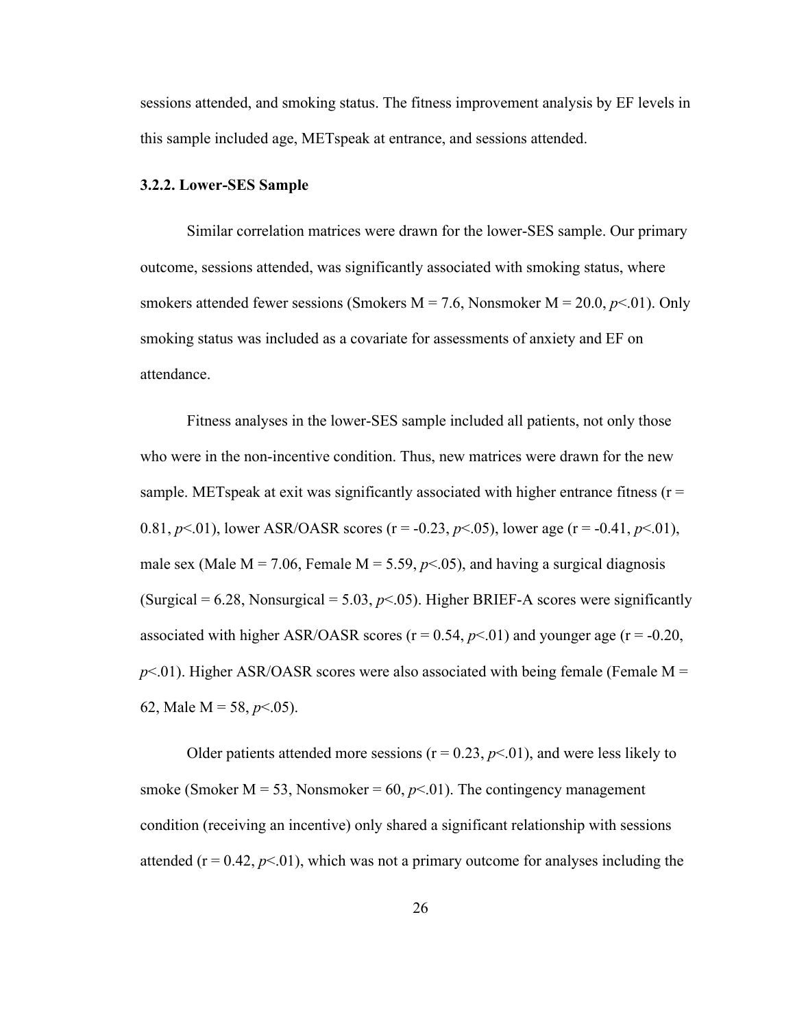sessions attended, and smoking status. The fitness improvement analysis by EF levels in this sample included age, METspeak at entrance, and sessions attended.

### 3.2.2. Lower-SES Sample

Similar correlation matrices were drawn for the lower-SES sample. Our primary outcome, sessions attended, was significantly associated with smoking status, where smokers attended fewer sessions (Smokers M = 7.6, Nonsmoker M = 20.0, $p<.01$). Only smoking status was included as a covariate for assessments of anxiety and EF on attendance.

Fitness analyses in the lower-SES sample included all patients, not only those who were in the non-incentive condition. Thus, new matrices were drawn for the new sample. METspeak at exit was significantly associated with higher entrance fitness ($r = 0.81$, $p<.01$), lower ASR/OASR scores ($r = -0.23$, $p<.05$), lower age ($r = -0.41$, $p<.01$), male sex (Male M = 7.06, Female M = 5.59, $p<.05$), and having a surgical diagnosis (Surgical = 6.28, Nonsurgical = 5.03, $p<.05$). Higher BRIEF-A scores were significantly associated with higher ASR/OASR scores ($r = 0.54$, $p<.01$) and younger age ($r = -0.20$, $p<.01$). Higher ASR/OASR scores were also associated with being female (Female M = 62, Male M = 58, $p<.05$).

Older patients attended more sessions ($r = 0.23$, $p<.01$), and were less likely to smoke (Smoker M = 53, Nonsmoker = 60, $p<.01$). The contingency management condition (receiving an incentive) only shared a significant relationship with sessions attended ($r = 0.42$, $p<.01$), which was not a primary outcome for analyses including the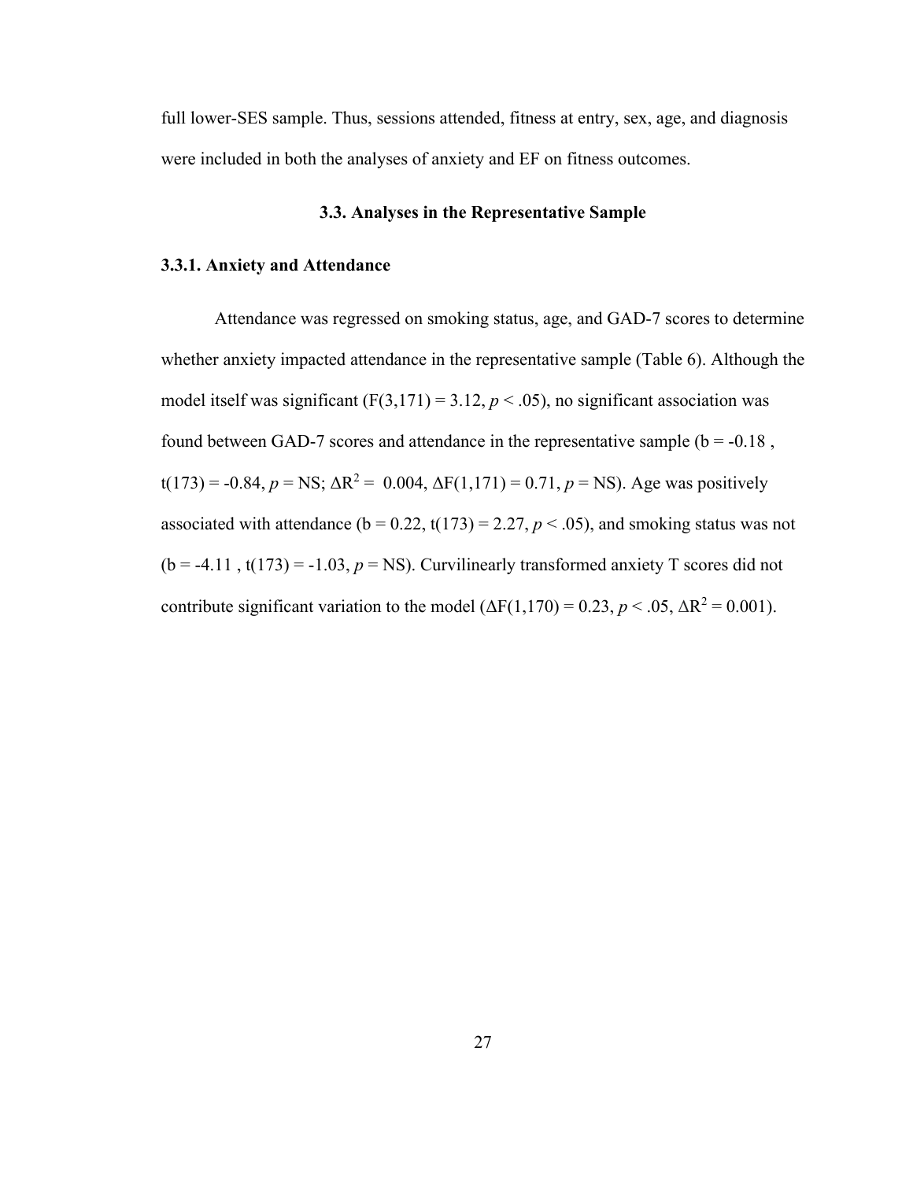full lower-SES sample. Thus, sessions attended, fitness at entry, sex, age, and diagnosis were included in both the analyses of anxiety and EF on fitness outcomes.

## 3.3. Analyses in the Representative Sample

### 3.3.1. Anxiety and Attendance

Attendance was regressed on smoking status, age, and GAD-7 scores to determine whether anxiety impacted attendance in the representative sample (Table 6). Although the model itself was significant ($F(3,171) = 3.12$, $p < .05$), no significant association was found between GAD-7 scores and attendance in the representative sample ($b = -0.18$ , $t(173) = -0.84$, $p$ = NS; $\Delta R^2 = 0.004$, $\Delta F(1,171) = 0.71$, $p$ = NS). Age was positively associated with attendance ($b = 0.22$, $t(173) = 2.27$, $p < .05$), and smoking status was not ($b = -4.11$ , $t(173) = -1.03$, $p$ = NS). Curvilinearly transformed anxiety T scores did not contribute significant variation to the model ($\Delta F(1,170) = 0.23$, $p < .05$, $\Delta R^2 = 0.001$).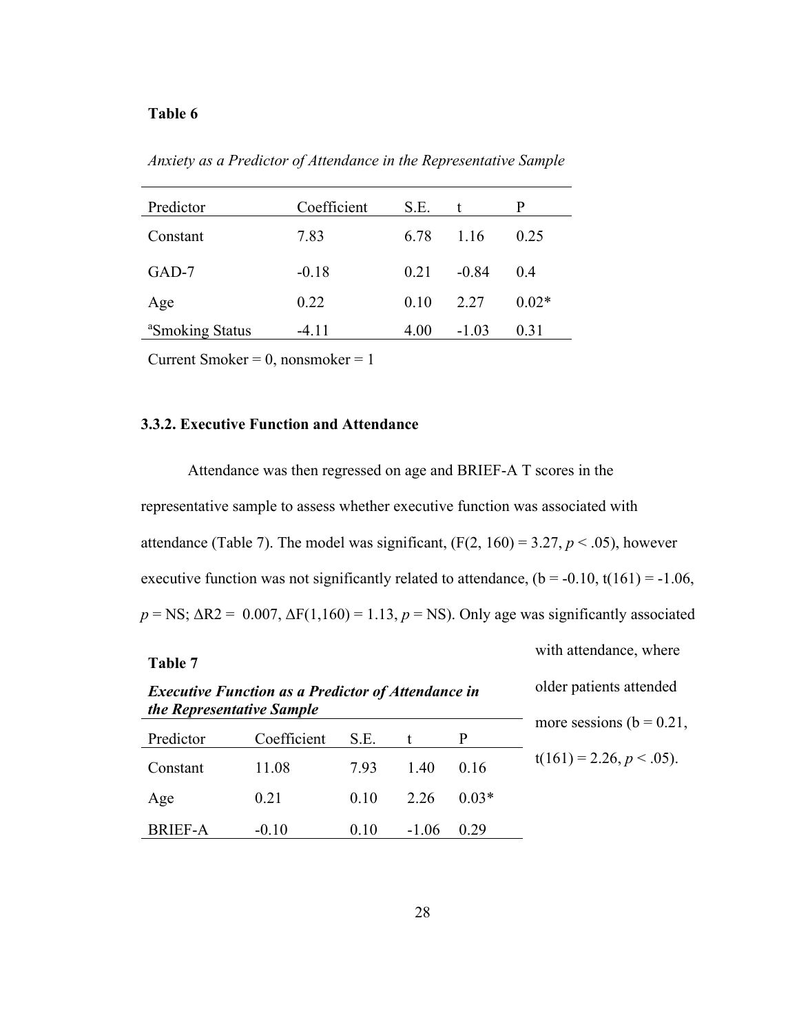**Table 6**

*Anxiety as a Predictor of Attendance in the Representative Sample*

| Predictor | Coefficient | S.E. | t | P |
|---|---|---|---|---|
| Constant | 7.83 | 6.78 | 1.16 | 0.25 |
| GAD-7 | -0.18 | 0.21 | -0.84 | 0.4 |
| Age | 0.22 | 0.10 | 2.27 | 0.02* |
| [a]Smoking Status | -4.11 | 4.00 | -1.03 | 0.31 |

Current Smoker = 0, nonsmoker = 1

### 3.3.2. Executive Function and Attendance

Attendance was then regressed on age and BRIEF-A T scores in the representative sample to assess whether executive function was associated with attendance (Table 7). The model was significant, ($F(2, 160) = 3.27$, $p < .05$), however executive function was not significantly related to attendance, ($b = -0.10$, $t(161) = -1.06$, $p$ = NS; $\Delta R2 = 0.007$, $\Delta F(1,160) = 1.13$, $p$ = NS). Only age was significantly associated with attendance, where older patients attended more sessions ($b = 0.21$, $t(161) = 2.26$, $p < .05$).

**Table 7**

***Executive Function as a Predictor of Attendance in the Representative Sample***

| Predictor | Coefficient | S.E. | t | P |
|---|---|---|---|---|
| Constant | 11.08 | 7.93 | 1.40 | 0.16 |
| Age | 0.21 | 0.10 | 2.26 | 0.03* |
| BRIEF-A | -0.10 | 0.10 | -1.06 | 0.29 |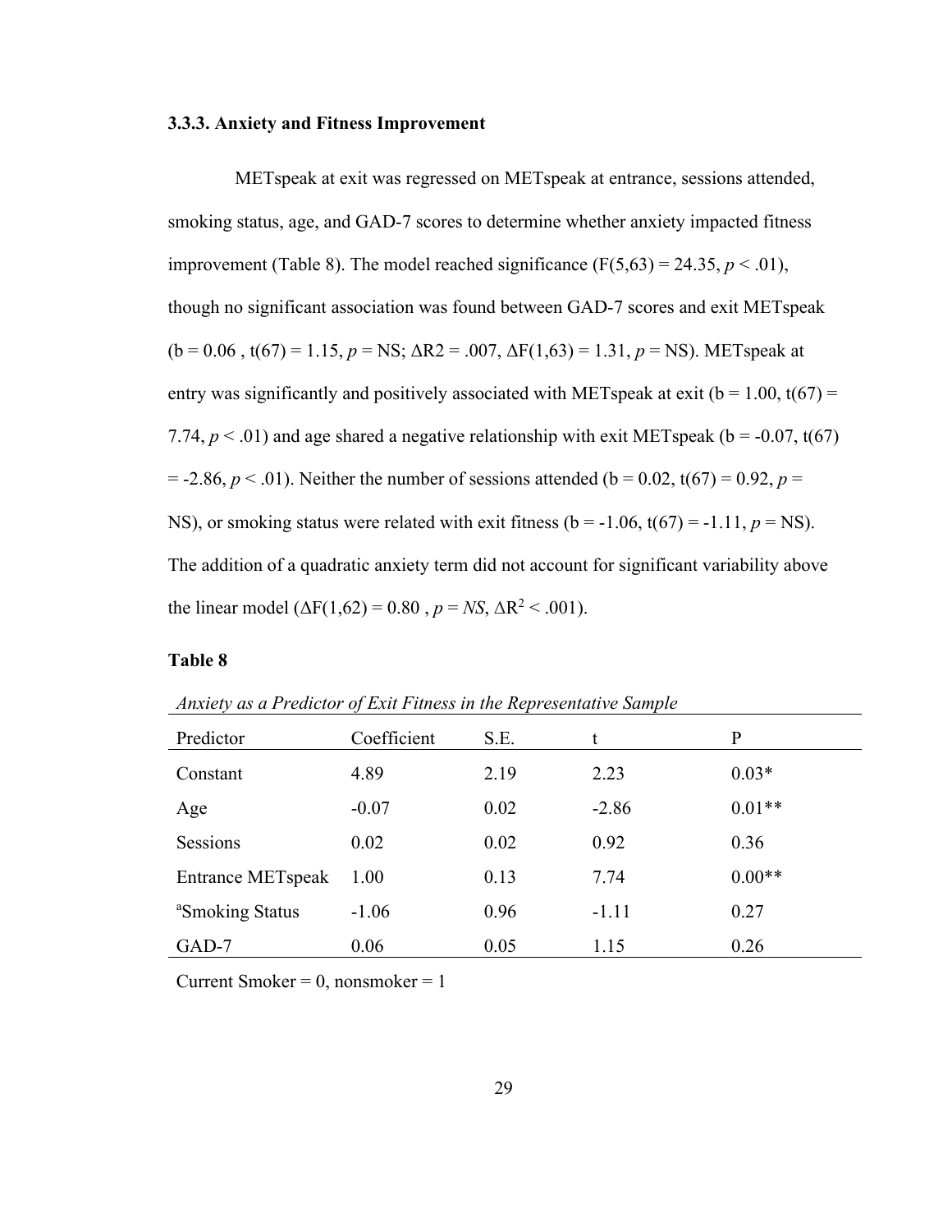### 3.3.3. Anxiety and Fitness Improvement

METspeak at exit was regressed on METspeak at entrance, sessions attended, smoking status, age, and GAD-7 scores to determine whether anxiety impacted fitness improvement (Table 8). The model reached significance ($F(5,63) = 24.35$, $p < .01$), though no significant association was found between GAD-7 scores and exit METspeak ($b = 0.06$, $t(67) = 1.15$, $p$ = NS; $\Delta R2 = .007$, $\Delta F(1,63) = 1.31$, $p$ = NS). METspeak at entry was significantly and positively associated with METspeak at exit ($b = 1.00$, $t(67) = 7.74$, $p < .01$) and age shared a negative relationship with exit METspeak ($b = -0.07$, $t(67) = -2.86$, $p < .01$). Neither the number of sessions attended ($b = 0.02$, $t(67) = 0.92$, $p$ = NS), or smoking status were related with exit fitness ($b = -1.06$, $t(67) = -1.11$, $p$ = NS). The addition of a quadratic anxiety term did not account for significant variability above the linear model ($\Delta F(1,62) = 0.80$, $p = NS$, $\Delta R^2 < .001$).

**Table 8**

*Anxiety as a Predictor of Exit Fitness in the Representative Sample*

| Predictor | Coefficient | S.E. | t | P |
|---|---|---|---|---|
| Constant | 4.89 | 2.19 | 2.23 | 0.03* |
| Age | -0.07 | 0.02 | -2.86 | 0.01** |
| Sessions | 0.02 | 0.02 | 0.92 | 0.36 |
| Entrance METspeak | 1.00 | 0.13 | 7.74 | 0.00** |
| [a]Smoking Status | -1.06 | 0.96 | -1.11 | 0.27 |
| GAD-7 | 0.06 | 0.05 | 1.15 | 0.26 |

Current Smoker = 0, nonsmoker = 1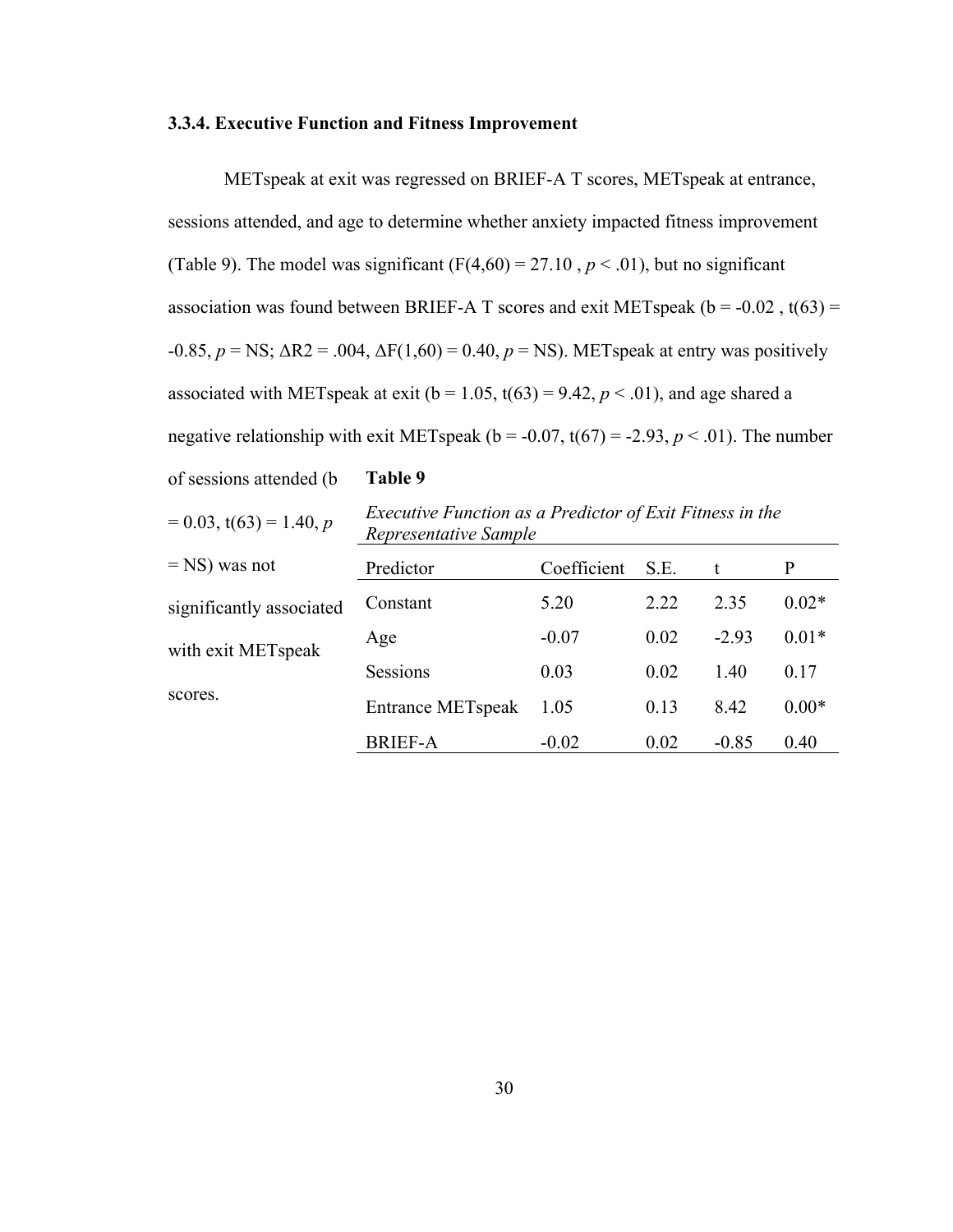### 3.3.4. Executive Function and Fitness Improvement

METspeak at exit was regressed on BRIEF-A T scores, METspeak at entrance, sessions attended, and age to determine whether anxiety impacted fitness improvement (Table 9). The model was significant ($F(4,60) = 27.10$, $p < .01$), but no significant association was found between BRIEF-A T scores and exit METspeak ($b = -0.02$, $t(63) = -0.85$, $p$ = NS; $\Delta R2 = .004$, $\Delta F(1,60) = 0.40$, $p$ = NS). METspeak at entry was positively associated with METspeak at exit ($b = 1.05$, $t(63) = 9.42$, $p < .01$), and age shared a negative relationship with exit METspeak ($b = -0.07$, $t(67) = -2.93$, $p < .01$). The number of sessions attended ($b = 0.03$, $t(63) = 1.40$, $p$ = NS) was not significantly associated with exit METspeak scores.

**Table 9**

*Executive Function as a Predictor of Exit Fitness in the Representative Sample*

| Predictor | Coefficient | S.E. | t | P |
|---|---|---|---|---|
| Constant | 5.20 | 2.22 | 2.35 | 0.02* |
| Age | -0.07 | 0.02 | -2.93 | 0.01* |
| Sessions | 0.03 | 0.02 | 1.40 | 0.17 |
| Entrance METspeak | 1.05 | 0.13 | 8.42 | 0.00* |
| BRIEF-A | -0.02 | 0.02 | -0.85 | 0.40 |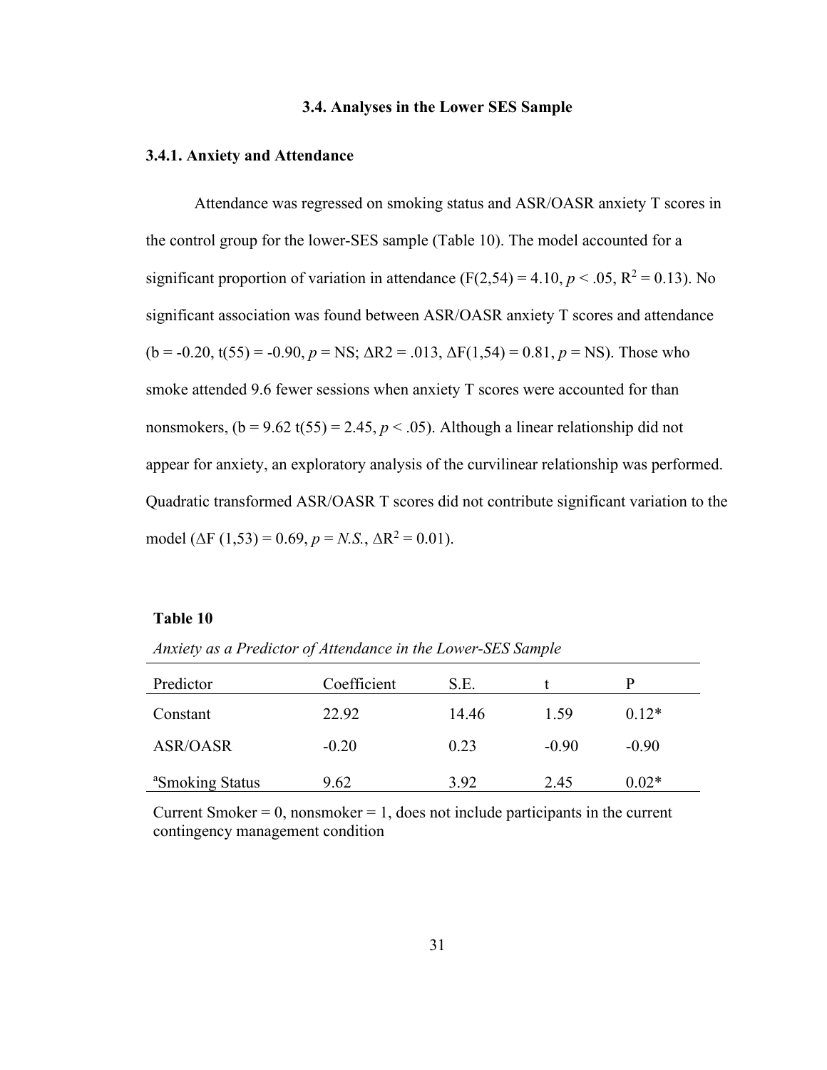## 3.4. Analyses in the Lower SES Sample

### 3.4.1. Anxiety and Attendance

Attendance was regressed on smoking status and ASR/OASR anxiety T scores in the control group for the lower-SES sample (Table 10). The model accounted for a significant proportion of variation in attendance (F(2,54) = 4.10, *p* < .05, $R^2$ = 0.13). No significant association was found between ASR/OASR anxiety T scores and attendance (b = -0.20, t(55) = -0.90, *p* = NS; ΔR2 = .013, ΔF(1,54) = 0.81, *p* = NS). Those who smoke attended 9.6 fewer sessions when anxiety T scores were accounted for than nonsmokers, (b = 9.62 t(55) = 2.45, *p* < .05). Although a linear relationship did not appear for anxiety, an exploratory analysis of the curvilinear relationship was performed. Quadratic transformed ASR/OASR T scores did not contribute significant variation to the model (ΔF (1,53) = 0.69, *p* = *N.S.*, $\Delta R^2$ = 0.01).

**Table 10**

*Anxiety as a Predictor of Attendance in the Lower-SES Sample*

| Predictor | Coefficient | S.E. | t | P |
|---|---|---|---|---|
| Constant | 22.92 | 14.46 | 1.59 | 0.12* |
| ASR/OASR | -0.20 | 0.23 | -0.90 | -0.90 |
| [a]Smoking Status | 9.62 | 3.92 | 2.45 | 0.02* |

Current Smoker = 0, nonsmoker = 1, does not include participants in the current contingency management condition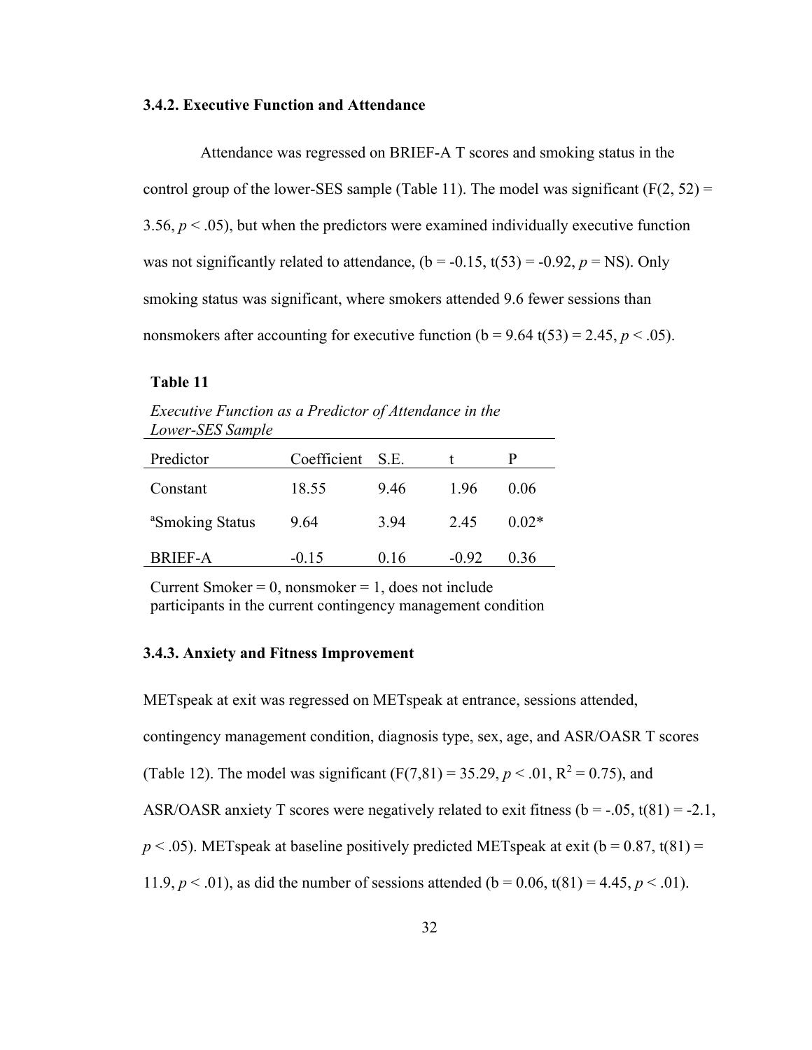### 3.4.2. Executive Function and Attendance

Attendance was regressed on BRIEF-A T scores and smoking status in the control group of the lower-SES sample (Table 11). The model was significant ($F(2, 52) = 3.56$, $p < .05$), but when the predictors were examined individually executive function was not significantly related to attendance, ($b = -0.15$, $t(53) = -0.92$, $p$ = NS). Only smoking status was significant, where smokers attended 9.6 fewer sessions than nonsmokers after accounting for executive function ($b = 9.64$ $t(53) = 2.45$, $p < .05$).

**Table 11**

*Executive Function as a Predictor of Attendance in the Lower-SES Sample*

| Predictor | Coefficient | S.E. | t | P |
|---|---|---|---|---|
| Constant | 18.55 | 9.46 | 1.96 | 0.06 |
| [a]Smoking Status | 9.64 | 3.94 | 2.45 | 0.02* |
| BRIEF-A | -0.15 | 0.16 | -0.92 | 0.36 |

Current Smoker = 0, nonsmoker = 1, does not include participants in the current contingency management condition

### 3.4.3. Anxiety and Fitness Improvement

METspeak at exit was regressed on METspeak at entrance, sessions attended, contingency management condition, diagnosis type, sex, age, and ASR/OASR T scores (Table 12). The model was significant ($F(7,81) = 35.29$, $p < .01$, $R^2 = 0.75$), and ASR/OASR anxiety T scores were negatively related to exit fitness ($b = -.05$, $t(81) = -2.1$, $p < .05$). METspeak at baseline positively predicted METspeak at exit ($b = 0.87$, $t(81) = 11.9$, $p < .01$), as did the number of sessions attended ($b = 0.06$, $t(81) = 4.45$, $p < .01$).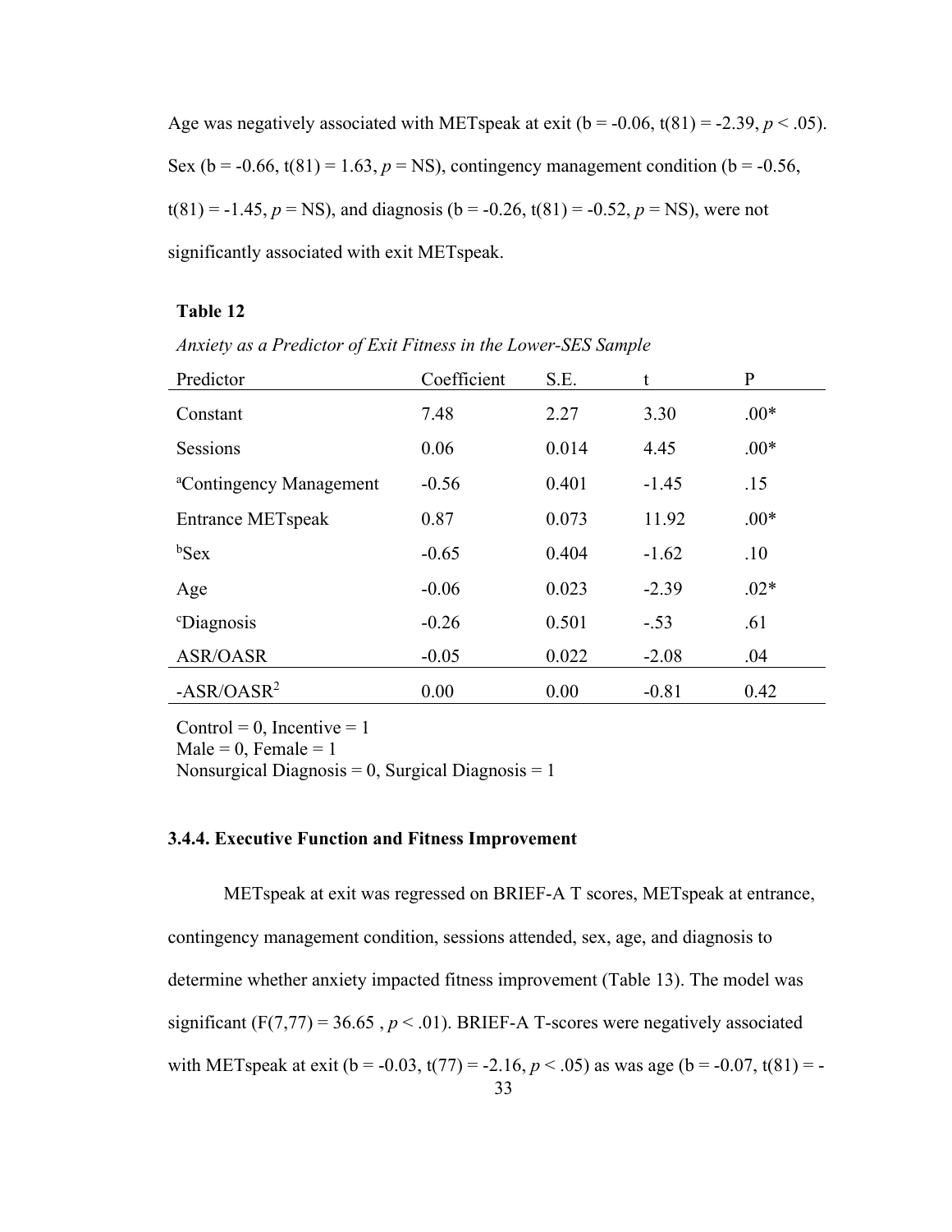Age was negatively associated with METspeak at exit (b = -0.06, t(81) = -2.39, $p < .05$). Sex (b = -0.66, t(81) = 1.63, $p$ = NS), contingency management condition (b = -0.56, t(81) = -1.45, $p$ = NS), and diagnosis (b = -0.26, t(81) = -0.52, $p$ = NS), were not significantly associated with exit METspeak.

**Table 12**

*Anxiety as a Predictor of Exit Fitness in the Lower-SES Sample*

| Predictor | Coefficient | S.E. | t | P |
|---|---|---|---|---|
| Constant | 7.48 | 2.27 | 3.30 | .00* |
| Sessions | 0.06 | 0.014 | 4.45 | .00* |
| [a]Contingency Management | -0.56 | 0.401 | -1.45 | .15 |
| Entrance METspeak | 0.87 | 0.073 | 11.92 | .00* |
| [b]Sex | -0.65 | 0.404 | -1.62 | .10 |
| Age | -0.06 | 0.023 | -2.39 | .02* |
| [c]Diagnosis | -0.26 | 0.501 | -.53 | .61 |
| ASR/OASR | -0.05 | 0.022 | -2.08 | .04 |
| -ASR/OASR$^2$ | 0.00 | 0.00 | -0.81 | 0.42 |

Control = 0, Incentive = 1
Male = 0, Female = 1
Nonsurgical Diagnosis = 0, Surgical Diagnosis = 1

### 3.4.4. Executive Function and Fitness Improvement

METspeak at exit was regressed on BRIEF-A T scores, METspeak at entrance, contingency management condition, sessions attended, sex, age, and diagnosis to determine whether anxiety impacted fitness improvement (Table 13). The model was significant ($F(7,77) = 36.65$ , $p < .01$). BRIEF-A T-scores were negatively associated with METspeak at exit (b = -0.03, t(77) = -2.16, $p < .05$) as was age (b = -0.07, t(81) = -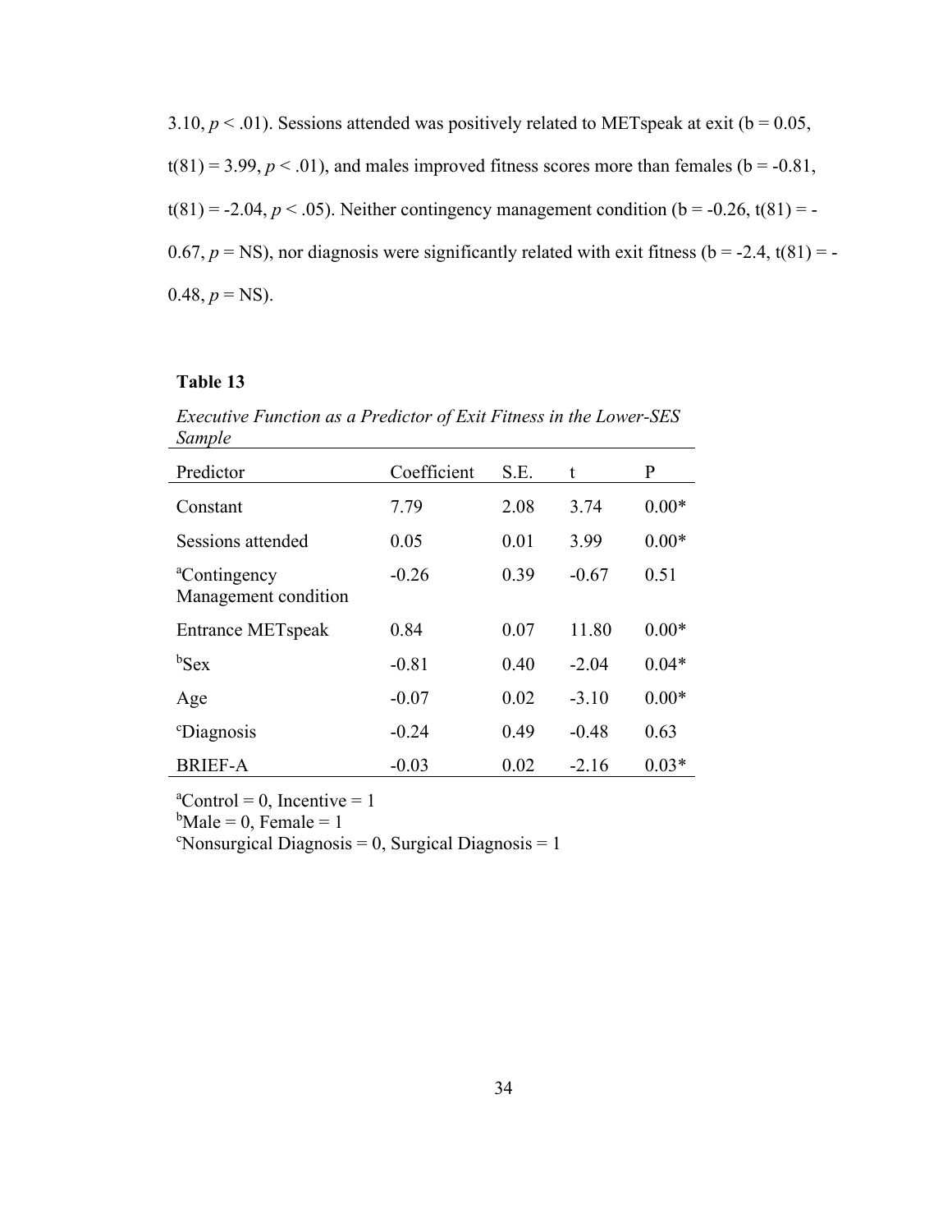3.10, $p < .01$). Sessions attended was positively related to METspeak at exit (b = 0.05, t(81) = 3.99, $p < .01$), and males improved fitness scores more than females (b = -0.81, t(81) = -2.04, $p < .05$). Neither contingency management condition (b = -0.26, t(81) = -0.67, $p$ = NS), nor diagnosis were significantly related with exit fitness (b = -2.4, t(81) = -0.48, $p$ = NS).

**Table 13**

*Executive Function as a Predictor of Exit Fitness in the Lower-SES Sample*

| Predictor | Coefficient | S.E. | t | P |
|---|---|---|---|---|
| Constant | 7.79 | 2.08 | 3.74 | 0.00* |
| Sessions attended | 0.05 | 0.01 | 3.99 | 0.00* |
| [a]Contingency Management condition | -0.26 | 0.39 | -0.67 | 0.51 |
| Entrance METspeak | 0.84 | 0.07 | 11.80 | 0.00* |
| [b]Sex | -0.81 | 0.40 | -2.04 | 0.04* |
| Age | -0.07 | 0.02 | -3.10 | 0.00* |
| [c]Diagnosis | -0.24 | 0.49 | -0.48 | 0.63 |
| BRIEF-A | -0.03 | 0.02 | -2.16 | 0.03* |

[a]Control = 0, Incentive = 1
[b]Male = 0, Female = 1
[c]Nonsurgical Diagnosis = 0, Surgical Diagnosis = 1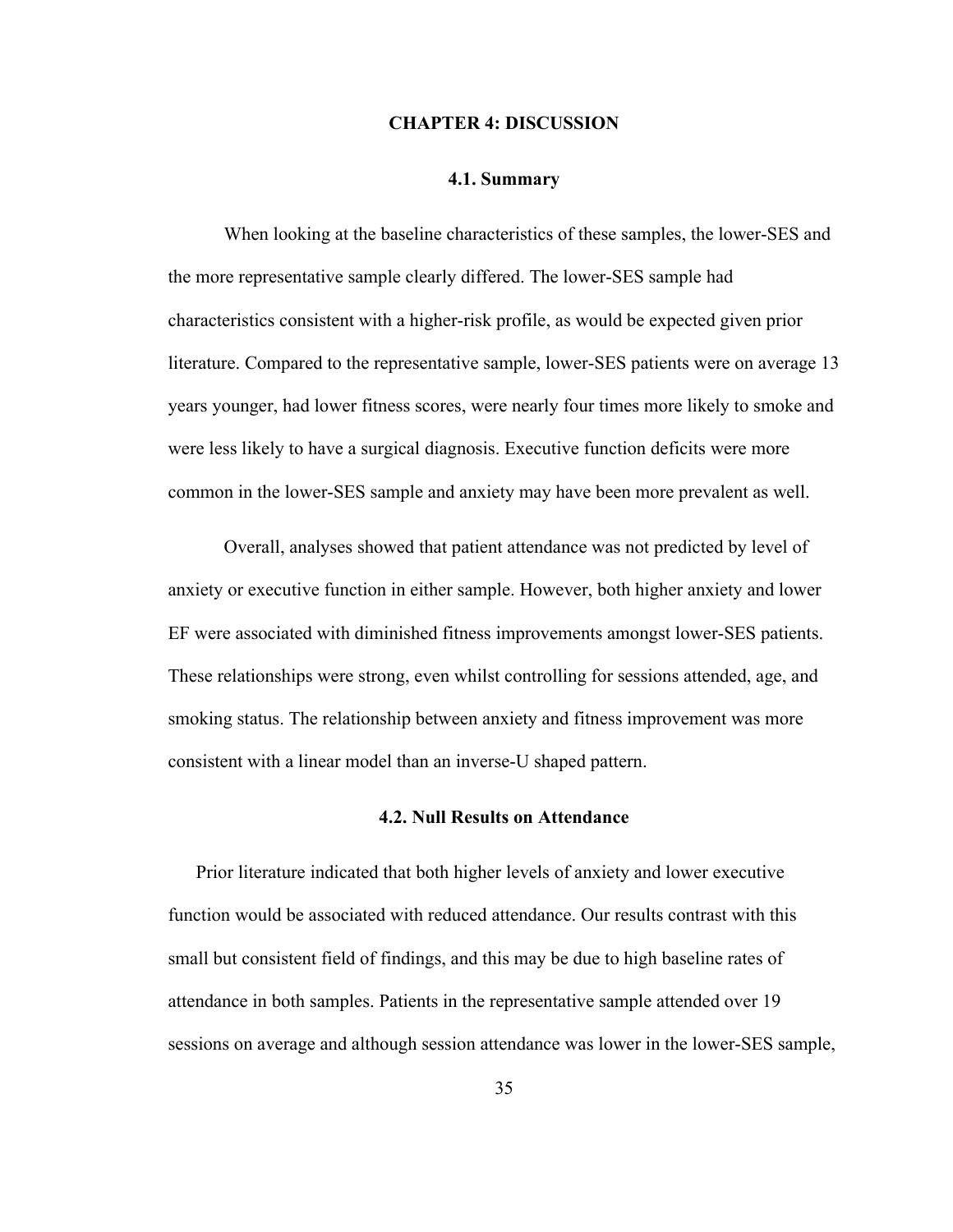# CHAPTER 4: DISCUSSION

## 4.1. Summary

When looking at the baseline characteristics of these samples, the lower-SES and the more representative sample clearly differed. The lower-SES sample had characteristics consistent with a higher-risk profile, as would be expected given prior literature. Compared to the representative sample, lower-SES patients were on average 13 years younger, had lower fitness scores, were nearly four times more likely to smoke and were less likely to have a surgical diagnosis. Executive function deficits were more common in the lower-SES sample and anxiety may have been more prevalent as well.

Overall, analyses showed that patient attendance was not predicted by level of anxiety or executive function in either sample. However, both higher anxiety and lower EF were associated with diminished fitness improvements amongst lower-SES patients. These relationships were strong, even whilst controlling for sessions attended, age, and smoking status. The relationship between anxiety and fitness improvement was more consistent with a linear model than an inverse-U shaped pattern.

## 4.2. Null Results on Attendance

Prior literature indicated that both higher levels of anxiety and lower executive function would be associated with reduced attendance. Our results contrast with this small but consistent field of findings, and this may be due to high baseline rates of attendance in both samples. Patients in the representative sample attended over 19 sessions on average and although session attendance was lower in the lower-SES sample,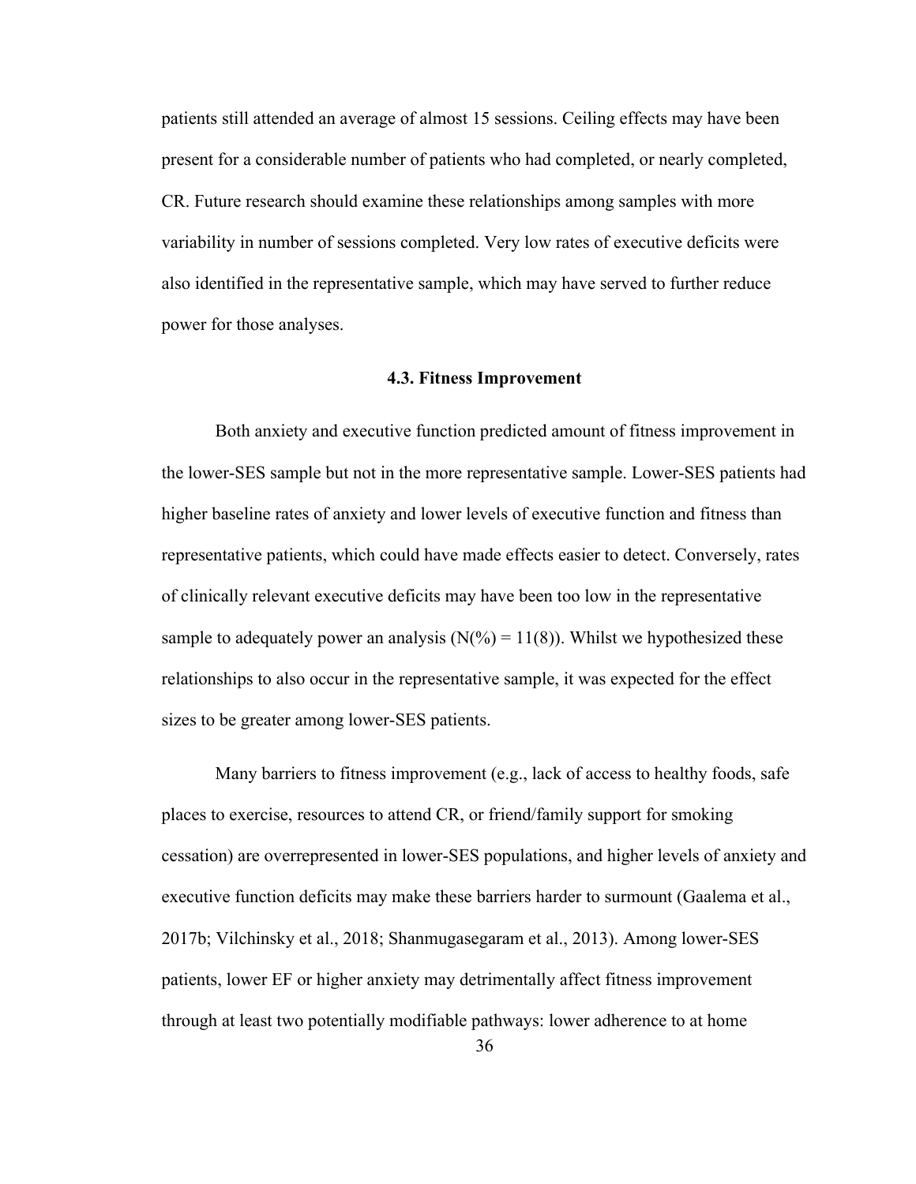patients still attended an average of almost 15 sessions. Ceiling effects may have been present for a considerable number of patients who had completed, or nearly completed, CR. Future research should examine these relationships among samples with more variability in number of sessions completed. Very low rates of executive deficits were also identified in the representative sample, which may have served to further reduce power for those analyses.

### 4.3. Fitness Improvement

Both anxiety and executive function predicted amount of fitness improvement in the lower-SES sample but not in the more representative sample. Lower-SES patients had higher baseline rates of anxiety and lower levels of executive function and fitness than representative patients, which could have made effects easier to detect. Conversely, rates of clinically relevant executive deficits may have been too low in the representative sample to adequately power an analysis (N(%) = 11(8)). Whilst we hypothesized these relationships to also occur in the representative sample, it was expected for the effect sizes to be greater among lower-SES patients.

Many barriers to fitness improvement (e.g., lack of access to healthy foods, safe places to exercise, resources to attend CR, or friend/family support for smoking cessation) are overrepresented in lower-SES populations, and higher levels of anxiety and executive function deficits may make these barriers harder to surmount (Gaalema et al., 2017b; Vilchinsky et al., 2018; Shanmugasegaram et al., 2013). Among lower-SES patients, lower EF or higher anxiety may detrimentally affect fitness improvement through at least two potentially modifiable pathways: lower adherence to at home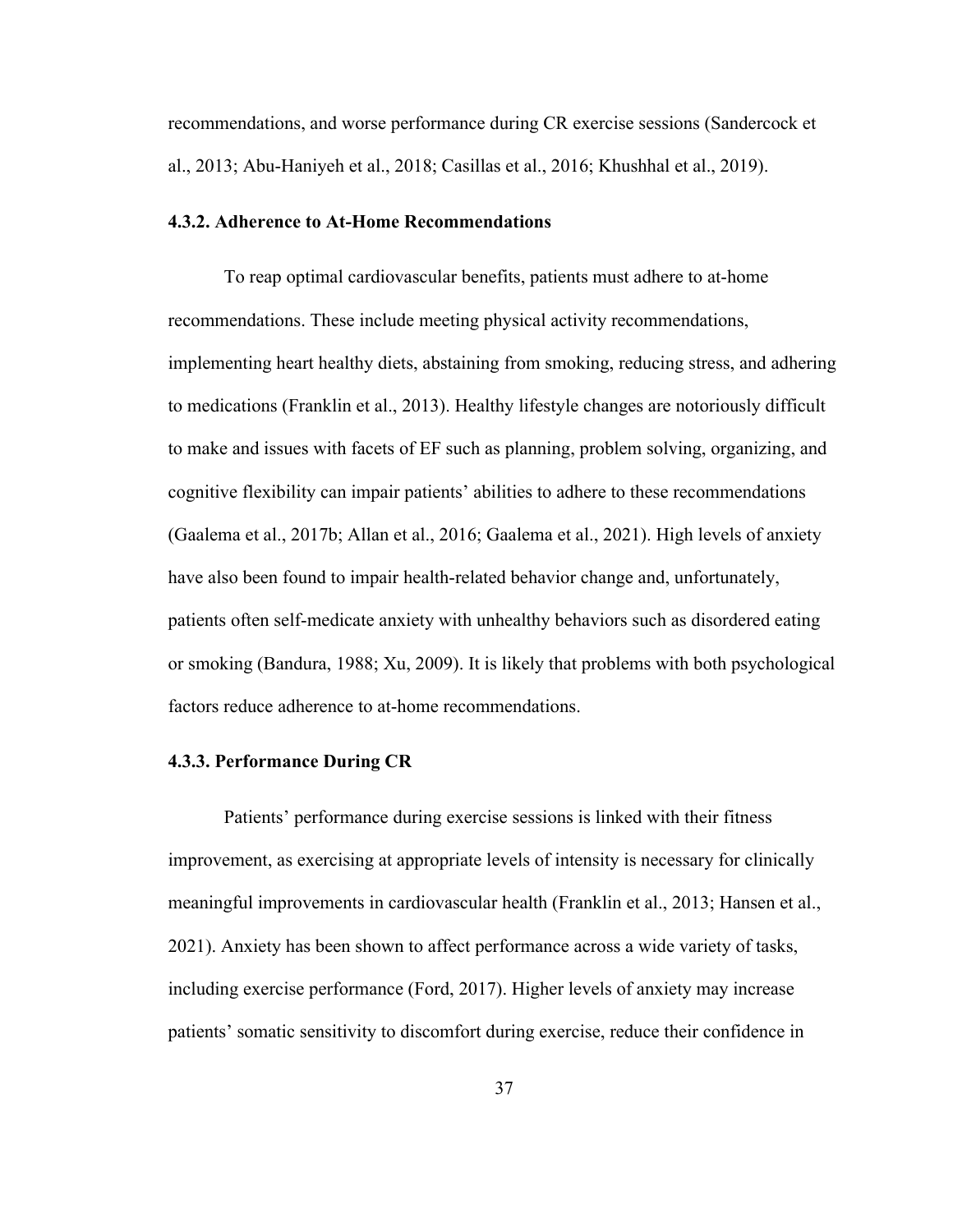recommendations, and worse performance during CR exercise sessions (Sandercock et al., 2013; Abu-Haniyeh et al., 2018; Casillas et al., 2016; Khushhal et al., 2019).

### 4.3.2. Adherence to At-Home Recommendations

To reap optimal cardiovascular benefits, patients must adhere to at-home recommendations. These include meeting physical activity recommendations, implementing heart healthy diets, abstaining from smoking, reducing stress, and adhering to medications (Franklin et al., 2013). Healthy lifestyle changes are notoriously difficult to make and issues with facets of EF such as planning, problem solving, organizing, and cognitive flexibility can impair patients' abilities to adhere to these recommendations (Gaalema et al., 2017b; Allan et al., 2016; Gaalema et al., 2021). High levels of anxiety have also been found to impair health-related behavior change and, unfortunately, patients often self-medicate anxiety with unhealthy behaviors such as disordered eating or smoking (Bandura, 1988; Xu, 2009). It is likely that problems with both psychological factors reduce adherence to at-home recommendations.

### 4.3.3. Performance During CR

Patients' performance during exercise sessions is linked with their fitness improvement, as exercising at appropriate levels of intensity is necessary for clinically meaningful improvements in cardiovascular health (Franklin et al., 2013; Hansen et al., 2021). Anxiety has been shown to affect performance across a wide variety of tasks, including exercise performance (Ford, 2017). Higher levels of anxiety may increase patients' somatic sensitivity to discomfort during exercise, reduce their confidence in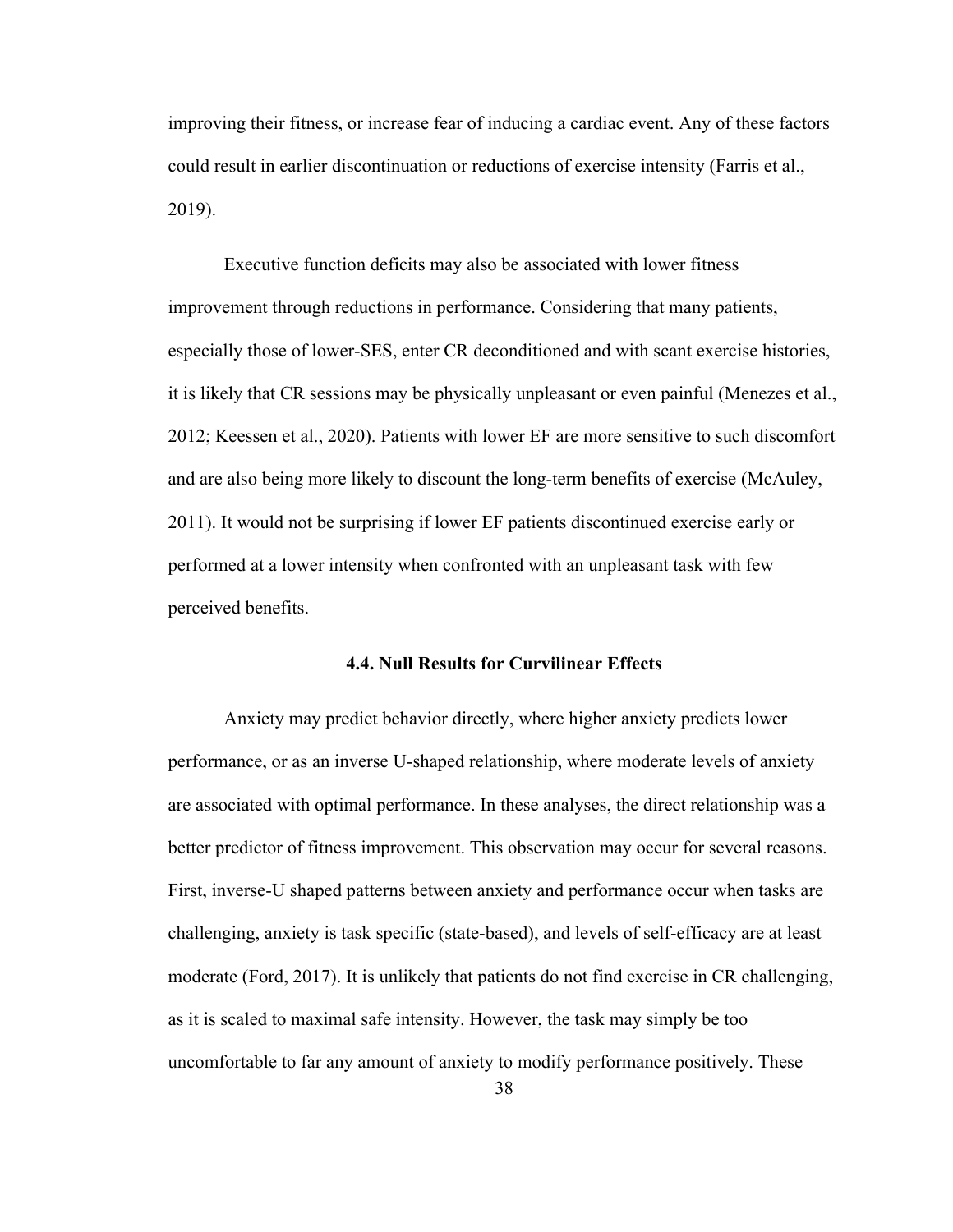improving their fitness, or increase fear of inducing a cardiac event. Any of these factors could result in earlier discontinuation or reductions of exercise intensity (Farris et al., 2019).

Executive function deficits may also be associated with lower fitness improvement through reductions in performance. Considering that many patients, especially those of lower-SES, enter CR deconditioned and with scant exercise histories, it is likely that CR sessions may be physically unpleasant or even painful (Menezes et al., 2012; Keessen et al., 2020). Patients with lower EF are more sensitive to such discomfort and are also being more likely to discount the long-term benefits of exercise (McAuley, 2011). It would not be surprising if lower EF patients discontinued exercise early or performed at a lower intensity when confronted with an unpleasant task with few perceived benefits.

## 4.4. Null Results for Curvilinear Effects

Anxiety may predict behavior directly, where higher anxiety predicts lower performance, or as an inverse U-shaped relationship, where moderate levels of anxiety are associated with optimal performance. In these analyses, the direct relationship was a better predictor of fitness improvement. This observation may occur for several reasons. First, inverse-U shaped patterns between anxiety and performance occur when tasks are challenging, anxiety is task specific (state-based), and levels of self-efficacy are at least moderate (Ford, 2017). It is unlikely that patients do not find exercise in CR challenging, as it is scaled to maximal safe intensity. However, the task may simply be too uncomfortable to far any amount of anxiety to modify performance positively. These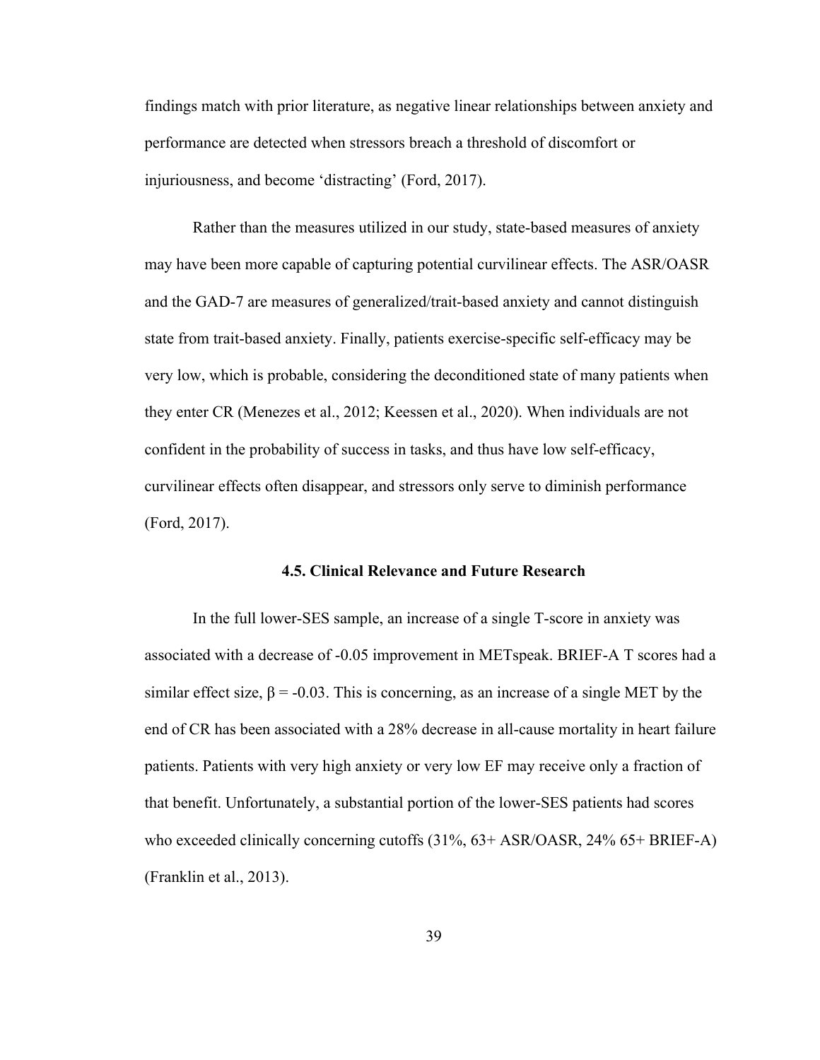findings match with prior literature, as negative linear relationships between anxiety and performance are detected when stressors breach a threshold of discomfort or injuriousness, and become 'distracting' (Ford, 2017).

Rather than the measures utilized in our study, state-based measures of anxiety may have been more capable of capturing potential curvilinear effects. The ASR/OASR and the GAD-7 are measures of generalized/trait-based anxiety and cannot distinguish state from trait-based anxiety. Finally, patients exercise-specific self-efficacy may be very low, which is probable, considering the deconditioned state of many patients when they enter CR (Menezes et al., 2012; Keessen et al., 2020). When individuals are not confident in the probability of success in tasks, and thus have low self-efficacy, curvilinear effects often disappear, and stressors only serve to diminish performance (Ford, 2017).

### 4.5. Clinical Relevance and Future Research

In the full lower-SES sample, an increase of a single T-score in anxiety was associated with a decrease of -0.05 improvement in METspeak. BRIEF-A T scores had a similar effect size, $\beta = -0.03$. This is concerning, as an increase of a single MET by the end of CR has been associated with a 28% decrease in all-cause mortality in heart failure patients. Patients with very high anxiety or very low EF may receive only a fraction of that benefit. Unfortunately, a substantial portion of the lower-SES patients had scores who exceeded clinically concerning cutoffs (31%, 63+ ASR/OASR, 24% 65+ BRIEF-A) (Franklin et al., 2013).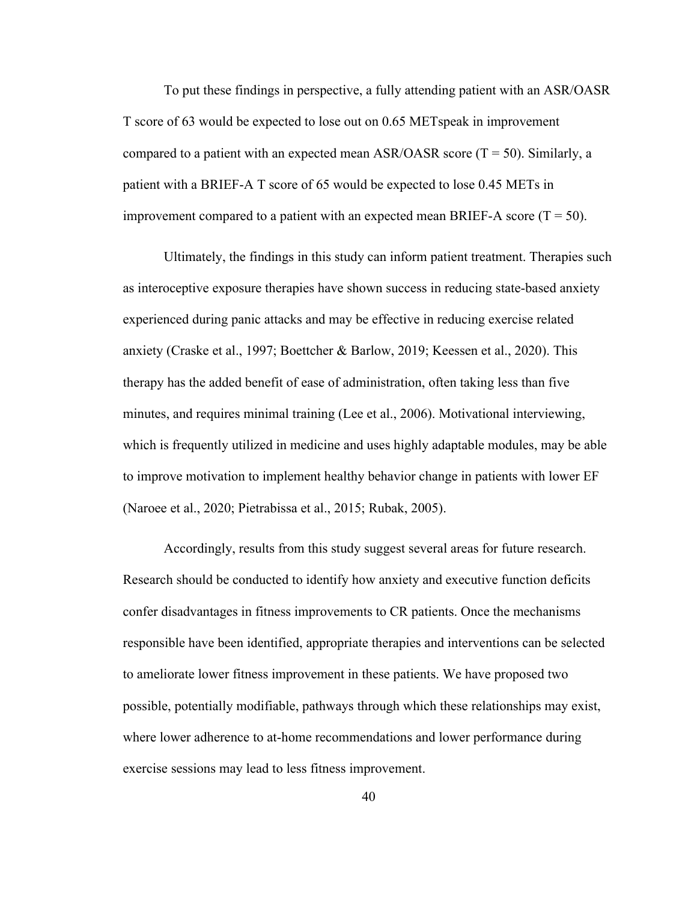To put these findings in perspective, a fully attending patient with an ASR/OASR T score of 63 would be expected to lose out on 0.65 METspeak in improvement compared to a patient with an expected mean ASR/OASR score ($T = 50$). Similarly, a patient with a BRIEF-A T score of 65 would be expected to lose 0.45 METs in improvement compared to a patient with an expected mean BRIEF-A score ($T = 50$).

Ultimately, the findings in this study can inform patient treatment. Therapies such as interoceptive exposure therapies have shown success in reducing state-based anxiety experienced during panic attacks and may be effective in reducing exercise related anxiety (Craske et al., 1997; Boettcher & Barlow, 2019; Keessen et al., 2020). This therapy has the added benefit of ease of administration, often taking less than five minutes, and requires minimal training (Lee et al., 2006). Motivational interviewing, which is frequently utilized in medicine and uses highly adaptable modules, may be able to improve motivation to implement healthy behavior change in patients with lower EF (Naroee et al., 2020; Pietrabissa et al., 2015; Rubak, 2005).

Accordingly, results from this study suggest several areas for future research. Research should be conducted to identify how anxiety and executive function deficits confer disadvantages in fitness improvements to CR patients. Once the mechanisms responsible have been identified, appropriate therapies and interventions can be selected to ameliorate lower fitness improvement in these patients. We have proposed two possible, potentially modifiable, pathways through which these relationships may exist, where lower adherence to at-home recommendations and lower performance during exercise sessions may lead to less fitness improvement.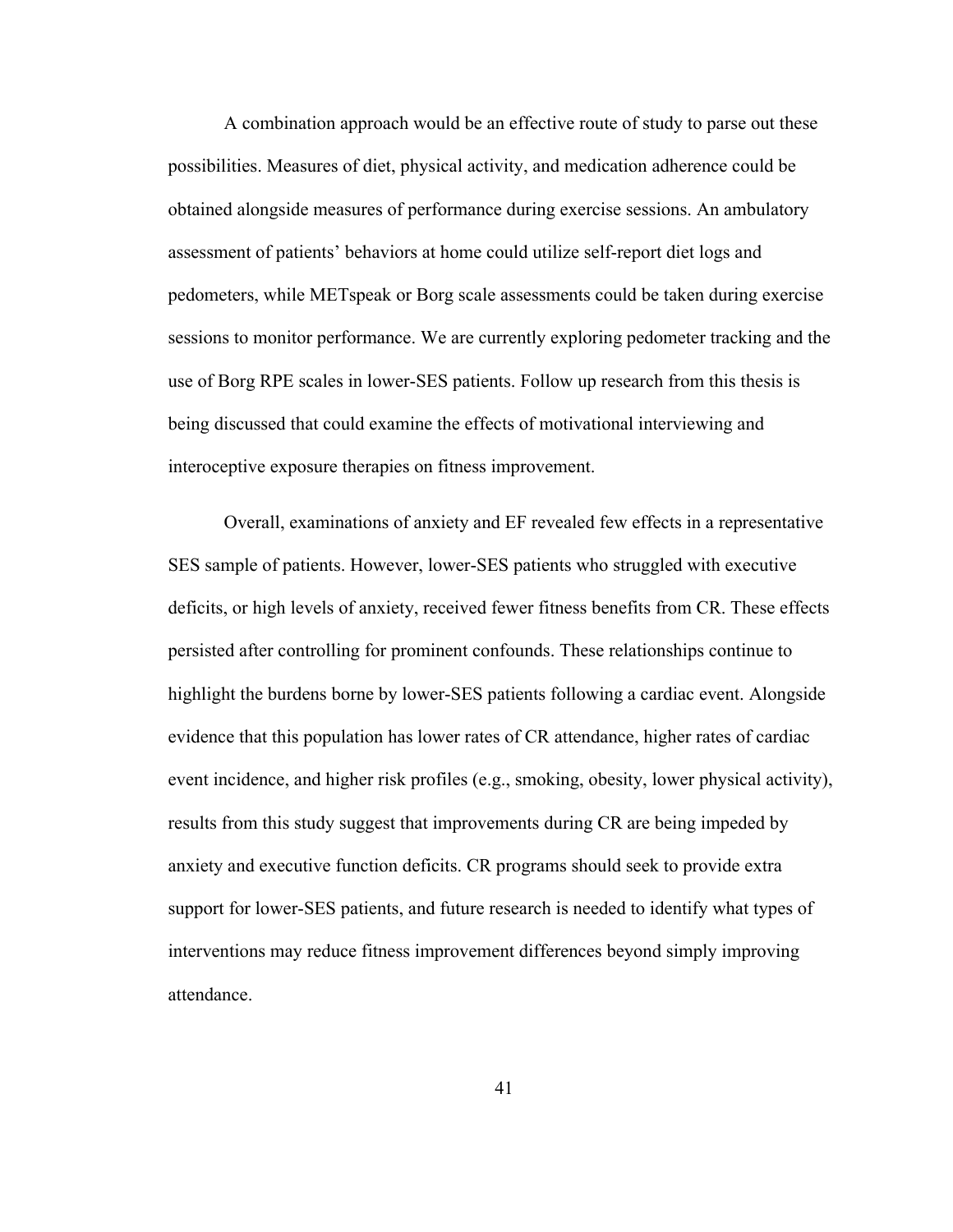A combination approach would be an effective route of study to parse out these possibilities. Measures of diet, physical activity, and medication adherence could be obtained alongside measures of performance during exercise sessions. An ambulatory assessment of patients' behaviors at home could utilize self-report diet logs and pedometers, while METspeak or Borg scale assessments could be taken during exercise sessions to monitor performance. We are currently exploring pedometer tracking and the use of Borg RPE scales in lower-SES patients. Follow up research from this thesis is being discussed that could examine the effects of motivational interviewing and interoceptive exposure therapies on fitness improvement.

Overall, examinations of anxiety and EF revealed few effects in a representative SES sample of patients. However, lower-SES patients who struggled with executive deficits, or high levels of anxiety, received fewer fitness benefits from CR. These effects persisted after controlling for prominent confounds. These relationships continue to highlight the burdens borne by lower-SES patients following a cardiac event. Alongside evidence that this population has lower rates of CR attendance, higher rates of cardiac event incidence, and higher risk profiles (e.g., smoking, obesity, lower physical activity), results from this study suggest that improvements during CR are being impeded by anxiety and executive function deficits. CR programs should seek to provide extra support for lower-SES patients, and future research is needed to identify what types of interventions may reduce fitness improvement differences beyond simply improving attendance.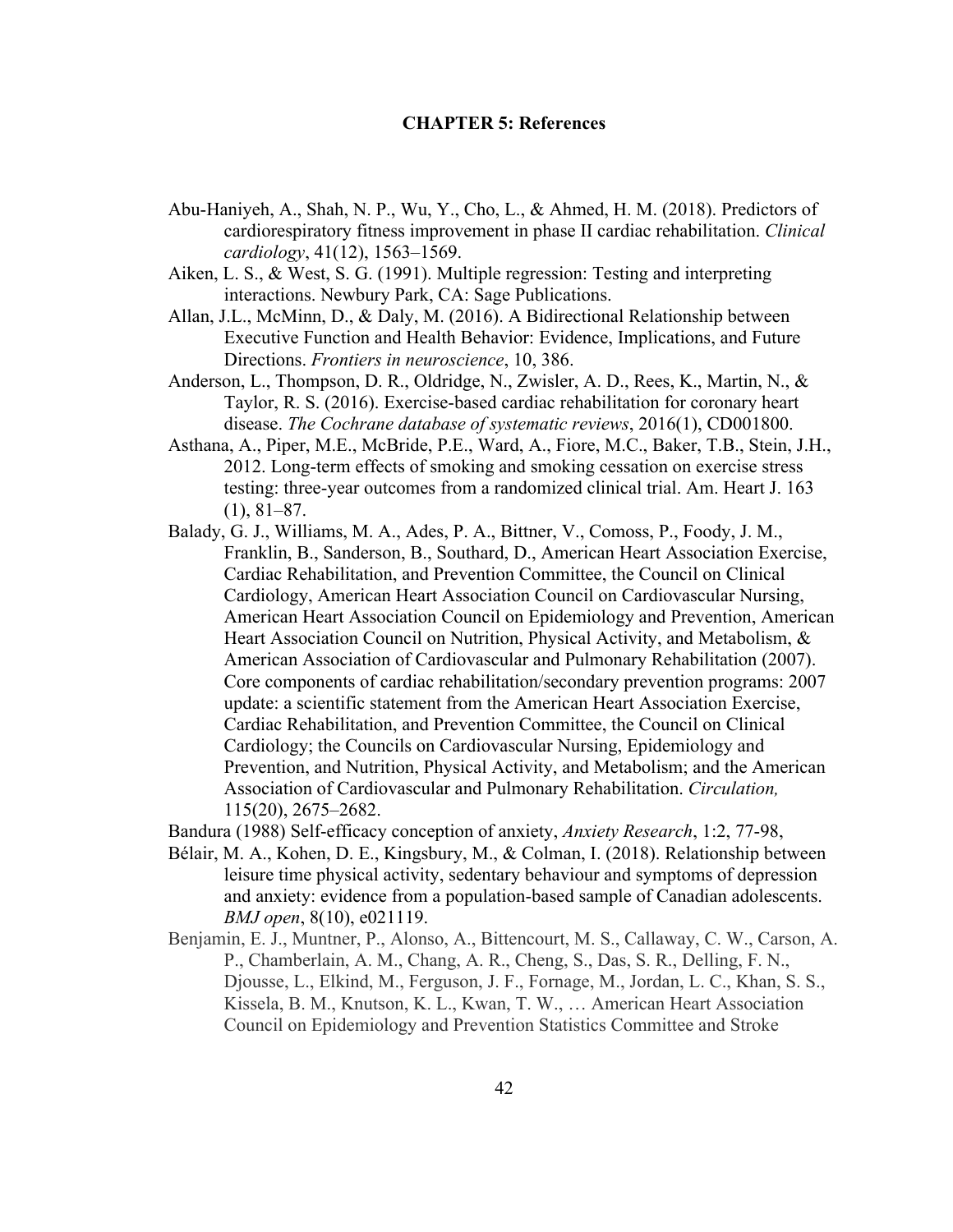# CHAPTER 5: References

Abu-Haniyeh, A., Shah, N. P., Wu, Y., Cho, L., & Ahmed, H. M. (2018). Predictors of cardiorespiratory fitness improvement in phase II cardiac rehabilitation. *Clinical cardiology*, 41(12), 1563–1569.

Aiken, L. S., & West, S. G. (1991). Multiple regression: Testing and interpreting interactions. Newbury Park, CA: Sage Publications.

Allan, J.L., McMinn, D., & Daly, M. (2016). A Bidirectional Relationship between Executive Function and Health Behavior: Evidence, Implications, and Future Directions. *Frontiers in neuroscience*, 10, 386.

Anderson, L., Thompson, D. R., Oldridge, N., Zwisler, A. D., Rees, K., Martin, N., & Taylor, R. S. (2016). Exercise-based cardiac rehabilitation for coronary heart disease. *The Cochrane database of systematic reviews*, 2016(1), CD001800.

Asthana, A., Piper, M.E., McBride, P.E., Ward, A., Fiore, M.C., Baker, T.B., Stein, J.H., 2012. Long-term effects of smoking and smoking cessation on exercise stress testing: three-year outcomes from a randomized clinical trial. Am. Heart J. 163 (1), 81–87.

Balady, G. J., Williams, M. A., Ades, P. A., Bittner, V., Comoss, P., Foody, J. M., Franklin, B., Sanderson, B., Southard, D., American Heart Association Exercise, Cardiac Rehabilitation, and Prevention Committee, the Council on Clinical Cardiology, American Heart Association Council on Cardiovascular Nursing, American Heart Association Council on Epidemiology and Prevention, American Heart Association Council on Nutrition, Physical Activity, and Metabolism, & American Association of Cardiovascular and Pulmonary Rehabilitation (2007). Core components of cardiac rehabilitation/secondary prevention programs: 2007 update: a scientific statement from the American Heart Association Exercise, Cardiac Rehabilitation, and Prevention Committee, the Council on Clinical Cardiology; the Councils on Cardiovascular Nursing, Epidemiology and Prevention, and Nutrition, Physical Activity, and Metabolism; and the American Association of Cardiovascular and Pulmonary Rehabilitation. *Circulation,* 115(20), 2675–2682.

Bandura (1988) Self-efficacy conception of anxiety, *Anxiety Research*, 1:2, 77-98,

Bélair, M. A., Kohen, D. E., Kingsbury, M., & Colman, I. (2018). Relationship between leisure time physical activity, sedentary behaviour and symptoms of depression and anxiety: evidence from a population-based sample of Canadian adolescents. *BMJ open*, 8(10), e021119.

Benjamin, E. J., Muntner, P., Alonso, A., Bittencourt, M. S., Callaway, C. W., Carson, A. P., Chamberlain, A. M., Chang, A. R., Cheng, S., Das, S. R., Delling, F. N., Djousse, L., Elkind, M., Ferguson, J. F., Fornage, M., Jordan, L. C., Khan, S. S., Kissela, B. M., Knutson, K. L., Kwan, T. W., … American Heart Association Council on Epidemiology and Prevention Statistics Committee and Stroke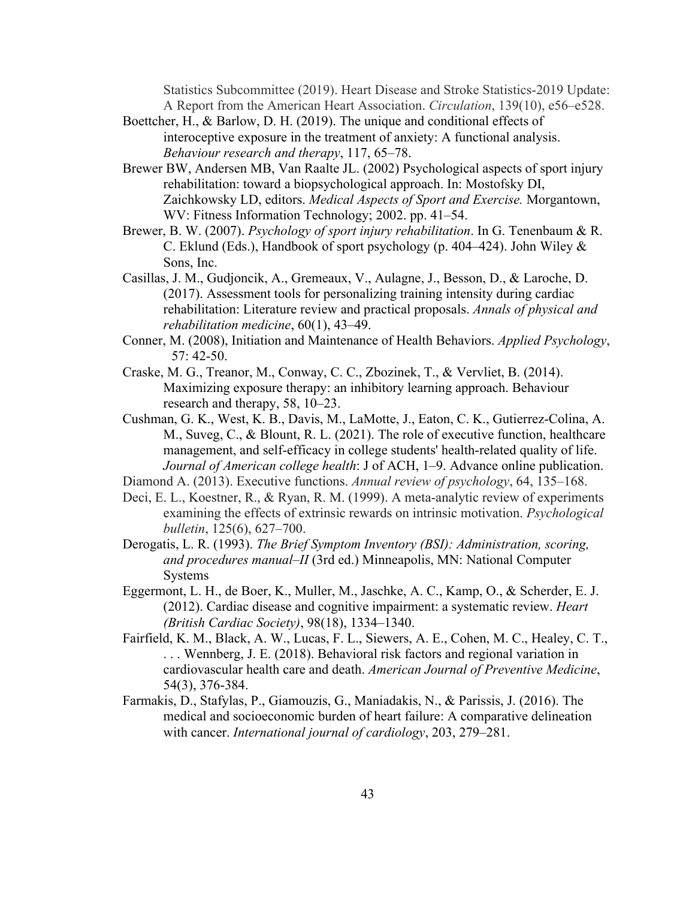Statistics Subcommittee (2019). Heart Disease and Stroke Statistics-2019 Update: A Report from the American Heart Association. *Circulation*, 139(10), e56–e528.

Boettcher, H., & Barlow, D. H. (2019). The unique and conditional effects of interoceptive exposure in the treatment of anxiety: A functional analysis. *Behaviour research and therapy*, 117, 65–78.

Brewer BW, Andersen MB, Van Raalte JL. (2002) Psychological aspects of sport injury rehabilitation: toward a biopsychological approach. In: Mostofsky DI, Zaichkowsky LD, editors. *Medical Aspects of Sport and Exercise.* Morgantown, WV: Fitness Information Technology; 2002. pp. 41–54.

Brewer, B. W. (2007). *Psychology of sport injury rehabilitation*. In G. Tenenbaum & R. C. Eklund (Eds.), Handbook of sport psychology (p. 404–424). John Wiley & Sons, Inc.

Casillas, J. M., Gudjoncik, A., Gremeaux, V., Aulagne, J., Besson, D., & Laroche, D. (2017). Assessment tools for personalizing training intensity during cardiac rehabilitation: Literature review and practical proposals. *Annals of physical and rehabilitation medicine*, 60(1), 43–49.

Conner, M. (2008), Initiation and Maintenance of Health Behaviors. *Applied Psychology*, 57: 42-50.

Craske, M. G., Treanor, M., Conway, C. C., Zbozinek, T., & Vervliet, B. (2014). Maximizing exposure therapy: an inhibitory learning approach. Behaviour research and therapy, 58, 10–23.

Cushman, G. K., West, K. B., Davis, M., LaMotte, J., Eaton, C. K., Gutierrez-Colina, A. M., Suveg, C., & Blount, R. L. (2021). The role of executive function, healthcare management, and self-efficacy in college students' health-related quality of life. *Journal of American college health*: J of ACH, 1–9. Advance online publication.

Diamond A. (2013). Executive functions. *Annual review of psychology*, 64, 135–168.

Deci, E. L., Koestner, R., & Ryan, R. M. (1999). A meta-analytic review of experiments examining the effects of extrinsic rewards on intrinsic motivation. *Psychological bulletin*, 125(6), 627–700.

Derogatis, L. R. (1993). *The Brief Symptom Inventory (BSI): Administration, scoring, and procedures manual–II* (3rd ed.) Minneapolis, MN: National Computer Systems

Eggermont, L. H., de Boer, K., Muller, M., Jaschke, A. C., Kamp, O., & Scherder, E. J. (2012). Cardiac disease and cognitive impairment: a systematic review. *Heart (British Cardiac Society)*, 98(18), 1334–1340.

Fairfield, K. M., Black, A. W., Lucas, F. L., Siewers, A. E., Cohen, M. C., Healey, C. T., . . . Wennberg, J. E. (2018). Behavioral risk factors and regional variation in cardiovascular health care and death. *American Journal of Preventive Medicine*, 54(3), 376-384.

Farmakis, D., Stafylas, P., Giamouzis, G., Maniadakis, N., & Parissis, J. (2016). The medical and socioeconomic burden of heart failure: A comparative delineation with cancer. *International journal of cardiology*, 203, 279–281.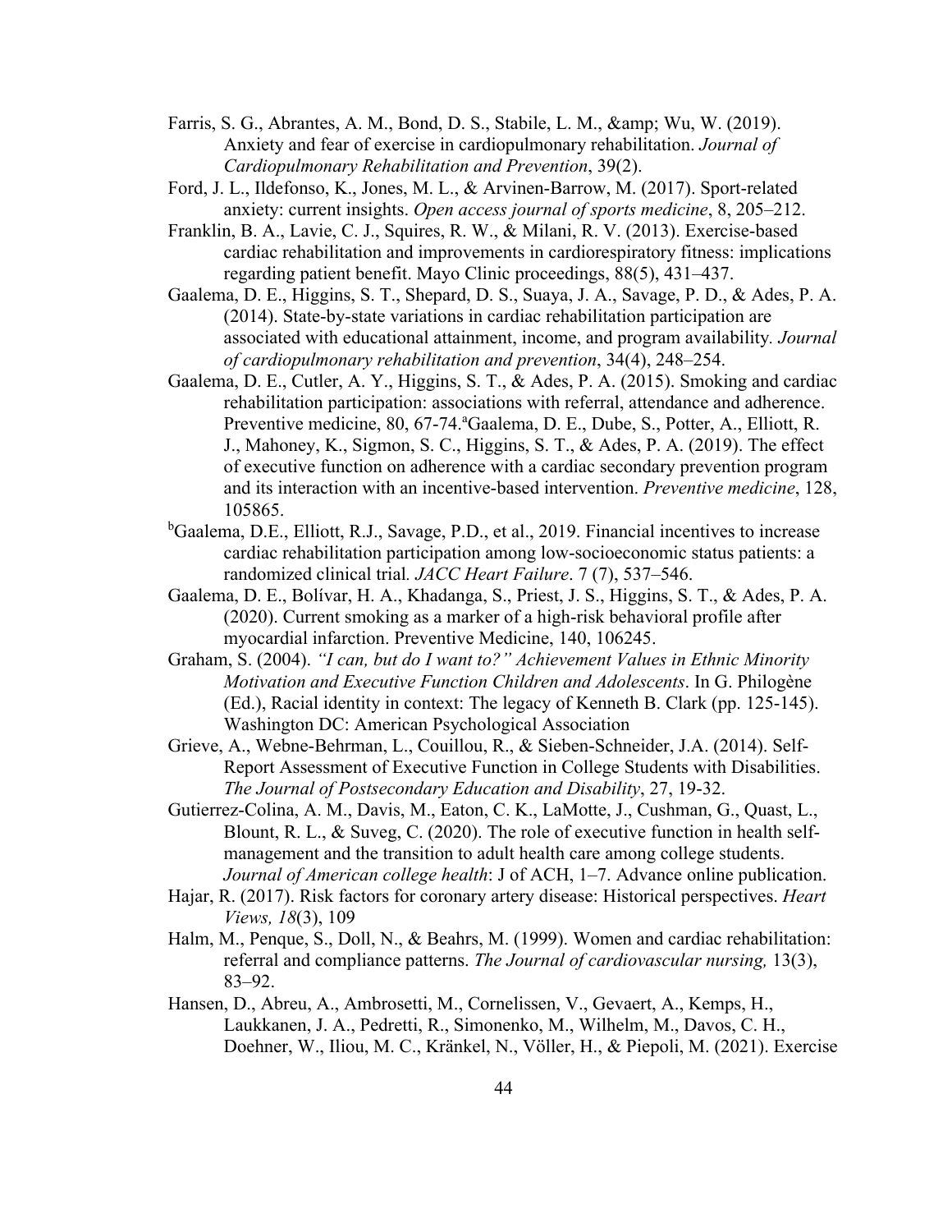Farris, S. G., Abrantes, A. M., Bond, D. S., Stabile, L. M., &amp; Wu, W. (2019). Anxiety and fear of exercise in cardiopulmonary rehabilitation. *Journal of Cardiopulmonary Rehabilitation and Prevention*, 39(2).

Ford, J. L., Ildefonso, K., Jones, M. L., & Arvinen-Barrow, M. (2017). Sport-related anxiety: current insights. *Open access journal of sports medicine*, 8, 205–212.

Franklin, B. A., Lavie, C. J., Squires, R. W., & Milani, R. V. (2013). Exercise-based cardiac rehabilitation and improvements in cardiorespiratory fitness: implications regarding patient benefit. Mayo Clinic proceedings, 88(5), 431–437.

Gaalema, D. E., Higgins, S. T., Shepard, D. S., Suaya, J. A., Savage, P. D., & Ades, P. A. (2014). State-by-state variations in cardiac rehabilitation participation are associated with educational attainment, income, and program availability. *Journal of cardiopulmonary rehabilitation and prevention*, 34(4), 248–254.

Gaalema, D. E., Cutler, A. Y., Higgins, S. T., & Ades, P. A. (2015). Smoking and cardiac rehabilitation participation: associations with referral, attendance and adherence. Preventive medicine, 80, 67-74.[a]Gaalema, D. E., Dube, S., Potter, A., Elliott, R. J., Mahoney, K., Sigmon, S. C., Higgins, S. T., & Ades, P. A. (2019). The effect of executive function on adherence with a cardiac secondary prevention program and its interaction with an incentive-based intervention. *Preventive medicine*, 128, 105865.

[b]Gaalema, D.E., Elliott, R.J., Savage, P.D., et al., 2019. Financial incentives to increase cardiac rehabilitation participation among low-socioeconomic status patients: a randomized clinical trial. *JACC Heart Failure*. 7 (7), 537–546.

Gaalema, D. E., Bolívar, H. A., Khadanga, S., Priest, J. S., Higgins, S. T., & Ades, P. A. (2020). Current smoking as a marker of a high-risk behavioral profile after myocardial infarction. Preventive Medicine, 140, 106245.

Graham, S. (2004). *"I can, but do I want to?" Achievement Values in Ethnic Minority Motivation and Executive Function Children and Adolescents*. In G. Philogène (Ed.), Racial identity in context: The legacy of Kenneth B. Clark (pp. 125-145). Washington DC: American Psychological Association

Grieve, A., Webne-Behrman, L., Couillou, R., & Sieben-Schneider, J.A. (2014). Self-Report Assessment of Executive Function in College Students with Disabilities. *The Journal of Postsecondary Education and Disability*, 27, 19-32.

Gutierrez-Colina, A. M., Davis, M., Eaton, C. K., LaMotte, J., Cushman, G., Quast, L., Blount, R. L., & Suveg, C. (2020). The role of executive function in health self-management and the transition to adult health care among college students. *Journal of American college health*: J of ACH, 1–7. Advance online publication.

Hajar, R. (2017). Risk factors for coronary artery disease: Historical perspectives. *Heart Views, 18*(3), 109

Halm, M., Penque, S., Doll, N., & Beahrs, M. (1999). Women and cardiac rehabilitation: referral and compliance patterns. *The Journal of cardiovascular nursing,* 13(3), 83–92.

Hansen, D., Abreu, A., Ambrosetti, M., Cornelissen, V., Gevaert, A., Kemps, H., Laukkanen, J. A., Pedretti, R., Simonenko, M., Wilhelm, M., Davos, C. H., Doehner, W., Iliou, M. C., Kränkel, N., Völler, H., & Piepoli, M. (2021). Exercise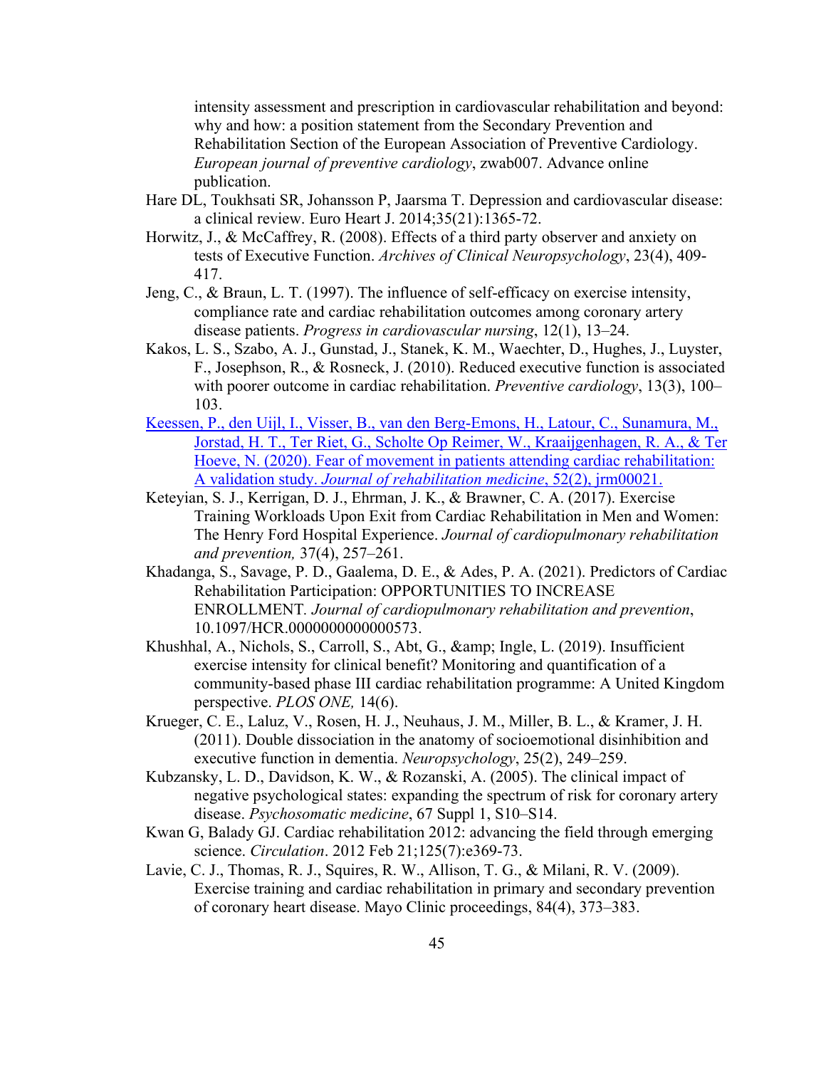intensity assessment and prescription in cardiovascular rehabilitation and beyond: why and how: a position statement from the Secondary Prevention and Rehabilitation Section of the European Association of Preventive Cardiology. *European journal of preventive cardiology*, zwab007. Advance online publication.

Hare DL, Toukhsati SR, Johansson P, Jaarsma T. Depression and cardiovascular disease: a clinical review. Euro Heart J. 2014;35(21):1365-72.

Horwitz, J., & McCaffrey, R. (2008). Effects of a third party observer and anxiety on tests of Executive Function. *Archives of Clinical Neuropsychology*, 23(4), 409-417.

Jeng, C., & Braun, L. T. (1997). The influence of self-efficacy on exercise intensity, compliance rate and cardiac rehabilitation outcomes among coronary artery disease patients. *Progress in cardiovascular nursing*, 12(1), 13–24.

Kakos, L. S., Szabo, A. J., Gunstad, J., Stanek, K. M., Waechter, D., Hughes, J., Luyster, F., Josephson, R., & Rosneck, J. (2010). Reduced executive function is associated with poorer outcome in cardiac rehabilitation. *Preventive cardiology*, 13(3), 100–103.

Keessen, P., den Uijl, I., Visser, B., van den Berg-Emons, H., Latour, C., Sunamura, M., Jorstad, H. T., Ter Riet, G., Scholte Op Reimer, W., Kraaijgenhagen, R. A., & Ter Hoeve, N. (2020). Fear of movement in patients attending cardiac rehabilitation: A validation study. *Journal of rehabilitation medicine*, 52(2), jrm00021.

Keteyian, S. J., Kerrigan, D. J., Ehrman, J. K., & Brawner, C. A. (2017). Exercise Training Workloads Upon Exit from Cardiac Rehabilitation in Men and Women: The Henry Ford Hospital Experience. *Journal of cardiopulmonary rehabilitation and prevention,* 37(4), 257–261.

Khadanga, S., Savage, P. D., Gaalema, D. E., & Ades, P. A. (2021). Predictors of Cardiac Rehabilitation Participation: OPPORTUNITIES TO INCREASE ENROLLMENT. *Journal of cardiopulmonary rehabilitation and prevention*, 10.1097/HCR.0000000000000573.

Khushhal, A., Nichols, S., Carroll, S., Abt, G., &amp; Ingle, L. (2019). Insufficient exercise intensity for clinical benefit? Monitoring and quantification of a community-based phase III cardiac rehabilitation programme: A United Kingdom perspective. *PLOS ONE,* 14(6).

Krueger, C. E., Laluz, V., Rosen, H. J., Neuhaus, J. M., Miller, B. L., & Kramer, J. H. (2011). Double dissociation in the anatomy of socioemotional disinhibition and executive function in dementia. *Neuropsychology*, 25(2), 249–259.

Kubzansky, L. D., Davidson, K. W., & Rozanski, A. (2005). The clinical impact of negative psychological states: expanding the spectrum of risk for coronary artery disease. *Psychosomatic medicine*, 67 Suppl 1, S10–S14.

Kwan G, Balady GJ. Cardiac rehabilitation 2012: advancing the field through emerging science. *Circulation*. 2012 Feb 21;125(7):e369-73.

Lavie, C. J., Thomas, R. J., Squires, R. W., Allison, T. G., & Milani, R. V. (2009). Exercise training and cardiac rehabilitation in primary and secondary prevention of coronary heart disease. Mayo Clinic proceedings, 84(4), 373–383.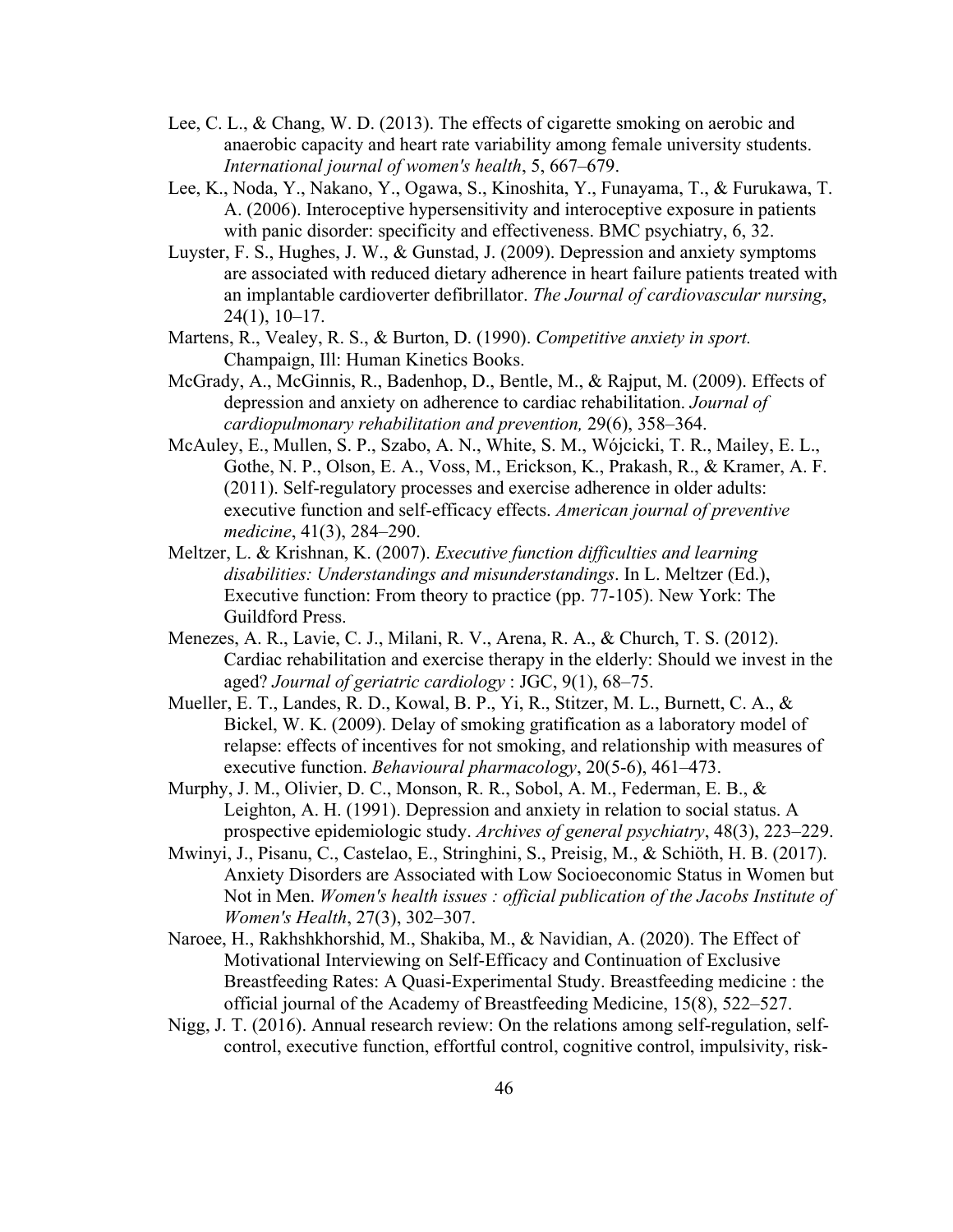Lee, C. L., & Chang, W. D. (2013). The effects of cigarette smoking on aerobic and anaerobic capacity and heart rate variability among female university students. *International journal of women's health*, 5, 667–679.

Lee, K., Noda, Y., Nakano, Y., Ogawa, S., Kinoshita, Y., Funayama, T., & Furukawa, T. A. (2006). Interoceptive hypersensitivity and interoceptive exposure in patients with panic disorder: specificity and effectiveness. BMC psychiatry, 6, 32.

Luyster, F. S., Hughes, J. W., & Gunstad, J. (2009). Depression and anxiety symptoms are associated with reduced dietary adherence in heart failure patients treated with an implantable cardioverter defibrillator. *The Journal of cardiovascular nursing*, 24(1), 10–17.

Martens, R., Vealey, R. S., & Burton, D. (1990). *Competitive anxiety in sport.* Champaign, Ill: Human Kinetics Books.

McGrady, A., McGinnis, R., Badenhop, D., Bentle, M., & Rajput, M. (2009). Effects of depression and anxiety on adherence to cardiac rehabilitation. *Journal of cardiopulmonary rehabilitation and prevention,* 29(6), 358–364.

McAuley, E., Mullen, S. P., Szabo, A. N., White, S. M., Wójcicki, T. R., Mailey, E. L., Gothe, N. P., Olson, E. A., Voss, M., Erickson, K., Prakash, R., & Kramer, A. F. (2011). Self-regulatory processes and exercise adherence in older adults: executive function and self-efficacy effects. *American journal of preventive medicine*, 41(3), 284–290.

Meltzer, L. & Krishnan, K. (2007). *Executive function difficulties and learning disabilities: Understandings and misunderstandings*. In L. Meltzer (Ed.), Executive function: From theory to practice (pp. 77-105). New York: The Guildford Press.

Menezes, A. R., Lavie, C. J., Milani, R. V., Arena, R. A., & Church, T. S. (2012). Cardiac rehabilitation and exercise therapy in the elderly: Should we invest in the aged? *Journal of geriatric cardiology* : JGC, 9(1), 68–75.

Mueller, E. T., Landes, R. D., Kowal, B. P., Yi, R., Stitzer, M. L., Burnett, C. A., & Bickel, W. K. (2009). Delay of smoking gratification as a laboratory model of relapse: effects of incentives for not smoking, and relationship with measures of executive function. *Behavioural pharmacology*, 20(5-6), 461–473.

Murphy, J. M., Olivier, D. C., Monson, R. R., Sobol, A. M., Federman, E. B., & Leighton, A. H. (1991). Depression and anxiety in relation to social status. A prospective epidemiologic study. *Archives of general psychiatry*, 48(3), 223–229.

Mwinyi, J., Pisanu, C., Castelao, E., Stringhini, S., Preisig, M., & Schiöth, H. B. (2017). Anxiety Disorders are Associated with Low Socioeconomic Status in Women but Not in Men. *Women's health issues : official publication of the Jacobs Institute of Women's Health*, 27(3), 302–307.

Naroee, H., Rakhshkhorshid, M., Shakiba, M., & Navidian, A. (2020). The Effect of Motivational Interviewing on Self-Efficacy and Continuation of Exclusive Breastfeeding Rates: A Quasi-Experimental Study. Breastfeeding medicine : the official journal of the Academy of Breastfeeding Medicine, 15(8), 522–527.

Nigg, J. T. (2016). Annual research review: On the relations among self-regulation, self-control, executive function, effortful control, cognitive control, impulsivity, risk-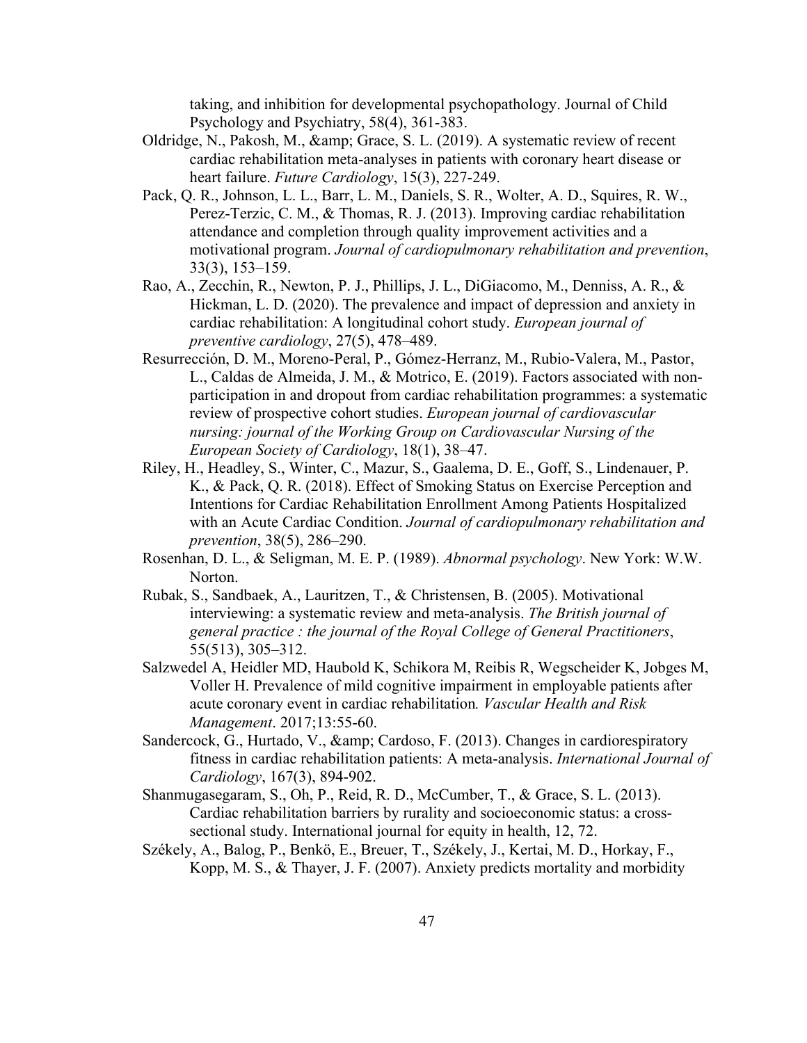taking, and inhibition for developmental psychopathology. Journal of Child Psychology and Psychiatry, 58(4), 361-383.

Oldridge, N., Pakosh, M., &amp; Grace, S. L. (2019). A systematic review of recent cardiac rehabilitation meta-analyses in patients with coronary heart disease or heart failure. *Future Cardiology*, 15(3), 227-249.

Pack, Q. R., Johnson, L. L., Barr, L. M., Daniels, S. R., Wolter, A. D., Squires, R. W., Perez-Terzic, C. M., & Thomas, R. J. (2013). Improving cardiac rehabilitation attendance and completion through quality improvement activities and a motivational program. *Journal of cardiopulmonary rehabilitation and prevention*, 33(3), 153–159.

Rao, A., Zecchin, R., Newton, P. J., Phillips, J. L., DiGiacomo, M., Denniss, A. R., & Hickman, L. D. (2020). The prevalence and impact of depression and anxiety in cardiac rehabilitation: A longitudinal cohort study. *European journal of preventive cardiology*, 27(5), 478–489.

Resurrección, D. M., Moreno-Peral, P., Gómez-Herranz, M., Rubio-Valera, M., Pastor, L., Caldas de Almeida, J. M., & Motrico, E. (2019). Factors associated with non-participation in and dropout from cardiac rehabilitation programmes: a systematic review of prospective cohort studies. *European journal of cardiovascular nursing: journal of the Working Group on Cardiovascular Nursing of the European Society of Cardiology*, 18(1), 38–47.

Riley, H., Headley, S., Winter, C., Mazur, S., Gaalema, D. E., Goff, S., Lindenauer, P. K., & Pack, Q. R. (2018). Effect of Smoking Status on Exercise Perception and Intentions for Cardiac Rehabilitation Enrollment Among Patients Hospitalized with an Acute Cardiac Condition. *Journal of cardiopulmonary rehabilitation and prevention*, 38(5), 286–290.

Rosenhan, D. L., & Seligman, M. E. P. (1989). *Abnormal psychology*. New York: W.W. Norton.

Rubak, S., Sandbaek, A., Lauritzen, T., & Christensen, B. (2005). Motivational interviewing: a systematic review and meta-analysis. *The British journal of general practice : the journal of the Royal College of General Practitioners*, 55(513), 305–312.

Salzwedel A, Heidler MD, Haubold K, Schikora M, Reibis R, Wegscheider K, Jobges M, Voller H. Prevalence of mild cognitive impairment in employable patients after acute coronary event in cardiac rehabilitation*. Vascular Health and Risk Management*. 2017;13:55-60.

Sandercock, G., Hurtado, V., &amp; Cardoso, F. (2013). Changes in cardiorespiratory fitness in cardiac rehabilitation patients: A meta-analysis. *International Journal of Cardiology*, 167(3), 894-902.

Shanmugasegaram, S., Oh, P., Reid, R. D., McCumber, T., & Grace, S. L. (2013). Cardiac rehabilitation barriers by rurality and socioeconomic status: a cross-sectional study. International journal for equity in health, 12, 72.

Székely, A., Balog, P., Benkö, E., Breuer, T., Székely, J., Kertai, M. D., Horkay, F., Kopp, M. S., & Thayer, J. F. (2007). Anxiety predicts mortality and morbidity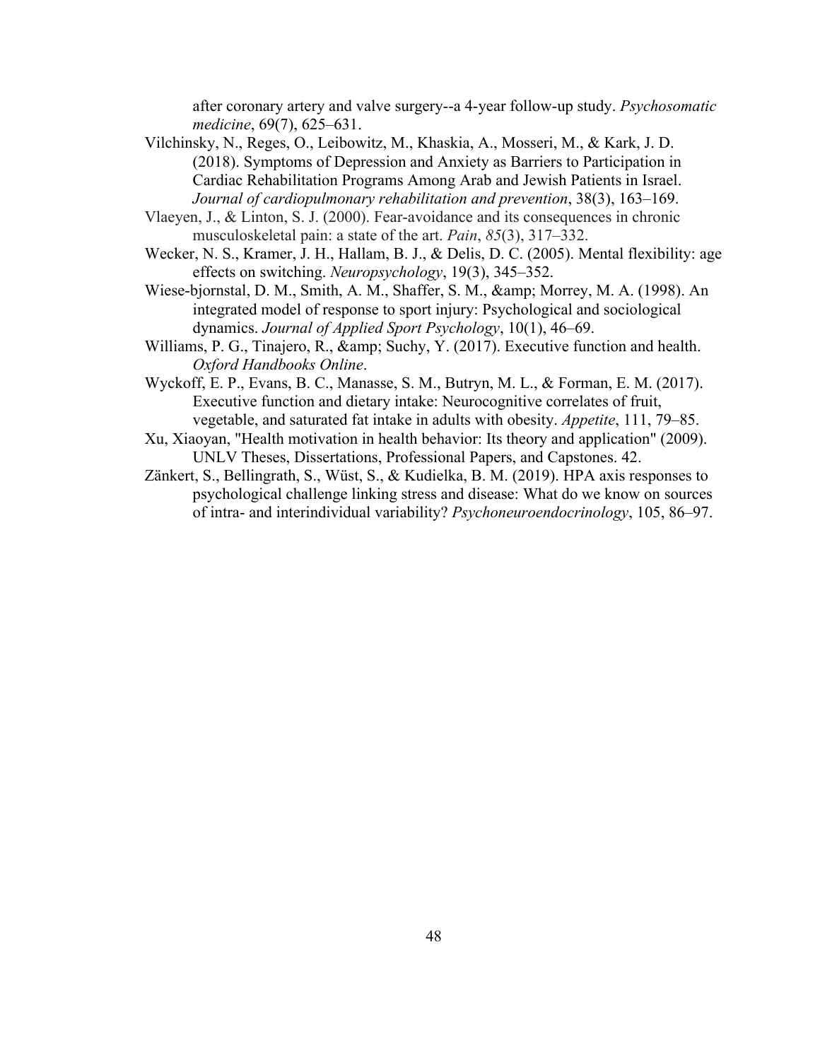after coronary artery and valve surgery--a 4-year follow-up study. *Psychosomatic medicine*, 69(7), 625–631.

Vilchinsky, N., Reges, O., Leibowitz, M., Khaskia, A., Mosseri, M., & Kark, J. D. (2018). Symptoms of Depression and Anxiety as Barriers to Participation in Cardiac Rehabilitation Programs Among Arab and Jewish Patients in Israel. *Journal of cardiopulmonary rehabilitation and prevention*, 38(3), 163–169.

Vlaeyen, J., & Linton, S. J. (2000). Fear-avoidance and its consequences in chronic musculoskeletal pain: a state of the art. *Pain*, *85*(3), 317–332.

Wecker, N. S., Kramer, J. H., Hallam, B. J., & Delis, D. C. (2005). Mental flexibility: age effects on switching. *Neuropsychology*, 19(3), 345–352.

Wiese-bjornstal, D. M., Smith, A. M., Shaffer, S. M., &amp; Morrey, M. A. (1998). An integrated model of response to sport injury: Psychological and sociological dynamics. *Journal of Applied Sport Psychology*, 10(1), 46–69.

Williams, P. G., Tinajero, R., &amp; Suchy, Y. (2017). Executive function and health. *Oxford Handbooks Online*.

Wyckoff, E. P., Evans, B. C., Manasse, S. M., Butryn, M. L., & Forman, E. M. (2017). Executive function and dietary intake: Neurocognitive correlates of fruit, vegetable, and saturated fat intake in adults with obesity. *Appetite*, 111, 79–85.

Xu, Xiaoyan, "Health motivation in health behavior: Its theory and application" (2009). UNLV Theses, Dissertations, Professional Papers, and Capstones. 42.

Zänkert, S., Bellingrath, S., Wüst, S., & Kudielka, B. M. (2019). HPA axis responses to psychological challenge linking stress and disease: What do we know on sources of intra- and interindividual variability? *Psychoneuroendocrinology*, 105, 86–97.